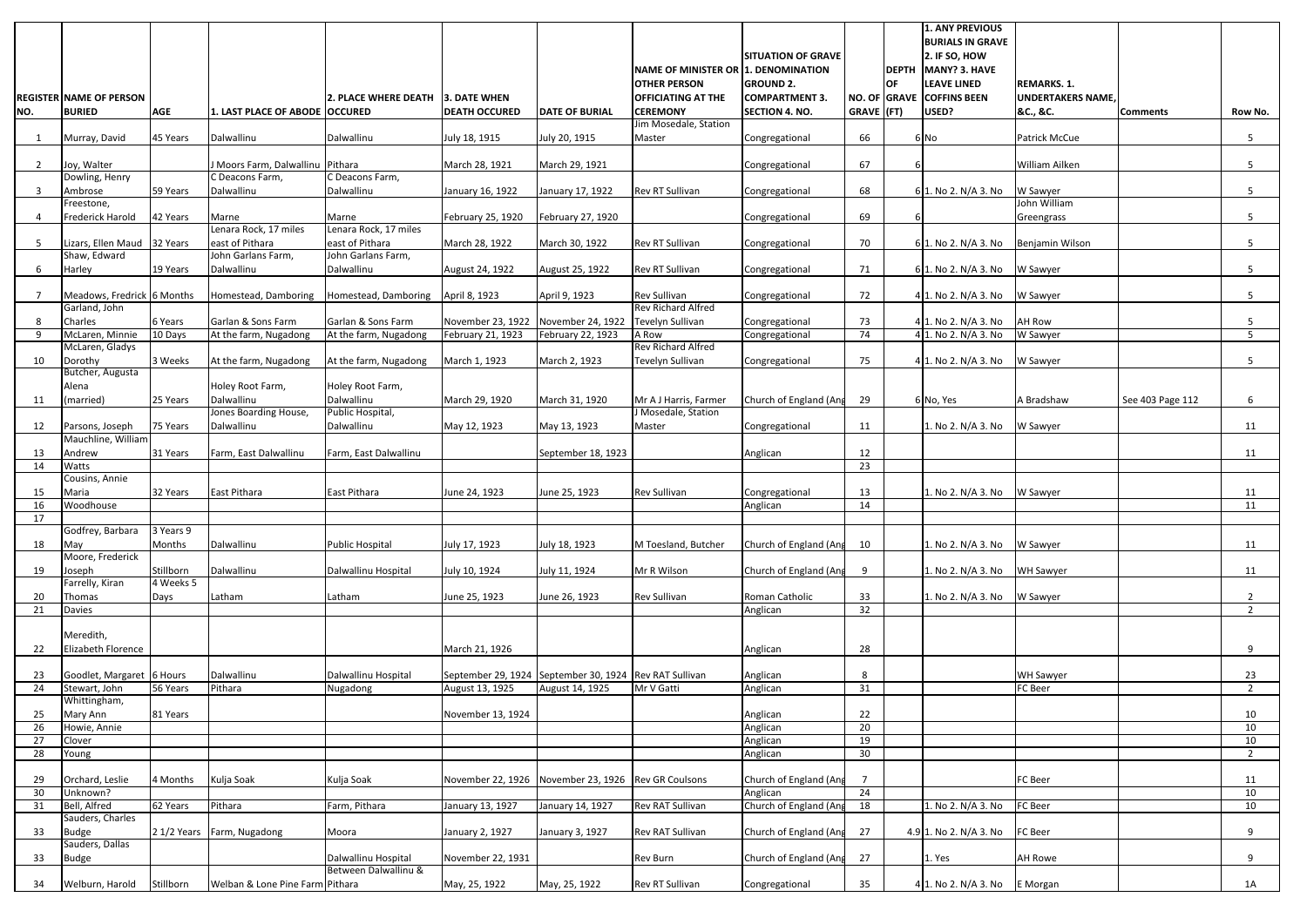| REGISTER NO. | NAME OF PERSON BURIED | AGE | 1. LAST PLACE OF ABODE | 2. PLACE WHERE DEATH OCCURED | 3. DATE WHEN DEATH OCCURED | DATE OF BURIAL | NAME OF MINISTER OR OTHER PERSON OFFICIATING AT THE CEREMONY | SITUATION OF GRAVE 1. DENOMINATION GROUND 2. COMPARTMENT 3. SECTION 4. NO. | NO. OF GRAVE | DEPTH OF GRAVE (FT) | 1. ANY PREVIOUS BURIALS IN GRAVE 2. IF SO, HOW MANY? 3. HAVE LEAVE LINED COFFINS BEEN USED? | REMARKS. 1. UNDERTAKERS NAME, &C., &C. | Comments | Row No. |
|---|---|---|---|---|---|---|---|---|---|---|---|---|---|---|
| 1 | Murray, David | 45 Years | Dalwallinu | Dalwallinu | July 18, 1915 | July 20, 1915 | Jim Mosedale, Station Master | Congregational | 66 | 6 | No | Patrick McCue | | 5 |
| 2 | Joy, Walter | | J Moors Farm, Dalwallinu | Pithara | March 28, 1921 | March 29, 1921 | | Congregational | 67 | 6 | | William Ailken | | 5 |
| 3 | Dowling, Henry Ambrose | 59 Years | C Deacons Farm, Dalwallinu | C Deacons Farm, Dalwallinu | January 16, 1922 | January 17, 1922 | Rev RT Sullivan | Congregational | 68 | 6 | 1. No 2. N/A 3. No | W Sawyer | | 5 |
| 4 | Freestone, Frederick Harold | 42 Years | Marne | Marne | February 25, 1920 | February 27, 1920 | | Congregational | 69 | 6 | | John William Greengrass | | 5 |
| 5 | Lizars, Ellen Maud | 32 Years | Lenara Rock, 17 miles east of Pithara | Lenara Rock, 17 miles east of Pithara | March 28, 1922 | March 30, 1922 | Rev RT Sullivan | Congregational | 70 | 6 | 1. No 2. N/A 3. No | Benjamin Wilson | | 5 |
| 6 | Shaw, Edward Harley | 19 Years | John Garlans Farm, Dalwallinu | John Garlans Farm, Dalwallinu | August 24, 1922 | August 25, 1922 | Rev RT Sullivan | Congregational | 71 | 6 | 1. No 2. N/A 3. No | W Sawyer | | 5 |
| 7 | Meadows, Fredrick | 6 Months | Homestead, Damboring | Homestead, Damboring | April 8, 1923 | April 9, 1923 | Rev Sullivan | Congregational | 72 | 4 | 1. No 2. N/A 3. No | W Sawyer | | 5 |
| 8 | Garland, John Charles | 6 Years | Garlan & Sons Farm | Garlan & Sons Farm | November 23, 1922 | November 24, 1922 | Rev Richard Alfred Tevelyn Sullivan | Congregational | 73 | 4 | 1. No 2. N/A 3. No | AH Row | | 5 |
| 9 | McLaren, Minnie | 10 Days | At the farm, Nugadong | At the farm, Nugadong | February 21, 1923 | February 22, 1923 | A Row | Congregational | 74 | 4 | 1. No 2. N/A 3. No | W Sawyer | | 5 |
| 10 | McLaren, Gladys Dorothy | 3 Weeks | At the farm, Nugadong | At the farm, Nugadong | March 1, 1923 | March 2, 1923 | Rev Richard Alfred Tevelyn Sullivan | Congregational | 75 | 4 | 1. No 2. N/A 3. No | W Sawyer | | 5 |
| 11 | Butcher, Augusta Alena (married) | 25 Years | Holey Root Farm, Dalwallinu | Holey Root Farm, Dalwallinu | March 29, 1920 | March 31, 1920 | Mr A J Harris, Farmer | Church of England (Ang | 29 | 6 | No, Yes | A Bradshaw | See 403 Page 112 | 6 |
| 12 | Parsons, Joseph | 75 Years | Jones Boarding House, Dalwallinu | Public Hospital, Dalwallinu | May 12, 1923 | May 13, 1923 | J Mosedale, Station Master | Congregational | 11 | | 1. No 2. N/A 3. No | W Sawyer | | 11 |
| 13 | Mauchline, William Andrew | 31 Years | Farm, East Dalwallinu | Farm, East Dalwallinu | | September 18, 1923 | | Anglican | 12 | | | | | 11 |
| 14 | Watts | | | | | | | | 23 | | | | | |
| 15 | Cousins, Annie Maria | 32 Years | East Pithara | East Pithara | June 24, 1923 | June 25, 1923 | Rev Sullivan | Congregational | 13 | | 1. No 2. N/A 3. No | W Sawyer | | 11 |
| 16 | Woodhouse | | | | | | | Anglican | 14 | | | | | 11 |
| 17 | | | | | | | | | | | | | | |
| 18 | Godfrey, Barbara May | 3 Years 9 Months | Dalwallinu | Public Hospital | July 17, 1923 | July 18, 1923 | M Toesland, Butcher | Church of England (Ang | 10 | | 1. No 2. N/A 3. No | W Sawyer | | 11 |
| 19 | Moore, Frederick Joseph | Stillborn | Dalwallinu | Dalwallinu Hospital | July 10, 1924 | July 11, 1924 | Mr R Wilson | Church of England (Ang | 9 | | 1. No 2. N/A 3. No | WH Sawyer | | 11 |
| 20 | Farrelly, Kiran Thomas | 4 Weeks 5 Days | Latham | Latham | June 25, 1923 | June 26, 1923 | Rev Sullivan | Roman Catholic | 33 | | 1. No 2. N/A 3. No | W Sawyer | | 2 |
| 21 | Davies | | | | | | | Anglican | 32 | | | | | 2 |
| 22 | Meredith, Elizabeth Florence | | | | March 21, 1926 | | | Anglican | 28 | | | | | 9 |
| 23 | Goodlet, Margaret | 6 Hours | Dalwallinu | Dalwallinu Hospital | September 29, 1924 | September 30, 1924 | Rev RAT Sullivan | Anglican | 8 | | | WH Sawyer | | 23 |
| 24 | Stewart, John | 56 Years | Pithara | Nugadong | August 13, 1925 | August 14, 1925 | Mr V Gatti | Anglican | 31 | | | FC Beer | | 2 |
| 25 | Whittingham, Mary Ann | 81 Years | | | November 13, 1924 | | | Anglican | 22 | | | | | 10 |
| 26 | Howie, Annie | | | | | | | Anglican | 20 | | | | | 10 |
| 27 | Clover | | | | | | | Anglican | 19 | | | | | 10 |
| 28 | Young | | | | | | | Anglican | 30 | | | | | 2 |
| 29 | Orchard, Leslie | 4 Months | Kulja Soak | Kulja Soak | November 22, 1926 | November 23, 1926 | Rev GR Coulsons | Church of England (Ang | 7 | | | FC Beer | | 11 |
| 30 | Unknown? | | | | | | | Anglican | 24 | | | | | 10 |
| 31 | Bell, Alfred | 62 Years | Pithara | Farm, Pithara | January 13, 1927 | January 14, 1927 | Rev RAT Sullivan | Church of England (Ang | 18 | | 1. No 2. N/A 3. No | FC Beer | | 10 |
| 33 | Sauders, Charles Budge | 2 1/2 Years | Farm, Nugadong | Moora | January 2, 1927 | January 3, 1927 | Rev RAT Sullivan | Church of England (Ang | 27 | 4.9 | 1. No 2. N/A 3. No | FC Beer | | 9 |
| 33 | Sauders, Dallas Budge | | | Dalwallinu Hospital | November 22, 1931 | | Rev Burn | Church of England (Ang | 27 | | 1. Yes | AH Rowe | | 9 |
| 34 | Welburn, Harold | Stillborn | Welban & Lone Pine Farm | Between Dalwallinu & Pithara | May, 25, 1922 | May, 25, 1922 | Rev RT Sullivan | Congregational | 35 | 4 | 1. No 2. N/A 3. No | E Morgan | | 1A |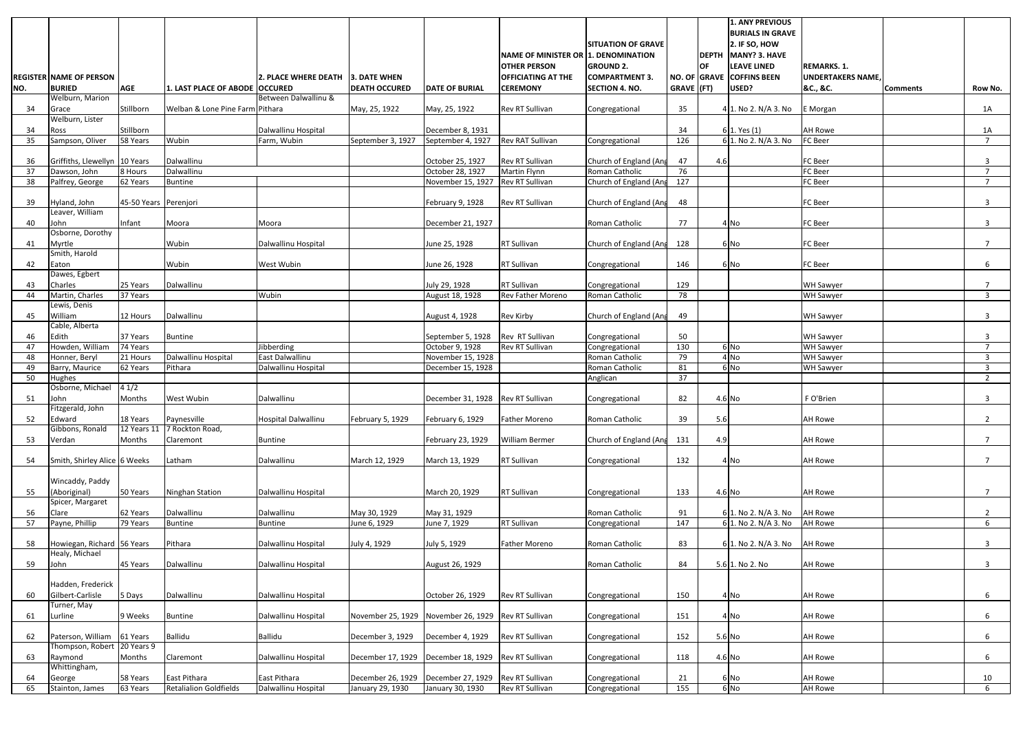| REGISTER NO. | NAME OF PERSON BURIED | AGE | 1. LAST PLACE OF ABODE | 2. PLACE WHERE DEATH OCCURED | 3. DATE WHEN DEATH OCCURED | DATE OF BURIAL | NAME OF MINISTER OR OTHER PERSON OFFICIATING AT THE CEREMONY | SITUATION OF GRAVE 1. DENOMINATION GROUND 2. COMPARTMENT 3. SECTION 4. NO. | NO. OF GRAVE | DEPTH OF GRAVE (FT) | 1. ANY PREVIOUS BURIALS IN GRAVE 2. IF SO, HOW MANY? 3. HAVE LEAVE LINED COFFINS BEEN USED? | REMARKS. 1. UNDERTAKERS NAME, &C., &C. | Comments | Row No. |
|---|---|---|---|---|---|---|---|---|---|---|---|---|---|---|
| 34 | Welburn, Marion Grace | Stillborn | Welban & Lone Pine Farm | Between Dalwallinu & Pithara | May, 25, 1922 | May, 25, 1922 | Rev RT Sullivan | Congregational | 35 | 4 | 1. No 2. N/A 3. No | E Morgan | | 1A |
| 34 | Welburn, Lister Ross | Stillborn | | Dalwallinu Hospital | | December 8, 1931 | | | 34 | 6 | 1. Yes (1) | AH Rowe | | 1A |
| 35 | Sampson, Oliver | 58 Years | Wubin | Farm, Wubin | September 3, 1927 | September 4, 1927 | Rev RAT Sullivan | Congregational | 126 | 6 | 1. No 2. N/A 3. No | FC Beer | | 7 |
| 36 | Griffiths, Llewellyn | 10 Years | Dalwallinu | | | October 25, 1927 | Rev RT Sullivan | Church of England (Ang | 47 | 4.6 | | FC Beer | | 3 |
| 37 | Dawson, John | 8 Hours | Dalwallinu | | | October 28, 1927 | Martin Flynn | Roman Catholic | 76 | | | FC Beer | | 7 |
| 38 | Palfrey, George | 62 Years | Buntine | | | November 15, 1927 | Rev RT Sullivan | Church of England (Ang | 127 | | | FC Beer | | 7 |
| 39 | Hyland, John | 45-50 Years | Perenjori | | | February 9, 1928 | Rev RT Sullivan | Church of England (Ang | 48 | | | FC Beer | | 3 |
| 40 | Leaver, William John | Infant | Moora | Moora | | December 21, 1927 | | Roman Catholic | 77 | 4 | No | FC Beer | | 3 |
| 41 | Osborne, Dorothy Myrtle | | Wubin | Dalwallinu Hospital | | June 25, 1928 | RT Sullivan | Church of England (Ang | 128 | 6 | No | FC Beer | | 7 |
| 42 | Smith, Harold Eaton | | Wubin | West Wubin | | June 26, 1928 | RT Sullivan | Congregational | 146 | 6 | No | FC Beer | | 6 |
| 43 | Dawes, Egbert Charles | 25 Years | Dalwallinu | | | July 29, 1928 | RT Sullivan | Congregational | 129 | | | WH Sawyer | | 7 |
| 44 | Martin, Charles | 37 Years | | Wubin | | August 18, 1928 | Rev Father Moreno | Roman Catholic | 78 | | | WH Sawyer | | 3 |
| 45 | Lewis, Denis William | 12 Hours | Dalwallinu | | | August 4, 1928 | Rev Kirby | Church of England (Ang | 49 | | | WH Sawyer | | 3 |
| 46 | Cable, Alberta Edith | 37 Years | Buntine | | | September 5, 1928 | Rev RT Sullivan | Congregational | 50 | | | WH Sawyer | | 3 |
| 47 | Howden, William | 74 Years | | Jibberding | | October 9, 1928 | Rev RT Sullivan | Congregational | 130 | 6 | No | WH Sawyer | | 7 |
| 48 | Honner, Beryl | 21 Hours | Dalwallinu Hospital | East Dalwallinu | | November 15, 1928 | | Roman Catholic | 79 | 4 | No | WH Sawyer | | 3 |
| 49 | Barry, Maurice | 62 Years | Pithara | Dalwallinu Hospital | | December 15, 1928 | | Roman Catholic | 81 | 6 | No | WH Sawyer | | 3 |
| 50 | Hughes | | | | | | | Anglican | 37 | | | | | 2 |
| 51 | Osborne, Michael John | 4 1/2 Months | West Wubin | Dalwallinu | | December 31, 1928 | Rev RT Sullivan | Congregational | 82 | 4.6 | No | F O'Brien | | 3 |
| 52 | Fitzgerald, John Edward | 18 Years | Paynesville | Hospital Dalwallinu | February 5, 1929 | February 6, 1929 | Father Moreno | Roman Catholic | 39 | 5.6 | | AH Rowe | | 2 |
| 53 | Gibbons, Ronald Verdan | 12 Years 11 Months | 7 Rockton Road, Claremont | Buntine | | February 23, 1929 | William Bermer | Church of England (Ang | 131 | 4.9 | | AH Rowe | | 7 |
| 54 | Smith, Shirley Alice | 6 Weeks | Latham | Dalwallinu | March 12, 1929 | March 13, 1929 | RT Sullivan | Congregational | 132 | 4 | No | AH Rowe | | 7 |
| 55 | Wincaddy, Paddy (Aboriginal) | 50 Years | Ninghan Station | Dalwallinu Hospital | | March 20, 1929 | RT Sullivan | Congregational | 133 | 4.6 | No | AH Rowe | | 7 |
| 56 | Spicer, Margaret Clare | 62 Years | Dalwallinu | Dalwallinu | May 30, 1929 | May 31, 1929 | | Roman Catholic | 91 | 6 | 1. No 2. N/A 3. No | AH Rowe | | 2 |
| 57 | Payne, Phillip | 79 Years | Buntine | Buntine | June 6, 1929 | June 7, 1929 | RT Sullivan | Congregational | 147 | 6 | 1. No 2. N/A 3. No | AH Rowe | | 6 |
| 58 | Howiegan, Richard | 56 Years | Pithara | Dalwallinu Hospital | July 4, 1929 | July 5, 1929 | Father Moreno | Roman Catholic | 83 | 6 | 1. No 2. N/A 3. No | AH Rowe | | 3 |
| 59 | Healy, Michael John | 45 Years | Dalwallinu | Dalwallinu Hospital | | August 26, 1929 | | Roman Catholic | 84 | 5.6 | 1. No 2. No | AH Rowe | | 3 |
| 60 | Hadden, Frederick Gilbert-Carlisle | 5 Days | Dalwallinu | Dalwallinu Hospital | | October 26, 1929 | Rev RT Sullivan | Congregational | 150 | 4 | No | AH Rowe | | 6 |
| 61 | Turner, May Lurline | 9 Weeks | Buntine | Dalwallinu Hospital | November 25, 1929 | November 26, 1929 | Rev RT Sullivan | Congregational | 151 | 4 | No | AH Rowe | | 6 |
| 62 | Paterson, William | 61 Years | Ballidu | Ballidu | December 3, 1929 | December 4, 1929 | Rev RT Sullivan | Congregational | 152 | 5.6 | No | AH Rowe | | 6 |
| 63 | Thompson, Robert Raymond | 20 Years 9 Months | Claremont | Dalwallinu Hospital | December 17, 1929 | December 18, 1929 | Rev RT Sullivan | Congregational | 118 | 4.6 | No | AH Rowe | | 6 |
| 64 | Whittingham, George | 58 Years | East Pithara | East Pithara | December 26, 1929 | December 27, 1929 | Rev RT Sullivan | Congregational | 21 | 6 | No | AH Rowe | | 10 |
| 65 | Stainton, James | 63 Years | Retalialion Goldfields | Dalwallinu Hospital | January 29, 1930 | January 30, 1930 | Rev RT Sullivan | Congregational | 155 | 6 | No | AH Rowe | | 6 |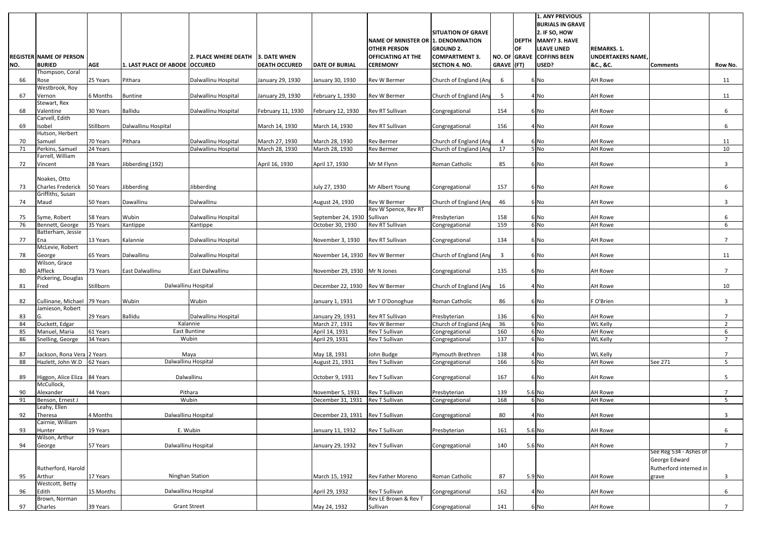| REGISTER NO. | NAME OF PERSON BURIED | AGE | 1. LAST PLACE OF ABODE | 2. PLACE WHERE DEATH OCCURED | 3. DATE WHEN DEATH OCCURED | DATE OF BURIAL | NAME OF MINISTER OR OTHER PERSON OFFICIATING AT THE CEREMONY | SITUATION OF GRAVE 1. DENOMINATION GROUND 2. COMPARTMENT 3. SECTION 4. NO. | NO. OF GRAVE | DEPTH OF GRAVE (FT) | 1. ANY PREVIOUS BURIALS IN GRAVE 2. IF SO, HOW MANY? 3. HAVE LEAVE LINED COFFINS BEEN USED? | REMARKS. 1. UNDERTAKERS NAME, &C., &C. | Comments | Row No. |
|---|---|---|---|---|---|---|---|---|---|---|---|---|---|---|
| 66 | Thompson, Coral Rose | 25 Years | Pithara | Dalwallinu Hospital | January 29, 1930 | January 30, 1930 | Rev W Bermer | Church of England (Ang | 6 | 6 | No | AH Rowe | | 11 |
| 67 | Westbrook, Roy Vernon | 6 Months | Buntine | Dalwallinu Hospital | January 29, 1930 | February 1, 1930 | Rev W Bermer | Church of England (Ang | 5 | 4 | No | AH Rowe | | 11 |
| 68 | Stewart, Rex Valentine | 30 Years | Ballidu | Dalwallinu Hospital | February 11, 1930 | February 12, 1930 | Rev RT Sullivan | Congregational | 154 | 6 | No | AH Rowe | | 6 |
| 69 | Carvell, Edith Isobel | Stillborn | Dalwallinu Hospital | | March 14, 1930 | March 14, 1930 | Rev RT Sullivan | Congregational | 156 | 4 | No | AH Rowe | | 6 |
| 70 | Hutson, Herbert Samuel | 70 Years | Pithara | Dalwallinu Hospital | March 27, 1930 | March 28, 1930 | Rev Bermer | Church of England (Ang | 4 | 6 | No | AH Rowe | | 11 |
| 71 | Perkins, Samuel | 24 Years | | Dalwallinu Hospital | March 28, 1930 | March 28, 1930 | Rev Bermer | Church of England (Ang | 17 | 5 | No | AH Rowe | | 10 |
| 72 | Farrell, William Vincent | 28 Years | Jibberding (192) | | April 16, 1930 | April 17, 1930 | Mr M Flynn | Roman Catholic | 85 | 6 | No | AH Rowe | | 3 |
| 73 | Noakes, Otto Charles Frederick | 50 Years | Jibberding | Jibberding | | July 27, 1930 | Mr Albert Young | Congregational | 157 | 6 | No | AH Rowe | | 6 |
| 74 | Griffiths, Susan Maud | 50 Years | Dawallinu | Dalwallinu | | August 24, 1930 | Rev W Bermer | Church of England (Ang | 46 | 6 | No | AH Rowe | | 3 |
| 75 | Syme, Robert | 58 Years | Wubin | Dalwallinu Hospital | | September 24, 1930 | Rev W Spence, Rev RT Sullivan | Presbyterian | 158 | 6 | No | AH Rowe | | 6 |
| 76 | Bennett, George | 35 Years | Xantippe | Xantippe | | October 30, 1930 | Rev RT Sullivan | Congregational | 159 | 6 | No | AH Rowe | | 6 |
| 77 | Batterham, Jessie Ena | 13 Years | Kalannie | Dalwallinu Hospital | | November 3, 1930 | Rev RT Sullivan | Congregational | 134 | 6 | No | AH Rowe | | 7 |
| 78 | McLevie, Robert George | 65 Years | Dalwallinu | Dalwallinu Hospital | | November 14, 1930 | Rev W Bermer | Church of England (Ang | 3 | 6 | No | AH Rowe | | 11 |
| 80 | Wilson, Grace Affleck | 73 Years | East Dalwallinu | East Dalwallinu | | November 29, 1930 | Mr N Jones | Congregational | 135 | 6 | No | AH Rowe | | 7 |
| 81 | Pickering, Douglas Fred | Stillborn | Dalwallinu Hospital | | | December 22, 1930 | Rev W Bermer | Church of England (Ang | 16 | 4 | No | AH Rowe | | 10 |
| 82 | Cullinane, Michael | 79 Years | Wubin | Wubin | | January 1, 1931 | Mr T O'Donoghue | Roman Catholic | 86 | 6 | No | F O'Brien | | 3 |
| 83 | Jamieson, Robert G. | 29 Years | Ballidu | Dalwallinu Hospital | | January 29, 1931 | Rev RT Sullivan | Presbyterian | 136 | 6 | No | AH Rowe | | 7 |
| 84 | Duckett, Edgar | | Kalannie | | | March 27, 1931 | Rev W Bermer | Church of England (Ang | 36 | 6 | No | WL Kelly | | 2 |
| 85 | Manuel, Maria | 61 Years | East Buntine | | | April 14, 1931 | Rev T Sullivan | Congregational | 160 | 6 | No | AH Rowe | | 6 |
| 86 | Snelling, George | 34 Years | Wubin | | | April 29, 1931 | Rev T Sullivan | Congregational | 137 | 6 | No | WL Kelly | | 7 |
| 87 | Jackson, Rona Vera | 2 Years | Maya | | | May 18, 1931 | John Budge | Plymouth Brethren | 138 | 4 | No | WL Kelly | | 7 |
| 88 | Hazlett, John W.D | 62 Years | Dalwallinu Hospital | | | August 21, 1931 | Rev T Sullivan | Congregational | 166 | 6 | No | AH Rowe | See 271 | 5 |
| 89 | Higgon, Alice Eliza | 84 Years | Dalwallinu | | | October 9, 1931 | Rev T Sullivan | Congregational | 167 | 6 | No | AH Rowe | | 5 |
| 90 | McCullock, Alexander | 44 Years | Pithara | | | November 5, 1931 | Rev T Sullivan | Presbyterian | 139 | 5.6 | No | AH Rowe | | 7 |
| 91 | Benson, Ernest J | | Wubin | | | December 31, 1931 | Rev T Sullivan | Congregational | 168 | 6 | No | AH Rowe | | 5 |
| 92 | Leahy, Ellen Theresa | 4 Months | Dalwallinu Hospital | | | December 23, 1931 | Rev T Sullivan | Congregational | 80 | 4 | No | AH Rowe | | 3 |
| 93 | Cairnie, William Hunter | 19 Years | E. Wubin | | | January 11, 1932 | Rev T Sullivan | Presbyterian | 161 | 5.6 | No | AH Rowe | | 6 |
| 94 | Wilson, Arthur George | 57 Years | Dalwallinu Hospital | | | January 29, 1932 | Rev T Sullivan | Congregational | 140 | 5.6 | No | AH Rowe | | 7 |
| 95 | Rutherford, Harold Arthur | 17 Years | Ninghan Station | | | March 15, 1932 | Rev Father Moreno | Roman Catholic | 87 | 5.9 | No | AH Rowe | See Reg 534 - Ashes of George Edward Rutherford interned in grave | 3 |
| 96 | Westcott, Betty Edith | 15 Months | Dalwallinu Hospital | | | April 29, 1932 | Rev T Sullivan | Congregational | 162 | 4 | No | AH Rowe | | 6 |
| 97 | Brown, Norman Charles | 39 Years | Grant Street | | | May 24, 1932 | Rev LE Brown & Rev T Sullivan | Congregational | 141 | 6 | No | AH Rowe | | 7 |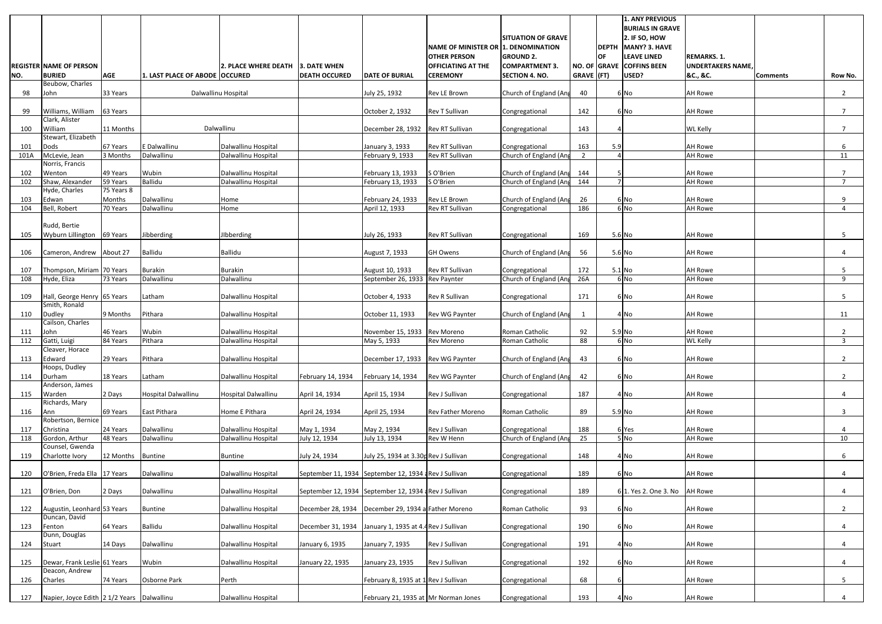| REGISTER NO. | NAME OF PERSON BURIED | AGE | 1. LAST PLACE OF ABODE | 2. PLACE WHERE DEATH OCCURED | 3. DATE WHEN DEATH OCCURED | DATE OF BURIAL | NAME OF MINISTER OR OTHER PERSON OFFICIATING AT THE CEREMONY | SITUATION OF GRAVE 1. DENOMINATION GROUND 2. COMPARTMENT 3. SECTION 4. NO. | NO. OF GRAVE | DEPTH OF GRAVE (FT) | 1. ANY PREVIOUS BURIALS IN GRAVE 2. IF SO, HOW MANY? 3. HAVE LEAVE LINED COFFINS BEEN USED? | REMARKS. 1. UNDERTAKERS NAME, &C., &C. | Comments | Row No. |
|---|---|---|---|---|---|---|---|---|---|---|---|---|---|---|
| 98 | Beubow, Charles John | 33 Years | Dalwallinu Hospital | | | July 25, 1932 | Rev LE Brown | Church of England (Ang | 40 | 6 | No | AH Rowe | | 2 |
| 99 | Williams, William | 63 Years | | | | October 2, 1932 | Rev T Sullivan | Congregational | 142 | 6 | No | AH Rowe | | 7 |
| 100 | Clark, Alister William | 11 Months | Dalwallinu | | | December 28, 1932 | Rev RT Sullivan | Congregational | 143 | 4 | | WL Kelly | | 7 |
| 101 | Stewart, Elizabeth Dods | 67 Years | E Dalwallinu | Dalwallinu Hospital | | January 3, 1933 | Rev RT Sullivan | Congregational | 163 | 5.9 | | AH Rowe | | 6 |
| 101A | McLevie, Jean | 3 Months | Dalwallinu | Dalwallinu Hospital | | February 9, 1933 | Rev RT Sullivan | Church of England (Ang | 2 | 4 | | AH Rowe | | 11 |
| 102 | Norris, Francis Wenton | 49 Years | Wubin | Dalwallinu Hospital | | February 13, 1933 | S O'Brien | Church of England (Ang | 144 | 5 | | AH Rowe | | 7 |
| 102 | Shaw, Alexander | 59 Years | Ballidu | Dalwallinu Hospital | | February 13, 1933 | S O'Brien | Church of England (Ang | 144 | 7 | | AH Rowe | | 7 |
| 103 | Hyde, Charles Edwan | 75 Years 8 Months | Dalwallinu | Home | | February 24, 1933 | Rev LE Brown | Church of England (Ang | 26 | 6 | No | AH Rowe | | 9 |
| 104 | Bell, Robert | 70 Years | Dalwallinu | Home | | April 12, 1933 | Rev RT Sullivan | Congregational | 186 | 6 | No | AH Rowe | | 4 |
| 105 | Rudd, Bertie Wyburn Lillington | 69 Years | Jibberding | JIbberding | | July 26, 1933 | Rev RT Sullivan | Congregational | 169 | 5.6 | No | AH Rowe | | 5 |
| 106 | Cameron, Andrew | About 27 | Ballidu | Ballidu | | August 7, 1933 | GH Owens | Church of England (Ang | 56 | 5.6 | No | AH Rowe | | 4 |
| 107 | Thompson, Miriam | 70 Years | Burakin | Burakin | | August 10, 1933 | Rev RT Sullivan | Congregational | 172 | 5.1 | No | AH Rowe | | 5 |
| 108 | Hyde, Eliza | 73 Years | Dalwallinu | Dalwallinu | | September 26, 1933 | Rev Paynter | Church of England (Ang | 26A | 6 | No | AH Rowe | | 9 |
| 109 | Hall, George Henry | 65 Years | Latham | Dalwallinu Hospital | | October 4, 1933 | Rev R Sullivan | Congregational | 171 | 6 | No | AH Rowe | | 5 |
| 110 | Smith, Ronald Dudley | 9 Months | Pithara | Dalwallinu Hospital | | October 11, 1933 | Rev WG Paynter | Church of England (Ang | 1 | 4 | No | AH Rowe | | 11 |
| 111 | Cailson, Charles John | 46 Years | Wubin | Dalwallinu Hospital | | November 15, 1933 | Rev Moreno | Roman Catholic | 92 | 5.9 | No | AH Rowe | | 2 |
| 112 | Gatti, Luigi | 84 Years | Pithara | Dalwallinu Hospital | | May 5, 1933 | Rev Moreno | Roman Catholic | 88 | 6 | No | WL Kelly | | 3 |
| 113 | Cleaver, Horace Edward | 29 Years | Pithara | Dalwallinu Hospital | | December 17, 1933 | Rev WG Paynter | Church of England (Ang | 43 | 6 | No | AH Rowe | | 2 |
| 114 | Hoops, Dudley Durham | 18 Years | Latham | Dalwallinu Hospital | February 14, 1934 | February 14, 1934 | Rev WG Paynter | Church of England (Ang | 42 | 6 | No | AH Rowe | | 2 |
| 115 | Anderson, James Warden | 2 Days | Hospital Dalwallinu | Hospital Dalwallinu | April 14, 1934 | April 15, 1934 | Rev J Sullivan | Congregational | 187 | 4 | No | AH Rowe | | 4 |
| 116 | Richards, Mary Ann | 69 Years | East Pithara | Home E Pithara | April 24, 1934 | April 25, 1934 | Rev Father Moreno | Roman Catholic | 89 | 5.9 | No | AH Rowe | | 3 |
| 117 | Robertson, Bernice Christina | 24 Years | Dalwallinu | Dalwallinu Hospital | May 1, 1934 | May 2, 1934 | Rev J Sullivan | Congregational | 188 | 6 | Yes | AH Rowe | | 4 |
| 118 | Gordon, Arthur | 48 Years | Dalwallinu | Dalwallinu Hospital | July 12, 1934 | July 13, 1934 | Rev W Henn | Church of England (Ang | 25 | 5 | No | AH Rowe | | 10 |
| 119 | Counsel, Gwenda Charlotte Ivory | 12 Months | Buntine | Buntine | July 24, 1934 | July 25, 1934 at 3.30p | Rev J Sullivan | Congregational | 148 | 4 | No | AH Rowe | | 6 |
| 120 | O'Brien, Freda Ella | 17 Years | Dalwallinu | Dalwallinu Hospital | September 11, 1934 | September 12, 1934 a | Rev J Sullivan | Congregational | 189 | 6 | No | AH Rowe | | 4 |
| 121 | O'Brien, Don | 2 Days | Dalwallinu | Dalwallinu Hospital | September 12, 1934 | September 12, 1934 a | Rev J Sullivan | Congregational | 189 | 6 | 1. Yes 2. One 3. No | AH Rowe | | 4 |
| 122 | Augustin, Leonhard | 53 Years | Buntine | Dalwallinu Hospital | December 28, 1934 | December 29, 1934 a | Father Moreno | Roman Catholic | 93 | 6 | No | AH Rowe | | 2 |
| 123 | Duncan, David Fenton | 64 Years | Ballidu | Dalwallinu Hospital | December 31, 1934 | January 1, 1935 at 4.4 | Rev J Sullivan | Congregational | 190 | 6 | No | AH Rowe | | 4 |
| 124 | Dunn, Douglas Stuart | 14 Days | Dalwallinu | Dalwallinu Hospital | January 6, 1935 | January 7, 1935 | Rev J Sullivan | Congregational | 191 | 4 | No | AH Rowe | | 4 |
| 125 | Dewar, Frank Leslie | 61 Years | Wubin | Dalwallinu Hospital | January 22, 1935 | January 23, 1935 | Rev J Sullivan | Congregational | 192 | 6 | No | AH Rowe | | 4 |
| 126 | Deacon, Andrew Charles | 74 Years | Osborne Park | Perth | | February 8, 1935 at 1 | Rev J Sullivan | Congregational | 68 | 6 | | AH Rowe | | 5 |
| 127 | Napier, Joyce Edith | 2 1/2 Years | Dalwallinu | Dalwallinu Hospital | | February 21, 1935 at | Mr Norman Jones | Congregational | 193 | 4 | No | AH Rowe | | 4 |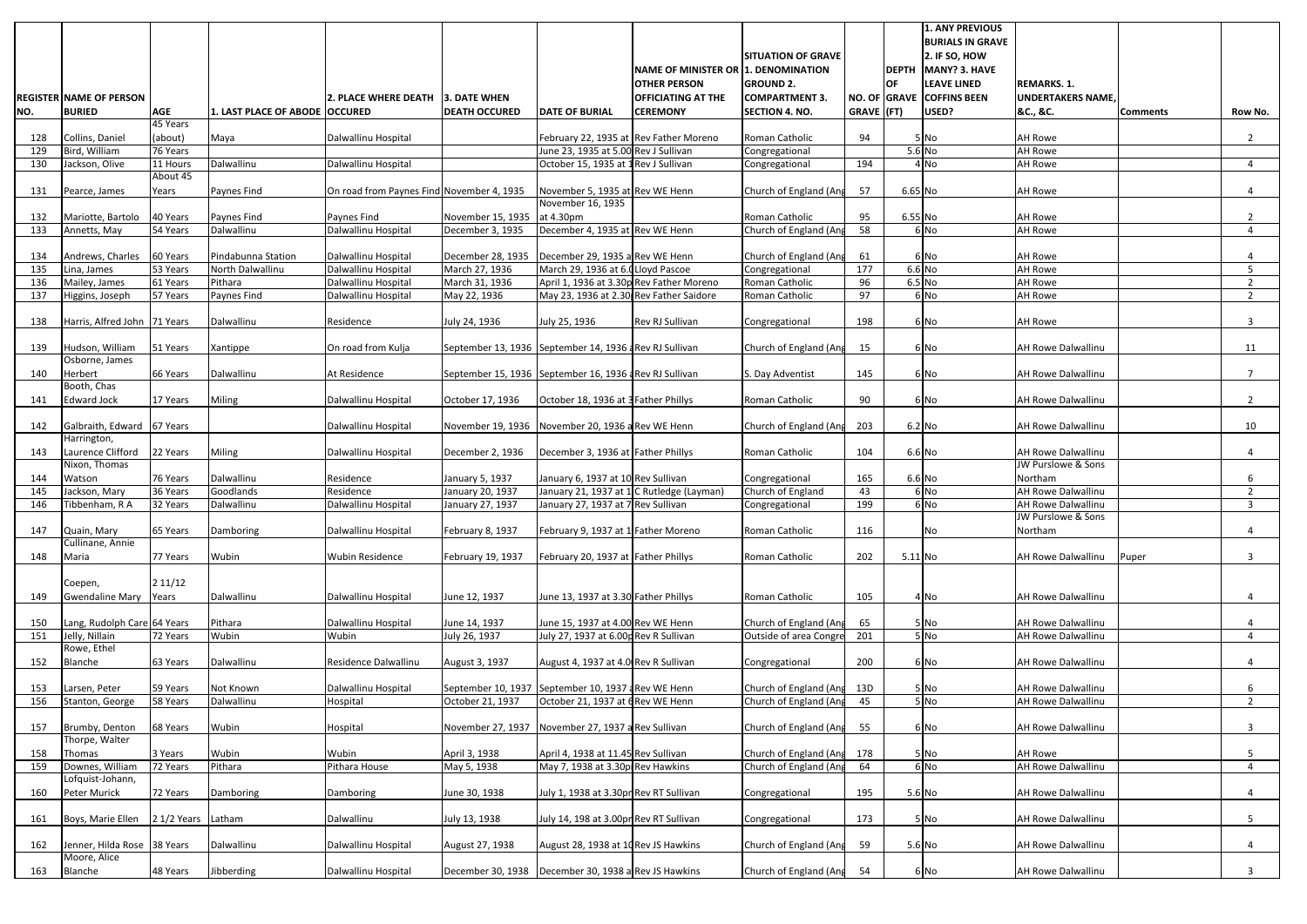| REGISTER NO. | NAME OF PERSON BURIED | AGE | 1. LAST PLACE OF ABODE | 2. PLACE WHERE DEATH OCCURED | 3. DATE WHEN DEATH OCCURED | DATE OF BURIAL | NAME OF MINISTER OR OTHER PERSON OFFICIATING AT THE CEREMONY | SITUATION OF GRAVE 1. DENOMINATION GROUND 2. COMPARTMENT 3. SECTION 4. NO. | NO. OF GRAVE | DEPTH OF GRAVE (FT) | 1. ANY PREVIOUS BURIALS IN GRAVE 2. IF SO, HOW MANY? 3. HAVE LEAVE LINED COFFINS BEEN USED? | REMARKS. 1. UNDERTAKERS NAME, &C., &C. | Comments | Row No. |
|---|---|---|---|---|---|---|---|---|---|---|---|---|---|---|
| 128 | Collins, Daniel | 45 Years (about) | Maya | Dalwallinu Hospital | | February 22, 1935 at | Rev Father Moreno | Roman Catholic | 94 | 5 | No | AH Rowe | | 2 |
| 129 | Bird, William | 76 Years | | | | June 23, 1935 at 5.00 | Rev J Sullivan | Congregational | | 5.6 | No | AH Rowe | | |
| 130 | Jackson, Olive | 11 Hours | Dalwallinu | Dalwallinu Hospital | | October 15, 1935 at 1 | Rev J Sullivan | Congregational | 194 | 4 | No | AH Rowe | | 4 |
| 131 | Pearce, James | About 45 Years | Paynes Find | On road from Paynes Find | November 4, 1935 | November 5, 1935 at | Rev WE Henn | Church of England (Ang | 57 | 6.65 | No | AH Rowe | | 4 |
| 132 | Mariotte, Bartolo | 40 Years | Paynes Find | Paynes Find | November 15, 1935 | November 16, 1935 at 4.30pm | | Roman Catholic | 95 | 6.55 | No | AH Rowe | | 2 |
| 133 | Annetts, May | 54 Years | Dalwallinu | Dalwallinu Hospital | December 3, 1935 | December 4, 1935 at | Rev WE Henn | Church of England (Ang | 58 | 6 | No | AH Rowe | | 4 |
| 134 | Andrews, Charles | 60 Years | Pindabunna Station | Dalwallinu Hospital | December 28, 1935 | December 29, 1935 a | Rev WE Henn | Church of England (Ang | 61 | 6 | No | AH Rowe | | 4 |
| 135 | Lina, James | 53 Years | North Dalwallinu | Dalwallinu Hospital | March 27, 1936 | March 29, 1936 at 6.0 | Lloyd Pascoe | Congregational | 177 | 6.6 | No | AH Rowe | | 5 |
| 136 | Mailey, James | 61 Years | Pithara | Dalwallinu Hospital | March 31, 1936 | April 1, 1936 at 3.30p | Rev Father Moreno | Roman Catholic | 96 | 6.5 | No | AH Rowe | | 2 |
| 137 | Higgins, Joseph | 57 Years | Paynes Find | Dalwallinu Hospital | May 22, 1936 | May 23, 1936 at 2.30 | Rev Father Saidore | Roman Catholic | 97 | 6 | No | AH Rowe | | 2 |
| 138 | Harris, Alfred John | 71 Years | Dalwallinu | Residence | July 24, 1936 | July 25, 1936 | Rev RJ Sullivan | Congregational | 198 | 6 | No | AH Rowe | | 3 |
| 139 | Hudson, William | 51 Years | Xantippe | On road from Kulja | September 13, 1936 | September 14, 1936 a | Rev RJ Sullivan | Church of England (Ang | 15 | 6 | No | AH Rowe Dalwallinu | | 11 |
| 140 | Osborne, James Herbert | 66 Years | Dalwallinu | At Residence | September 15, 1936 | September 16, 1936 a | Rev RJ Sullivan | S. Day Adventist | 145 | 6 | No | AH Rowe Dalwallinu | | 7 |
| 141 | Booth, Chas Edward Jock | 17 Years | Miling | Dalwallinu Hospital | October 17, 1936 | October 18, 1936 at 3 | Father Phillys | Roman Catholic | 90 | 6 | No | AH Rowe Dalwallinu | | 2 |
| 142 | Galbraith, Edward | 67 Years | | Dalwallinu Hospital | November 19, 1936 | November 20, 1936 a | Rev WE Henn | Church of England (Ang | 203 | 6.2 | No | AH Rowe Dalwallinu | | 10 |
| 143 | Harrington, Laurence Clifford | 22 Years | Miling | Dalwallinu Hospital | December 2, 1936 | December 3, 1936 at | Father Phillys | Roman Catholic | 104 | 6.6 | No | AH Rowe Dalwallinu | | 4 |
| 144 | Nixon, Thomas Watson | 76 Years | Dalwallinu | Residence | January 5, 1937 | January 6, 1937 at 10 | Rev Sullivan | Congregational | 165 | 6.6 | No | JW Purslowe & Sons Northam | | 6 |
| 145 | Jackson, Mary | 36 Years | Goodlands | Residence | January 20, 1937 | January 21, 1937 at 1 | C Rutledge (Layman) | Church of England | 43 | 6 | No | AH Rowe Dalwallinu | | 2 |
| 146 | Tibbenham, R A | 32 Years | Dalwallinu | Dalwallinu Hospital | January 27, 1937 | January 27, 1937 at 7 | Rev Sullivan | Congregational | 199 | 6 | No | AH Rowe Dalwallinu | | 3 |
| 147 | Quain, Mary | 65 Years | Damboring | Dalwallinu Hospital | February 8, 1937 | February 9, 1937 at 1 | Father Moreno | Roman Catholic | 116 | | No | JW Purslowe & Sons Northam | | 4 |
| 148 | Cullinane, Annie Maria | 77 Years | Wubin | Wubin Residence | February 19, 1937 | February 20, 1937 at | Father Phillys | Roman Catholic | 202 | 5.11 | No | AH Rowe Dalwallinu | Puper | 3 |
| 149 | Coepen, Gwendaline Mary | 2 11/12 Years | Dalwallinu | Dalwallinu Hospital | June 12, 1937 | June 13, 1937 at 3.30 | Father Phillys | Roman Catholic | 105 | 4 | No | AH Rowe Dalwallinu | | 4 |
| 150 | Lang, Rudolph Care | 64 Years | Pithara | Dalwallinu Hospital | June 14, 1937 | June 15, 1937 at 4.00 | Rev WE Henn | Church of England (Ang | 65 | 5 | No | AH Rowe Dalwallinu | | 4 |
| 151 | Jelly, Nillain | 72 Years | Wubin | Wubin | July 26, 1937 | July 27, 1937 at 6.00p | Rev R Sullivan | Outside of area Congre | 201 | 5 | No | AH Rowe Dalwallinu | | 4 |
| 152 | Rowe, Ethel Blanche | 63 Years | Dalwallinu | Residence Dalwallinu | August 3, 1937 | August 4, 1937 at 4.0 | Rev R Sullivan | Congregational | 200 | 6 | No | AH Rowe Dalwallinu | | 4 |
| 153 | Larsen, Peter | 59 Years | Not Known | Dalwallinu Hospital | September 10, 1937 | September 10, 1937 a | Rev WE Henn | Church of England (Ang | 13D | 5 | No | AH Rowe Dalwallinu | | 6 |
| 156 | Stanton, George | 58 Years | Dalwallinu | Hospital | October 21, 1937 | October 21, 1937 at 6 | Rev WE Henn | Church of England (Ang | 45 | 5 | No | AH Rowe Dalwallinu | | 2 |
| 157 | Brumby, Denton | 68 Years | Wubin | Hospital | November 27, 1937 | November 27, 1937 a | Rev Sullivan | Church of England (Ang | 55 | 6 | No | AH Rowe Dalwallinu | | 3 |
| 158 | Thorpe, Walter Thomas | 3 Years | Wubin | Wubin | April 3, 1938 | April 4, 1938 at 11.45 | Rev Sullivan | Church of England (Ang | 178 | 5 | No | AH Rowe | | 5 |
| 159 | Downes, William | 72 Years | Pithara | Pithara House | May 5, 1938 | May 7, 1938 at 3.30p | Rev Hawkins | Church of England (Ang | 64 | 6 | No | AH Rowe Dalwallinu | | 4 |
| 160 | Lofquist-Johann, Peter Murick | 72 Years | Damboring | Damboring | June 30, 1938 | July 1, 1938 at 3.30pr | Rev RT Sullivan | Congregational | 195 | 5.6 | No | AH Rowe Dalwallinu | | 4 |
| 161 | Boys, Marie Ellen | 2 1/2 Years | Latham | Dalwallinu | July 13, 1938 | July 14, 198 at 3.00pr | Rev RT Sullivan | Congregational | 173 | 5 | No | AH Rowe Dalwallinu | | 5 |
| 162 | Jenner, Hilda Rose | 38 Years | Dalwallinu | Dalwallinu Hospital | August 27, 1938 | August 28, 1938 at 10 | Rev JS Hawkins | Church of England (Ang | 59 | 5.6 | No | AH Rowe Dalwallinu | | 4 |
| 163 | Moore, Alice Blanche | 48 Years | Jibberding | Dalwallinu Hospital | December 30, 1938 | December 30, 1938 a | Rev JS Hawkins | Church of England (Ang | 54 | 6 | No | AH Rowe Dalwallinu | | 3 |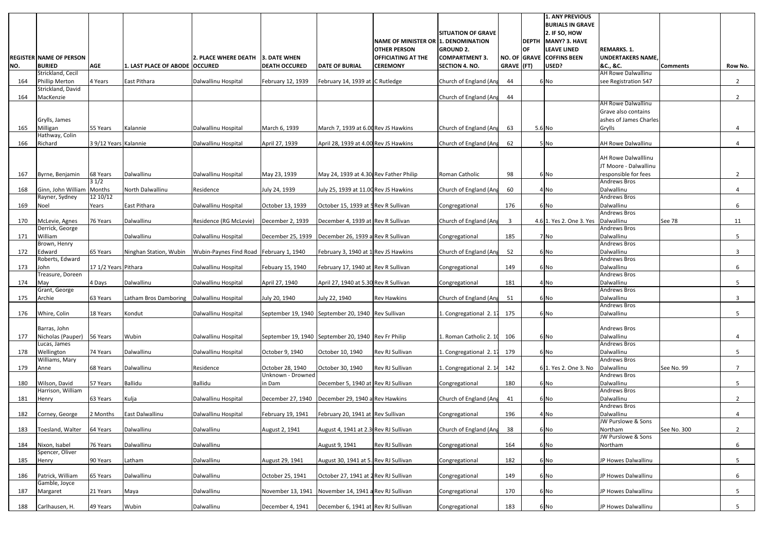| REGISTER NO. | NAME OF PERSON BURIED | AGE | 1. LAST PLACE OF ABODE | 2. PLACE WHERE DEATH OCCURED | 3. DATE WHEN DEATH OCCURED | DATE OF BURIAL | NAME OF MINISTER OR OTHER PERSON OFFICIATING AT THE CEREMONY | SITUATION OF GRAVE 1. DENOMINATION GROUND 2. COMPARTMENT 3. SECTION 4. NO. | NO. OF GRAVE | DEPTH OF GRAVE (FT) | 1. ANY PREVIOUS BURIALS IN GRAVE 2. IF SO, HOW MANY? 3. HAVE LEAVE LINED COFFINS BEEN USED? | REMARKS. 1. UNDERTAKERS NAME, &C., &C. | Comments | Row No. |
|---|---|---|---|---|---|---|---|---|---|---|---|---|---|---|
| 164 | Strickland, Cecil Phillip Merton | 4 Years | East Pithara | Dalwallinu Hospital | February 12, 1939 | February 14, 1939 at | C Rutledge | Church of England (Ang | 44 | 6 | No | AH Rowe Dalwallinu see Registration 547 | | 2 |
| 164 | Strickland, David MacKenzie | | | | | | | Church of England (Ang | 44 | | | | | 2 |
| 165 | Grylls, James Milligan | 55 Years | Kalannie | Dalwallinu Hospital | March 6, 1939 | March 7, 1939 at 6.00 | Rev JS Hawkins | Church of England (Ang | 63 | 5.6 | No | AH Rowe Dalwallinu Grave also contains ashes of James Charles Grylls | | 4 |
| 166 | Hathway, Colin Richard | 3 9/12 Years | Kalannie | Dalwallinu Hospital | April 27, 1939 | April 28, 1939 at 4.00 | Rev JS Hawkins | Church of England (Ang | 62 | 5 | No | AH Rowe Dalwallinu | | 4 |
| 167 | Byrne, Benjamin | 68 Years | Dalwallinu | Dalwallinu Hospital | May 23, 1939 | May 24, 1939 at 4.30 | Rev Father Philip | Roman Catholic | 98 | 6 | No | AH Rowe Dalwalllinu JT Moore - Dalwallinu responsible for fees | | 2 |
| 168 | Ginn, John William | 3 1/2 Months | North Dalwallinu | Residence | July 24, 1939 | July 25, 1939 at 11.00 | Rev JS Hawkins | Church of England (Ang | 60 | 4 | No | Andrews Bros Dalwallinu | | 4 |
| 169 | Rayner, Sydney Noel | 12 10/12 Years | East Pithara | Dalwallinu Hospital | October 13, 1939 | October 15, 1939 at 5 | Rev R Sullivan | Congregational | 176 | 6 | No | Andrews Bros Dalwallinu | | 6 |
| 170 | McLevie, Agnes | 76 Years | Dalwallinu | Residence (RG McLevie) | December 2, 1939 | December 4, 1939 at | Rev R Sullivan | Church of England (Ang | 3 | 4.6 | 1. Yes 2. One 3. Yes | Andrews Bros Dalwallinu | See 78 | 11 |
| 171 | Derrick, George William | | Dalwallinu | Dalwallinu Hospital | December 25, 1939 | December 26, 1939 a | Rev R Sullivan | Congregational | 185 | 7 | No | Andrews Bros Dalwallinu | | 5 |
| 172 | Brown, Henry Edward | 65 Years | Ninghan Station, Wubin | Wubin-Paynes Find Road | February 1, 1940 | February 3, 1940 at 1 | Rev JS Hawkins | Church of England (Ang | 52 | 6 | No | Andrews Bros Dalwallinu | | 3 |
| 173 | Roberts, Edward John | 17 1/2 Years | Pithara | Dalwallinu Hospital | Febuary 15, 1940 | February 17, 1940 at | Rev R Sullivan | Congregational | 149 | 6 | No | Andrews Bros Dalwallinu | | 6 |
| 174 | Treasure, Doreen May | 4 Days | Dalwallinu | Dalwallinu Hospital | April 27, 1940 | April 27, 1940 at 5.30 | Rev R Sullivan | Congregational | 181 | 4 | No | Andrews Bros Dalwallinu | | 5 |
| 175 | Grant, George Archie | 63 Years | Latham Bros Damboring | Dalwallinu Hospital | July 20, 1940 | July 22, 1940 | Rev Hawkins | Church of England (Ang | 51 | 6 | No | Andrews Bros Dalwallinu | | 3 |
| 176 | Whire, Colin | 18 Years | Kondut | Dalwallinu Hospital | September 19, 1940 | September 20, 1940 | Rev Sullivan | 1. Congregational 2. 17 | 175 | 6 | No | Andrews Bros Dalwallinu | | 5 |
| 177 | Barras, John Nicholas (Pauper) | 56 Years | Wubin | Dalwallinu Hospital | September 19, 1940 | September 20, 1940 | Rev Fr Philip | 1. Roman Catholic 2. 10 | 106 | 6 | No | Andrews Bros Dalwallinu | | 4 |
| 178 | Lucas, James Wellington | 74 Years | Dalwallinu | Dalwallinu Hospital | October 9, 1940 | October 10, 1940 | Rev RJ Sullivan | 1. Congregational 2. 17 | 179 | 6 | No | Andrews Bros Dalwallinu | | 5 |
| 179 | Williams, Mary Anne | 68 Years | Dalwallinu | Residence | October 28, 1940 | October 30, 1940 | Rev RJ Sullivan | 1. Congregational 2. 14 | 142 | 6 | 1. Yes 2. One 3. No | Andrews Bros Dalwallinu | See No. 99 | 7 |
| 180 | Wilson, David | 57 Years | Ballidu | Ballidu | Unknown - Drowned in Dam | December 5, 1940 at | Rev RJ Sullivan | Congregational | 180 | 6 | No | Andrews Bros Dalwallinu | | 5 |
| 181 | Harrison, William Henry | 63 Years | Kulja | Dalwallinu Hospital | December 27, 1940 | December 29, 1940 a | Rev Hawkins | Church of England (Ang | 41 | 6 | No | Andrews Bros Dalwallinu | | 2 |
| 182 | Corney, George | 2 Months | East Dalwallinu | Dalwallinu Hospital | February 19, 1941 | February 20, 1941 at | Rev Sullivan | Congregational | 196 | 4 | No | Andrews Bros Dalwallinu | | 4 |
| 183 | Toesland, Walter | 64 Years | Dalwallinu | Dalwallinu | August 2, 1941 | August 4, 1941 at 2.3 | Rev RJ Sullivan | Church of England (Ang | 38 | 6 | No | JW Purslowe & Sons Northam | See No. 300 | 2 |
| 184 | Nixon, Isabel | 76 Years | Dalwallinu | Dalwallinu | | August 9, 1941 | Rev RJ Sullivan | Congregational | 164 | 6 | No | JW Purslowe & Sons Northam | | 6 |
| 185 | Spencer, Oliver Henry | 90 Years | Latham | Dalwallinu | August 29, 1941 | August 30, 1941 at 5. | Rev RJ Sullivan | Congregational | 182 | 6 | No | JP Howes Dalwallinu | | 5 |
| 186 | Patrick, William | 65 Years | Dalwallinu | Dalwallinu | October 25, 1941 | October 27, 1941 at 2 | Rev RJ Sullivan | Congregational | 149 | 6 | No | JP Howes Dalwallinu | | 6 |
| 187 | Gamble, Joyce Margaret | 21 Years | Maya | Dalwallinu | November 13, 1941 | November 14, 1941 a | Rev RJ Sullivan | Congregational | 170 | 6 | No | JP Howes Dalwallinu | | 5 |
| 188 | Carlhausen, H. | 49 Years | Wubin | Dalwallinu | December 4, 1941 | December 6, 1941 at | Rev RJ Sullivan | Congregational | 183 | 6 | No | JP Howes Dalwallinu | | 5 |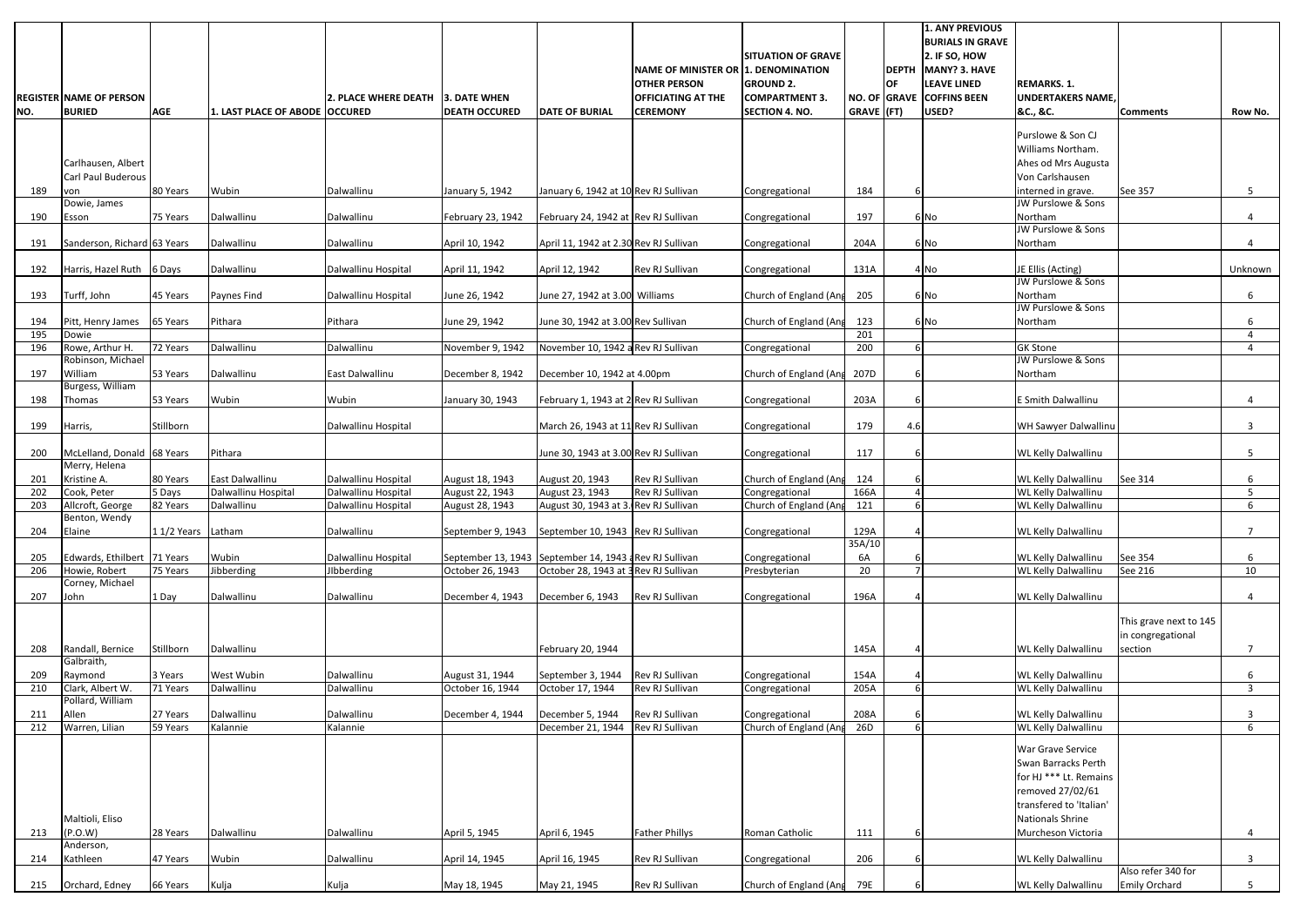| REGISTER NO. | NAME OF PERSON BURIED | AGE | 1. LAST PLACE OF ABODE | 2. PLACE WHERE DEATH OCCURED | 3. DATE WHEN DEATH OCCURED | DATE OF BURIAL | NAME OF MINISTER OR OTHER PERSON OFFICIATING AT THE CEREMONY | SITUATION OF GRAVE 1. DENOMINATION GROUND 2. COMPARTMENT 3. SECTION 4. NO. | NO. OF GRAVE | DEPTH OF GRAVE (FT) | 1. ANY PREVIOUS BURIALS IN GRAVE 2. IF SO, HOW MANY? 3. HAVE LEAVE LINED COFFINS BEEN USED? | REMARKS. 1. UNDERTAKERS NAME, &C., &C. | Comments | Row No. |
|---|---|---|---|---|---|---|---|---|---|---|---|---|---|---|
| 189 | Carlhausen, Albert Carl Paul Buderous von | 80 Years | Wubin | Dalwallinu | January 5, 1942 | January 6, 1942 at 10 | Rev RJ Sullivan | Congregational | 184 | 6 | | Purslowe & Son CJ Williams Northam. Ahes od Mrs Augusta Von Carlshausen interned in grave. | See 357 | 5 |
| 190 | Dowie, James Esson | 75 Years | Dalwallinu | Dalwallinu | February 23, 1942 | February 24, 1942 at | Rev RJ Sullivan | Congregational | 197 | 6 | No | JW Purslowe & Sons Northam | | 4 |
| 191 | Sanderson, Richard | 63 Years | Dalwallinu | Dalwallinu | April 10, 1942 | April 11, 1942 at 2.30 | Rev RJ Sullivan | Congregational | 204A | 6 | No | JW Purslowe & Sons Northam | | 4 |
| 192 | Harris, Hazel Ruth | 6 Days | Dalwallinu | Dalwallinu Hospital | April 11, 1942 | April 12, 1942 | Rev RJ Sullivan | Congregational | 131A | 4 | No | JE Ellis (Acting) | | Unknown |
| 193 | Turff, John | 45 Years | Paynes Find | Dalwallinu Hospital | June 26, 1942 | June 27, 1942 at 3.00 | Williams | Church of England (Ang | 205 | 6 | No | JW Purslowe & Sons Northam | | 6 |
| 194 | Pitt, Henry James | 65 Years | Pithara | Pithara | June 29, 1942 | June 30, 1942 at 3.00 | Rev Sullivan | Church of England (Ang | 123 | 6 | No | JW Purslowe & Sons Northam | | 6 |
| 195 | Dowie | | | | | | | | 201 | | | | | 4 |
| 196 | Rowe, Arthur H. | 72 Years | Dalwallinu | Dalwallinu | November 9, 1942 | November 10, 1942 a | Rev RJ Sullivan | Congregational | 200 | 6 | | GK Stone | | 4 |
| 197 | Robinson, Michael William | 53 Years | Dalwallinu | East Dalwallinu | December 8, 1942 | December 10, 1942 at 4.00pm | | Church of England (Ang | 207D | 6 | | JW Purslowe & Sons Northam | | |
| 198 | Burgess, William Thomas | 53 Years | Wubin | Wubin | January 30, 1943 | February 1, 1943 at 2 | Rev RJ Sullivan | Congregational | 203A | 6 | | E Smith Dalwallinu | | 4 |
| 199 | Harris, | Stillborn | | Dalwallinu Hospital | | March 26, 1943 at 11 | Rev RJ Sullivan | Congregational | 179 | 4.6 | | WH Sawyer Dalwallinu | | 3 |
| 200 | McLelland, Donald | 68 Years | Pithara | | | June 30, 1943 at 3.00 | Rev RJ Sullivan | Congregational | 117 | 6 | | WL Kelly Dalwallinu | | 5 |
| 201 | Merry, Helena Kristine A. | 80 Years | East Dalwallinu | Dalwallinu Hospital | August 18, 1943 | August 20, 1943 | Rev RJ Sullivan | Church of England (Ang | 124 | 6 | | WL Kelly Dalwallinu | See 314 | 6 |
| 202 | Cook, Peter | 5 Days | Dalwallinu Hospital | Dalwallinu Hospital | August 22, 1943 | August 23, 1943 | Rev RJ Sullivan | Congregational | 166A | 4 | | WL Kelly Dalwallinu | | 5 |
| 203 | Allcroft, George | 82 Years | Dalwallinu | Dalwallinu Hospital | August 28, 1943 | August 30, 1943 at 3. | Rev RJ Sullivan | Church of England (Ang | 121 | 6 | | WL Kelly Dalwallinu | | 6 |
| 204 | Benton, Wendy Elaine | 1 1/2 Years | Latham | Dalwallinu | September 9, 1943 | September 10, 1943 | Rev RJ Sullivan | Congregational | 129A | 4 | | WL Kelly Dalwallinu | | 7 |
| 205 | Edwards, Ethilbert | 71 Years | Wubin | Dalwallinu Hospital | September 13, 1943 | September 14, 1943 a | Rev RJ Sullivan | Congregational | 35A/10 6A | 6 | | WL Kelly Dalwallinu | See 354 | 6 |
| 206 | Howie, Robert | 75 Years | Jibberding | JIbberding | October 26, 1943 | October 28, 1943 at 3 | Rev RJ Sullivan | Presbyterian | 20 | 7 | | WL Kelly Dalwallinu | See 216 | 10 |
| 207 | Corney, Michael John | 1 Day | Dalwallinu | Dalwallinu | December 4, 1943 | December 6, 1943 | Rev RJ Sullivan | Congregational | 196A | 4 | | WL Kelly Dalwallinu | | 4 |
| 208 | Randall, Bernice | Stillborn | Dalwallinu | | | February 20, 1944 | | | 145A | 4 | | WL Kelly Dalwallinu | This grave next to 145 in congregational section | 7 |
| 209 | Galbraith, Raymond | 3 Years | West Wubin | Dalwallinu | August 31, 1944 | September 3, 1944 | Rev RJ Sullivan | Congregational | 154A | 4 | | WL Kelly Dalwallinu | | 6 |
| 210 | Clark, Albert W. | 71 Years | Dalwallinu | Dalwallinu | October 16, 1944 | October 17, 1944 | Rev RJ Sullivan | Congregational | 205A | 6 | | WL Kelly Dalwallinu | | 3 |
| 211 | Pollard, William Allen | 27 Years | Dalwallinu | Dalwallinu | December 4, 1944 | December 5, 1944 | Rev RJ Sullivan | Congregational | 208A | 6 | | WL Kelly Dalwallinu | | 3 |
| 212 | Warren, Lilian | 59 Years | Kalannie | Kalannie | | December 21, 1944 | Rev RJ Sullivan | Church of England (Ang | 26D | 6 | | WL Kelly Dalwallinu | | 6 |
| 213 | Maltioli, Eliso (P.O.W) | 28 Years | Dalwallinu | Dalwallinu | April 5, 1945 | April 6, 1945 | Father Phillys | Roman Catholic | 111 | 6 | | War Grave Service Swan Barracks Perth for HJ *** Lt. Remains removed 27/02/61 transfered to 'Italian' Nationals Shrine Murcheson Victoria | | 4 |
| 214 | Anderson, Kathleen | 47 Years | Wubin | Dalwallinu | April 14, 1945 | April 16, 1945 | Rev RJ Sullivan | Congregational | 206 | 6 | | WL Kelly Dalwallinu | | 3 |
| 215 | Orchard, Edney | 66 Years | Kulja | Kulja | May 18, 1945 | May 21, 1945 | Rev RJ Sullivan | Church of England (Ang | 79E | 6 | | WL Kelly Dalwallinu | Also refer 340 for Emily Orchard | 5 |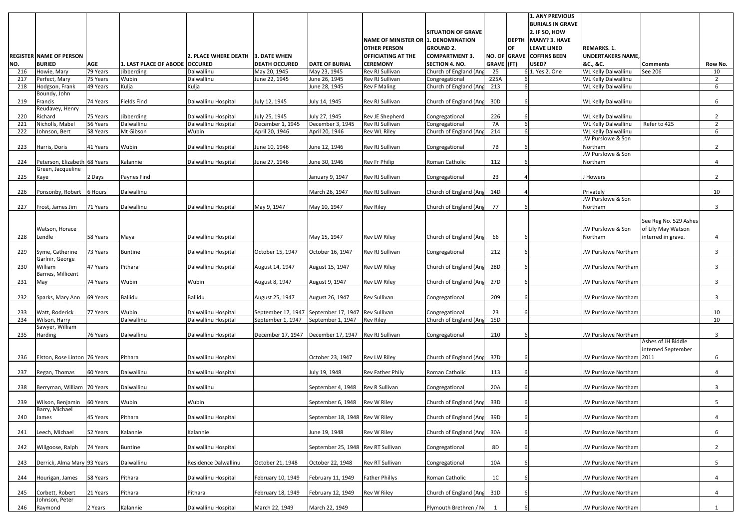| REGISTER NO. | NAME OF PERSON BURIED | AGE | 1. LAST PLACE OF ABODE | 2. PLACE WHERE DEATH OCCURED | 3. DATE WHEN DEATH OCCURED | DATE OF BURIAL | NAME OF MINISTER OR OTHER PERSON OFFICIATING AT THE CEREMONY | SITUATION OF GRAVE 1. DENOMINATION GROUND 2. COMPARTMENT 3. SECTION 4. NO. | NO. OF GRAVE | DEPTH OF GRAVE (FT) | 1. ANY PREVIOUS BURIALS IN GRAVE 2. IF SO, HOW MANY? 3. HAVE LEAVE LINED COFFINS BEEN USED? | REMARKS. 1. UNDERTAKERS NAME, &C., &C. | Comments | Row No. |
|---|---|---|---|---|---|---|---|---|---|---|---|---|---|---|
| 216 | Howie, Mary | 79 Years | Jibberding | Dalwallinu | May 20, 1945 | May 23, 1945 | Rev RJ Sullivan | Church of England (Ang | 25 | 6 | 1. Yes 2. One | WL Kelly Dalwallinu | See 206 | 10 |
| 217 | Perfect, Mary | 75 Years | Wubin | Dalwallinu | June 22, 1945 | June 26, 1945 | Rev RJ Sullivan | Congregational | 225A | 6 | | WL Kelly Dalwallinu | | 2 |
| 218 | Hodgson, Frank | 49 Years | Kulja | Kulja | | June 28, 1945 | Rev F Maling | Church of England (Ang | 213 | 6 | | WL Kelly Dalwallinu | | 6 |
| 219 | Boundy, John Francis | 74 Years | Fields Find | Dalwallinu Hospital | July 12, 1945 | July 14, 1945 | Rev RJ Sullivan | Church of England (Ang | 30D | 6 | | WL Kelly Dalwallinu | | 6 |
| 220 | Reudavey, Henry Richard | 75 Years | Jibberding | Dalwallinu Hospital | July 25, 1945 | July 27, 1945 | Rev JE Shepherd | Congregational | 226 | 6 | | WL Kelly Dalwallinu | | 2 |
| 221 | Nicholls, Mabel | 56 Years | Dalwallinu | Dalwallinu Hospital | December 1, 1945 | December 3, 1945 | Rev RJ Sullivan | Congregational | 7A | 6 | | WL Kelly Dalwallinu | Refer to 425 | 2 |
| 222 | Johnson, Bert | 58 Years | Mt Gibson | Wubin | April 20, 1946 | April 20, 1946 | Rev WL Riley | Church of England (Ang | 214 | 6 | | WL Kelly Dalwallinu | | 6 |
| 223 | Harris, Doris | 41 Years | Wubin | Dalwallinu Hospital | June 10, 1946 | June 12, 1946 | Rev RJ Sullivan | Congregational | 7B | 6 | | JW Purslowe & Son Northam | | 2 |
| 224 | Peterson, Elizabeth | 68 Years | Kalannie | Dalwallinu Hospital | June 27, 1946 | June 30, 1946 | Rev Fr Philip | Roman Catholic | 112 | 6 | | JW Purslowe & Son Northam | | 4 |
| 225 | Green, Jacqueline Kaye | 2 Days | Paynes Find | | | January 9, 1947 | Rev RJ Sullivan | Congregational | 23 | 4 | | J Howers | | 2 |
| 226 | Ponsonby, Robert | 6 Hours | Dalwallinu | | | March 26, 1947 | Rev RJ Sullivan | Church of England (Ang | 14D | 4 | | Privately | | 10 |
| 227 | Frost, James Jim | 71 Years | Dalwallinu | Dalwallinu Hospital | May 9, 1947 | May 10, 1947 | Rev Riley | Church of England (Ang | 77 | 6 | | JW Purslowe & Son Northam | | 3 |
| 228 | Watson, Horace Lendle | 58 Years | Maya | Dalwallinu Hospital | | May 15, 1947 | Rev LW Riley | Church of England (Ang | 66 | 6 | | JW Purslowe & Son Northam | See Reg No. 529 Ashes of Lily May Watson interred in grave. | 4 |
| 229 | Syme, Catherine | 73 Years | Buntine | Dalwallinu Hospital | October 15, 1947 | October 16, 1947 | Rev RJ Sullivan | Congregational | 212 | 6 | | JW Purslowe Northam | | 3 |
| 230 | Garlnir, George William | 47 Years | Pithara | Dalwallinu Hospital | August 14, 1947 | August 15, 1947 | Rev LW Riley | Church of England (Ang | 28D | 6 | | JW Purslowe Northam | | 3 |
| 231 | Barnes, Millicent May | 74 Years | Wubin | Wubin | August 8, 1947 | August 9, 1947 | Rev LW Riley | Church of England (Ang | 27D | 6 | | JW Purslowe Northam | | 3 |
| 232 | Sparks, Mary Ann | 69 Years | Ballidu | Ballidu | August 25, 1947 | August 26, 1947 | Rev Sullivan | Congregational | 209 | 6 | | JW Purslowe Northam | | 3 |
| 233 | Watt, Roderick | 77 Years | Wubin | Dalwallinu Hospital | September 17, 1947 | September 17, 1947 | Rev Sullivan | Congregational | 23 | 6 | | JW Purslowe Northam | | 10 |
| 234 | Wilson, Harry | | Dalwallinu | Dalwallinu Hospital | September 1, 1947 | September 1, 1947 | Rev Riley | Church of England (Ang | 15D | | | | | 10 |
| 235 | Sawyer, William Harding | 76 Years | Dalwallinu | Dalwallinu Hospital | December 17, 1947 | December 17, 1947 | Rev RJ Sullivan | Congregational | 210 | 6 | | JW Purslowe Northam | | 3 |
| 236 | Elston, Rose Linton | 76 Years | Pithara | Dalwallinu Hospital | | October 23, 1947 | Rev LW Riley | Church of England (Ang | 37D | 6 | | JW Purslowe Northam | Ashes of JH Biddle interned September 2011 | 6 |
| 237 | Regan, Thomas | 60 Years | Dalwallinu | Dalwallinu Hospital | | July 19, 1948 | Rev Father Phily | Roman Catholic | 113 | 6 | | JW Purslowe Northam | | 4 |
| 238 | Berryman, William | 70 Years | Dalwallinu | Dalwallinu | | September 4, 1948 | Rev R Sullivan | Congregational | 20A | 6 | | JW Purslowe Northam | | 3 |
| 239 | Wilson, Benjamin | 60 Years | Wubin | Wubin | | September 6, 1948 | Rev W Riley | Church of England (Ang | 33D | 6 | | JW Purslowe Northam | | 5 |
| 240 | Barry, Michael James | 45 Years | Pithara | Dalwallinu Hospital | | September 18, 1948 | Rev W Riley | Church of England (Ang | 39D | 6 | | JW Purslowe Northam | | 4 |
| 241 | Leech, Michael | 52 Years | Kalannie | Kalannie | | June 19, 1948 | Rev W Riley | Church of England (Ang | 30A | 6 | | JW Purslowe Northam | | 6 |
| 242 | Willgoose, Ralph | 74 Years | Buntine | Dalwallinu Hospital | | September 25, 1948 | Rev RT Sullivan | Congregational | 8D | 6 | | JW Purslowe Northam | | 2 |
| 243 | Derrick, Alma Mary | 93 Years | Dalwallinu | Residence Dalwallinu | October 21, 1948 | October 22, 1948 | Rev RT Sullivan | Congregational | 10A | 6 | | JW Purslowe Northam | | 5 |
| 244 | Hourigan, James | 58 Years | Pithara | Dalwallinu Hospital | February 10, 1949 | February 11, 1949 | Father Phillys | Roman Catholic | 1C | 6 | | JW Purslowe Northam | | 4 |
| 245 | Corbett, Robert | 21 Years | Pithara | Pithara | February 18, 1949 | February 12, 1949 | Rev W Riley | Church of England (Ang | 31D | 6 | | JW Purslowe Northam | | 4 |
| 246 | Johnson, Peter Raymond | 2 Years | Kalannie | Dalwallinu Hospital | March 22, 1949 | March 22, 1949 | | Plymouth Brethren / N | 1 | 6 | | JW Purslowe Northam | | 1 |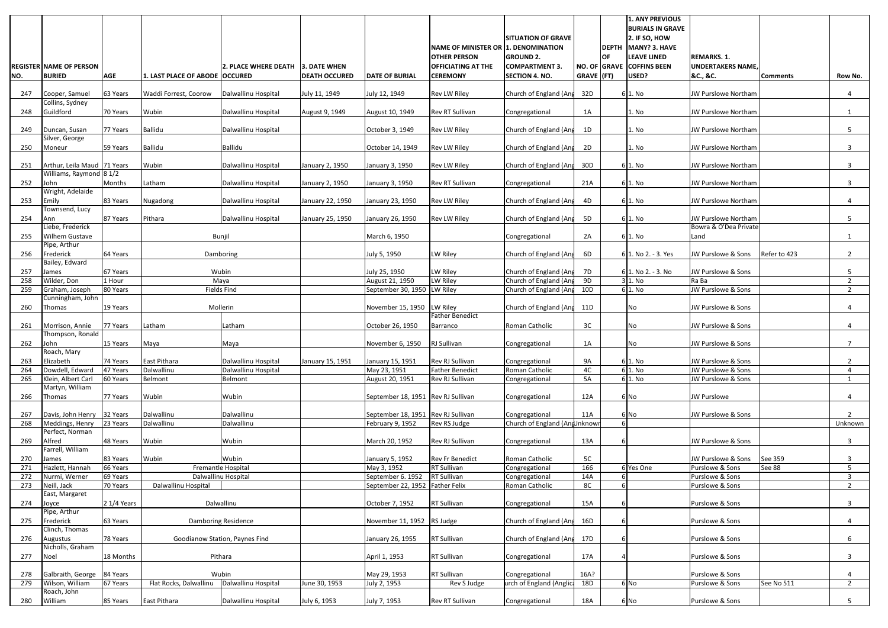| REGISTER NO. | NAME OF PERSON BURIED | AGE | 1. LAST PLACE OF ABODE | 2. PLACE WHERE DEATH OCCURED | 3. DATE WHEN DEATH OCCURED | DATE OF BURIAL | NAME OF MINISTER OR OTHER PERSON OFFICIATING AT THE CEREMONY | SITUATION OF GRAVE 1. DENOMINATION GROUND 2. COMPARTMENT 3. SECTION 4. NO. | NO. OF GRAVE | DEPTH OF GRAVE (FT) | 1. ANY PREVIOUS BURIALS IN GRAVE 2. IF SO, HOW MANY? 3. HAVE LEAVE LINED COFFINS BEEN USED? | REMARKS. 1. UNDERTAKERS NAME, &C., &C. | Comments | Row No. |
|---|---|---|---|---|---|---|---|---|---|---|---|---|---|---|
| 247 | Cooper, Samuel | 63 Years | Waddi Forrest, Coorow | Dalwallinu Hospital | July 11, 1949 | July 12, 1949 | Rev LW Riley | Church of England (Ang | 32D | 6 | 1. No | JW Purslowe Northam | | 4 |
| 248 | Collins, Sydney Guildford | 70 Years | Wubin | Dalwallinu Hospital | August 9, 1949 | August 10, 1949 | Rev RT Sullivan | Congregational | 1A | | 1. No | JW Purslowe Northam | | 1 |
| 249 | Duncan, Susan | 77 Years | Ballidu | Dalwallinu Hospital | | October 3, 1949 | Rev LW Riley | Church of England (Ang | 1D | | 1. No | JW Purslowe Northam | | 5 |
| 250 | Silver, George Moneur | 59 Years | Ballidu | Ballidu | | October 14, 1949 | Rev LW Riley | Church of England (Ang | 2D | | 1. No | JW Purslowe Northam | | 3 |
| 251 | Arthur, Leila Maud | 71 Years | Wubin | Dalwallinu Hospital | January 2, 1950 | January 3, 1950 | Rev LW Riley | Church of England (Ang | 30D | 6 | 1. No | JW Purslowe Northam | | 3 |
| 252 | Williams, Raymond John | 8 1/2 Months | Latham | Dalwallinu Hospital | January 2, 1950 | January 3, 1950 | Rev RT Sullivan | Congregational | 21A | 6 | 1. No | JW Purslowe Northam | | 3 |
| 253 | Wright, Adelaide Emily | 83 Years | Nugadong | Dalwallinu Hospital | January 22, 1950 | January 23, 1950 | Rev LW Riley | Church of England (Ang | 4D | 6 | 1. No | JW Purslowe Northam | | 4 |
| 254 | Townsend, Lucy Ann | 87 Years | Pithara | Dalwallinu Hospital | January 25, 1950 | January 26, 1950 | Rev LW Riley | Church of England (Ang | 5D | 6 | 1. No | JW Purslowe Northam | | 5 |
| 255 | Liebe, Frederick Wilhem Gustave | | Bunjil | | | March 6, 1950 | | Congregational | 2A | 6 | 1. No | Bowra & O'Dea Private Land | | 1 |
| 256 | Pipe, Arthur Frederick | 64 Years | Damboring | | | July 5, 1950 | LW Riley | Church of England (Ang | 6D | 6 | 1. No 2. - 3. Yes | JW Purslowe & Sons | Refer to 423 | 2 |
| 257 | Bailey, Edward James | 67 Years | Wubin | | | July 25, 1950 | LW Riley | Church of England (Ang | 7D | 6 | 1. No 2. - 3. No | JW Purslowe & Sons | | 5 |
| 258 | Wilder, Don | 1 Hour | Maya | | | August 21, 1950 | LW Riley | Church of England (Ang | 9D | 3 | 1. No | Ra Ba | | 2 |
| 259 | Graham, Joseph | 80 Years | Fields Find | | | September 30, 1950 | LW Riley | Church of England (Ang | 10D | 6 | 1. No | JW Purslowe & Sons | | 2 |
| 260 | Cunningham, John Thomas | 19 Years | Mollerin | | | November 15, 1950 | LW Riley | Church of England (Ang | 11D | | No | JW Purslowe & Sons | | 4 |
| 261 | Morrison, Annie | 77 Years | Latham | Latham | | October 26, 1950 | Father Benedict Barranco | Roman Catholic | 3C | | No | JW Purslowe & Sons | | 4 |
| 262 | Thompson, Ronald John | 15 Years | Maya | Maya | | November 6, 1950 | RJ Sullivan | Congregational | 1A | | No | JW Purslowe & Sons | | 7 |
| 263 | Roach, Mary Elizabeth | 74 Years | East Pithara | Dalwallinu Hospital | January 15, 1951 | January 15, 1951 | Rev RJ Sullivan | Congregational | 9A | 6 | 1. No | JW Purslowe & Sons | | 2 |
| 264 | Dowdell, Edward | 47 Years | Dalwallinu | Dalwallinu Hospital | | May 23, 1951 | Father Benedict | Roman Catholic | 4C | 6 | 1. No | JW Purslowe & Sons | | 4 |
| 265 | Klein, Albert Carl | 60 Years | Belmont | Belmont | | August 20, 1951 | Rev RJ Sullivan | Congregational | 5A | 6 | 1. No | JW Purslowe & Sons | | 1 |
| 266 | Martyn, William Thomas | 77 Years | Wubin | Wubin | | September 18, 1951 | Rev RJ Sullivan | Congregational | 12A | 6 | No | JW Purslowe | | 4 |
| 267 | Davis, John Henry | 32 Years | Dalwallinu | Dalwallinu | | September 18, 1951 | Rev RJ Sullivan | Congregational | 11A | 6 | No | JW Purslowe & Sons | | 2 |
| 268 | Meddings, Henry | 23 Years | Dalwallinu | Dalwallinu | | February 9, 1952 | Rev RS Judge | Church of England (Ang | Unknown | 6 | | | | Unknown |
| 269 | Perfect, Norman Alfred | 48 Years | Wubin | Wubin | | March 20, 1952 | Rev RJ Sullivan | Congregational | 13A | 6 | | JW Purslowe & Sons | | 3 |
| 270 | Farrell, William James | 83 Years | Wubin | Wubin | | January 5, 1952 | Rev Fr Benedict | Roman Catholic | 5C | | | JW Purslowe & Sons | See 359 | 3 |
| 271 | Hazlett, Hannah | 66 Years | Fremantle Hospital | | | May 3, 1952 | RT Sullivan | Congregational | 166 | 6 | Yes One | Purslowe & Sons | See 88 | 5 |
| 272 | Nurmi, Werner | 69 Years | Dalwallinu Hospital | | | September 6. 1952 | RT Sullivan | Congregational | 14A | 6 | | Purslowe & Sons | | 3 |
| 273 | Neill, Jack | 70 Years | Dalwallinu Hospital | | | September 22, 1952 | Father Felix | Roman Catholic | 8C | 6 | | Purslowe & Sons | | 2 |
| 274 | East, Margaret Joyce | 2 1/4 Years | Dalwallinu | | | October 7, 1952 | RT Sullivan | Congregational | 15A | 6 | | Purslowe & Sons | | 3 |
| 275 | Pipe, Arthur Frederick | 63 Years | Damboring Residence | | | November 11, 1952 | RS Judge | Church of England (Ang | 16D | 6 | | Purslowe & Sons | | 4 |
| 276 | Clinch, Thomas Augustus | 78 Years | Goodianow Station, Paynes Find | | | January 26, 1955 | RT Sullivan | Church of England (Ang | 17D | 6 | | Purslowe & Sons | | 6 |
| 277 | Nicholls, Graham Noel | 18 Months | Pithara | | | April 1, 1953 | RT Sullivan | Congregational | 17A | 4 | | Purslowe & Sons | | 3 |
| 278 | Galbraith, George | 84 Years | Wubin | | | May 29, 1953 | RT Sullivan | Congregational | 16A? | | | Purslowe & Sons | | 4 |
| 279 | Wilson, William | 67 Years | Flat Rocks, Dalwallinu | Dalwallinu Hospital | June 30, 1953 | July 2, 1953 | Rev S Judge | urch of England (Anglica | 18D | 6 | No | Purslowe & Sons | See No 511 | 2 |
| 280 | Roach, John William | 85 Years | East Pithara | Dalwallinu Hospital | July 6, 1953 | July 7, 1953 | Rev RT Sullivan | Congregational | 18A | 6 | No | Purslowe & Sons | | 5 |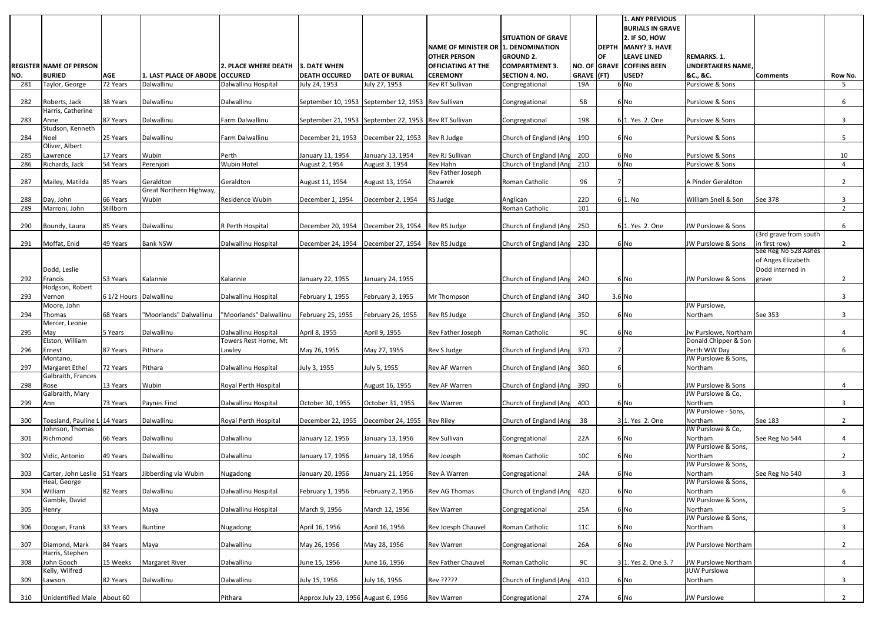| REGISTER NO. | NAME OF PERSON BURIED | AGE | 1. LAST PLACE OF ABODE | 2. PLACE WHERE DEATH OCCURED | 3. DATE WHEN DEATH OCCURED | DATE OF BURIAL | NAME OF MINISTER OR OTHER PERSON OFFICIATING AT THE CEREMONY | SITUATION OF GRAVE 1. DENOMINATION GROUND 2. COMPARTMENT 3. SECTION 4. NO. | NO. OF GRAVE | DEPTH OF GRAVE (FT) | 1. ANY PREVIOUS BURIALS IN GRAVE 2. IF SO, HOW MANY? 3. HAVE LEAVE LINED COFFINS BEEN USED? | REMARKS. 1. UNDERTAKERS NAME, &C., &C. | Comments | Row No. |
|---|---|---|---|---|---|---|---|---|---|---|---|---|---|---|
| 281 | Taylor, George | 72 Years | Dalwallinu | Dalwallinu Hospital | July 24, 1953 | July 27, 1953 | Rev RT Sullivan | Congregational | 19A | 6 | No | Purslowe & Sons | | 5 |
| 282 | Roberts, Jack | 38 Years | Dalwallinu | Dalwallinu | September 10, 1953 | September 12, 1953 | Rev Sullivan | Congregational | 5B | 6 | No | Purslowe & Sons | | 6 |
| 283 | Harris, Catherine Anne | 87 Years | Dalwallinu | Farm Dalwallinu | September 21, 1953 | September 22, 1953 | Rev RT Sullivan | Congregational | 198 | 6 | 1. Yes 2. One | Purslowe & Sons | | 3 |
| 284 | Studson, Kenneth Noel | 25 Years | Dalwallinu | Farm Dalwallinu | December 21, 1953 | December 22, 1953 | Rev R Judge | Church of England (Ang | 19D | 6 | No | Purslowe & Sons | | 5 |
| 285 | Oliver, Albert Lawrence | 17 Years | Wubin | Perth | January 11, 1954 | January 13, 1954 | Rev RJ Sullivan | Church of England (Ang | 20D | 6 | No | Purslowe & Sons | | 10 |
| 286 | Richards, Jack | 54 Years | Perenjori | Wubin Hotel | August 2, 1954 | August 3, 1954 | Rev Hahn | Church of England (Ang | 21D | 6 | No | Purslowe & Sons | | 4 |
| 287 | Mailey, Matilda | 85 Years | Geraldton | Geraldton | August 11, 1954 | August 13, 1954 | Rev Father Joseph Chawrek | Roman Catholic | 96 | 7 | | A Pinder Geraldton | | 2 |
| 288 | Day, John | 66 Years | Great Northern Highway, Wubin | Residence Wubin | December 1, 1954 | December 2, 1954 | RS Judge | Anglican | 22D | 6 | 1. No | William Snell & Son | See 378 | 3 |
| 289 | Marroni, John | Stillborn | | | | | | Roman Catholic | 101 | | | | | 2 |
| 290 | Boundy, Laura | 85 Years | Dalwallinu | R Perth Hospital | December 20, 1954 | December 23, 1954 | Rev RS Judge | Church of England (Ang | 25D | 6 | 1. Yes 2. One | JW Purslowe & Sons | | 6 |
| 291 | Moffat, Enid | 49 Years | Bank NSW | Dalwallinu Hospital | December 24, 1954 | December 27, 1954 | Rev RS Judge | Church of England (Ang | 23D | 6 | No | JW Purslowe & Sons | (3rd grave from south in first row) | 2 |
| 292 | Dodd, Leslie Francis | 53 Years | Kalannie | Kalannie | January 22, 1955 | January 24, 1955 | | Church of England (Ang | 24D | 6 | No | JW Purslowe & Sons | See Reg No 528 Ashes of Anges Elizabeth Dodd interned in grave | 2 |
| 293 | Hodgson, Robert Vernon | 6 1/2 Hours | Dalwallinu | Dalwallinu Hospital | February 1, 1955 | February 3, 1955 | Mr Thompson | Church of England (Ang | 34D | 3.6 | No | | | 3 |
| 294 | Moore, John Thomas | 68 Years | "Moorlands" Dalwallinu | "Moorlands" Dalwallinu | February 25, 1955 | February 26, 1955 | Rev RS Judge | Church of England (Ang | 35D | 6 | No | JW Purslowe, Northam | See 353 | 3 |
| 295 | Mercer, Leonie May | 5 Years | Dalwallinu | Dalwallinu Hospital | April 8, 1955 | April 9, 1955 | Rev Father Joseph | Roman Catholic | 9C | 6 | No | Jw Purslowe, Northam | | 4 |
| 296 | Elston, William Ernest | 87 Years | Pithara | Towers Rest Home, Mt Lawley | May 26, 1955 | May 27, 1955 | Rev S Judge | Church of England (Ang | 37D | 7 | | Donald Chipper & Son Perth WW Day | | 6 |
| 297 | Montano, Margaret Ethel | 72 Years | Pithara | Dalwallinu Hospital | July 3, 1955 | July 5, 1955 | Rev AF Warren | Church of England (Ang | 36D | 6 | | JW Purslowe & Sons, Northam | | |
| 298 | Galbraith, Frances Rose | 13 Years | Wubin | Royal Perth Hospital | | August 16, 1955 | Rev AF Warren | Church of England (Ang | 39D | 6 | | JW Purslowe & Sons | | 4 |
| 299 | Galbraith, Mary Ann | 73 Years | Paynes Find | Dalwallinu Hospital | October 30, 1955 | October 31, 1955 | Rev Warren | Church of England (Ang | 40D | 6 | No | JW Purslowe & Co, Northam | | 3 |
| 300 | Toesland, Pauline L | 14 Years | Dalwallinu | Royal Perth Hospital | December 22, 1955 | December 24, 1955 | Rev Riley | Church of England (Ang | 38 | 3 | 1. Yes 2. One | JW Purslowe - Sons, Northam | See 183 | 2 |
| 301 | Johnson, Thomas Richmond | 66 Years | Dalwallinu | Dalwallinu | January 12, 1956 | January 13, 1956 | Rev Sullivan | Congregational | 22A | 6 | No | JW Purslowe & Co, Northam | See Reg No 544 | 4 |
| 302 | Vidic, Antonio | 49 Years | Dalwallinu | Dalwallinu | January 17, 1956 | January 18, 1956 | Rev Joesph | Roman Catholic | 10C | 6 | No | JW Purslowe & Sons, Northam | | 2 |
| 303 | Carter, John Leslie | 51 Years | Jibberding via Wubin | Nugadong | January 20, 1956 | January 21, 1956 | Rev A Warren | Congregational | 24A | 6 | No | JW Purslowe & Sons, Northam | See Reg No 540 | 3 |
| 304 | Heal, George William | 82 Years | Dalwallinu | Dalwallinu Hospital | February 1, 1956 | February 2, 1956 | Rev AG Thomas | Church of England (Ang | 42D | 6 | No | JW Purslowe & Sons, Northam | | 6 |
| 305 | Gamble, David Henry | | Maya | Dalwallinu Hospital | March 9, 1956 | March 12, 1956 | Rev Warren | Congregational | 25A | 6 | No | JW Purslowe & Sons, Northam | | 5 |
| 306 | Doogan, Frank | 33 Years | Buntine | Nugadong | April 16, 1956 | April 16, 1956 | Rev Joesph Chauvel | Roman Catholic | 11C | 6 | No | JW Purslowe & Sons, Northam | | 3 |
| 307 | Diamond, Mark | 84 Years | Maya | Dalwallinu | May 26, 1956 | May 28, 1956 | Rev Warren | Congregational | 26A | 6 | No | JW Purslowe Northam | | 2 |
| 308 | Harris, Stephen John Gooch | 15 Weeks | Margaret River | Dalwallinu | June 15, 1956 | June 16, 1956 | Rev Father Chauvel | Roman Catholic | 9C | 3 | 1. Yes 2. One 3. ? | JW Purslowe Northam | | 4 |
| 309 | Kelly, Wilfred Lawson | 82 Years | Dalwallinu | Dalwallinu | July 15, 1956 | July 16, 1956 | Rev ????? | Church of England (Ang | 41D | 6 | No | JUW Purslowe Northam | | 3 |
| 310 | Unidentified Male | About 60 | | Pithara | Approx July 23, 1956 | August 6, 1956 | Rev Warren | Congregational | 27A | 6 | No | JW Purslowe | | 2 |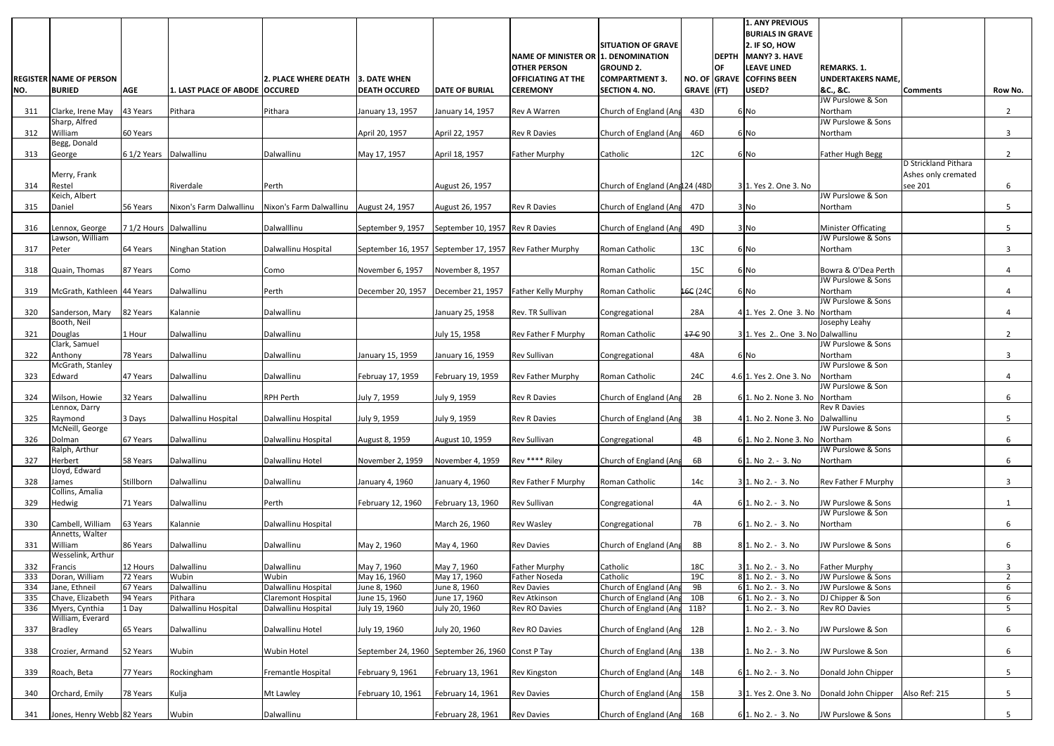| REGISTER NO. | NAME OF PERSON BURIED | AGE | 1. LAST PLACE OF ABODE | 2. PLACE WHERE DEATH OCCURED | 3. DATE WHEN DEATH OCCURED | DATE OF BURIAL | NAME OF MINISTER OR OTHER PERSON OFFICIATING AT THE CEREMONY | SITUATION OF GRAVE 1. DENOMINATION GROUND 2. COMPARTMENT 3. SECTION 4. NO. | NO. OF GRAVE | DEPTH OF GRAVE (FT) | 1. ANY PREVIOUS BURIALS IN GRAVE 2. IF SO, HOW MANY? 3. HAVE LEAVE LINED COFFINS BEEN USED? | REMARKS. 1. UNDERTAKERS NAME, &C., &C. | Comments | Row No. |
|---|---|---|---|---|---|---|---|---|---|---|---|---|---|---|
| 311 | Clarke, Irene May | 43 Years | Pithara | Pithara | January 13, 1957 | January 14, 1957 | Rev A Warren | Church of England (Ang | 43D | 6 | No | JW Purslowe & Son Northam | | 2 |
| 312 | Sharp, Alfred William | 60 Years | | | April 20, 1957 | April 22, 1957 | Rev R Davies | Church of England (Ang | 46D | 6 | No | JW Purslowe & Sons Northam | | 3 |
| 313 | Begg, Donald George | 6 1/2 Years | Dalwallinu | Dalwallinu | May 17, 1957 | April 18, 1957 | Father Murphy | Catholic | 12C | 6 | No | Father Hugh Begg | | 2 |
| 314 | Merry, Frank Restel | | Riverdale | Perth | | August 26, 1957 | | Church of England (Ang | 124 (48D | 3 | 1. Yes 2. One 3. No | | D Strickland Pithara Ashes only cremated see 201 | 6 |
| 315 | Keich, Albert Daniel | 56 Years | Nixon's Farm Dalwallinu | Nixon's Farm Dalwallinu | August 24, 1957 | August 26, 1957 | Rev R Davies | Church of England (Ang | 47D | 3 | No | JW Purslowe & Son Northam | | 5 |
| 316 | Lennox, George | 7 1/2 Hours | Dalwallinu | Dalwalllinu | September 9, 1957 | September 10, 1957 | Rev R Davies | Church of England (Ang | 49D | 3 | No | Minister Officating | | 5 |
| 317 | Lawson, William Peter | 64 Years | Ninghan Station | Dalwallinu Hospital | September 16, 1957 | September 17, 1957 | Rev Father Murphy | Roman Catholic | 13C | 6 | No | JW Purslowe & Sons Northam | | 3 |
| 318 | Quain, Thomas | 87 Years | Como | Como | November 6, 1957 | November 8, 1957 | | Roman Catholic | 15C | 6 | No | Bowra & O'Dea Perth | | 4 |
| 319 | McGrath, Kathleen | 44 Years | Dalwallinu | Perth | December 20, 1957 | December 21, 1957 | Father Kelly Murphy | Roman Catholic | ~~16C~~ (24C | 6 | No | JW Purslowe & Sons Northam | | 4 |
| 320 | Sanderson, Mary | 82 Years | Kalannie | Dalwallinu | | January 25, 1958 | Rev. TR Sullivan | Congregational | 28A | 4 | 1. Yes 2. One 3. No | JW Purslowe & Sons Northam | | 4 |
| 321 | Booth, Neil Douglas | 1 Hour | Dalwallinu | Dalwallinu | | July 15, 1958 | Rev Father F Murphy | Roman Catholic | ~~17 C~~ 90 | 3 | 1. Yes 2.. One 3. No | Josephy Leahy Dalwallinu | | 2 |
| 322 | Clark, Samuel Anthony | 78 Years | Dalwallinu | Dalwallinu | January 15, 1959 | January 16, 1959 | Rev Sullivan | Congregational | 48A | 6 | No | JW Purslowe & Sons Northam | | 3 |
| 323 | McGrath, Stanley Edward | 47 Years | Dalwallinu | Dalwallinu | Februay 17, 1959 | February 19, 1959 | Rev Father Murphy | Roman Catholic | 24C | 4.6 | 1. Yes 2. One 3. No | JW Purslowe & Son Northam | | 4 |
| 324 | Wilson, Howie | 32 Years | Dalwallinu | RPH Perth | July 7, 1959 | July 9, 1959 | Rev R Davies | Church of England (Ang | 2B | 6 | 1. No 2. None 3. No | JW Purslowe & Son Northam | | 6 |
| 325 | Lennox, Darry Raymond | 3 Days | Dalwallinu Hospital | Dalwallinu Hospital | July 9, 1959 | July 9, 1959 | Rev R Davies | Church of England (Ang | 3B | 4 | 1. No 2. None 3. No | Rev R Davies Dalwallinu | | 5 |
| 326 | McNeill, George Dolman | 67 Years | Dalwallinu | Dalwallinu Hospital | August 8, 1959 | August 10, 1959 | Rev Sullivan | Congregational | 4B | 6 | 1. No 2. None 3. No | JW Purslowe & Sons Northam | | 6 |
| 327 | Ralph, Arthur Herbert | 58 Years | Dalwallinu | Dalwallinu Hotel | November 2, 1959 | November 4, 1959 | Rev **** Riley | Church of England (Ang | 6B | 6 | 1. No 2. - 3. No | JW Purslowe & Sons Northam | | 6 |
| 328 | Lloyd, Edward James | Stillborn | Dalwallinu | Dalwallinu | January 4, 1960 | January 4, 1960 | Rev Father F Murphy | Roman Catholic | 14c | 3 | 1. No 2. - 3. No | Rev Father F Murphy | | 3 |
| 329 | Collins, Amalia Hedwig | 71 Years | Dalwallinu | Perth | February 12, 1960 | February 13, 1960 | Rev Sullivan | Congregational | 4A | 6 | 1. No 2. - 3. No | JW Purslowe & Sons | | 1 |
| 330 | Cambell, William | 63 Years | Kalannie | Dalwallinu Hospital | | March 26, 1960 | Rev Wasley | Congregational | 7B | 6 | 1. No 2. - 3. No | JW Purslowe & Son Northam | | 6 |
| 331 | Annetts, Walter William | 86 Years | Dalwallinu | Dalwallinu | May 2, 1960 | May 4, 1960 | Rev Davies | Church of England (Ang | 8B | 8 | 1. No 2. - 3. No | JW Purslowe & Sons | | 6 |
| 332 | Wesselink, Arthur Francis | 12 Hours | Dalwallinu | Dalwallinu | May 7, 1960 | May 7, 1960 | Father Murphy | Catholic | 18C | 3 | 1. No 2. - 3. No | Father Murphy | | 3 |
| 333 | Doran, William | 72 Years | Wubin | Wubin | May 16, 1960 | May 17, 1960 | Father Noseda | Catholic | 19C | 8 | 1. No 2. - 3. No | JW Purslowe & Sons | | 2 |
| 334 | Jane, Ethneil | 67 Years | Dalwallinu | Dalwallinu Hospital | June 8, 1960 | June 8, 1960 | Rev Davies | Church of England (Ang | 9B | 6 | 1. No 2. - 3. No | JW Purslowe & Sons | | 6 |
| 335 | Chave, Elizabeth | 94 Years | Pithara | Claremont Hospital | June 15, 1960 | June 17, 1960 | Rev Atkinson | Church of England (Ang | 10B | 6 | 1. No 2. - 3. No | DJ Chipper & Son | | 6 |
| 336 | Myers, Cynthia | 1 Day | Dalwallinu Hospital | Dalwallinu Hospital | July 19, 1960 | July 20, 1960 | Rev RO Davies | Church of England (Ang | 11B? | | 1. No 2. - 3. No | Rev RO Davies | | 5 |
| 337 | William, Everard Bradley | 65 Years | Dalwallinu | Dalwallinu Hotel | July 19, 1960 | July 20, 1960 | Rev RO Davies | Church of England (Ang | 12B | | 1. No 2. - 3. No | JW Purslowe & Son | | 6 |
| 338 | Crozier, Armand | 52 Years | Wubin | Wubin Hotel | September 24, 1960 | September 26, 1960 | Const P Tay | Church of England (Ang | 13B | | 1. No 2. - 3. No | JW Purslowe & Son | | 6 |
| 339 | Roach, Beta | 77 Years | Rockingham | Fremantle Hospital | February 9, 1961 | February 13, 1961 | Rev Kingston | Church of England (Ang | 14B | 6 | 1. No 2. - 3. No | Donald John Chipper | | 5 |
| 340 | Orchard, Emily | 78 Years | Kulja | Mt Lawley | February 10, 1961 | February 14, 1961 | Rev Davies | Church of England (Ang | 15B | 3 | 1. Yes 2. One 3. No | Donald John Chipper | Also Ref: 215 | 5 |
| 341 | Jones, Henry Webb | 82 Years | Wubin | Dalwallinu | | February 28, 1961 | Rev Davies | Church of England (Ang | 16B | 6 | 1. No 2. - 3. No | JW Purslowe & Sons | | 5 |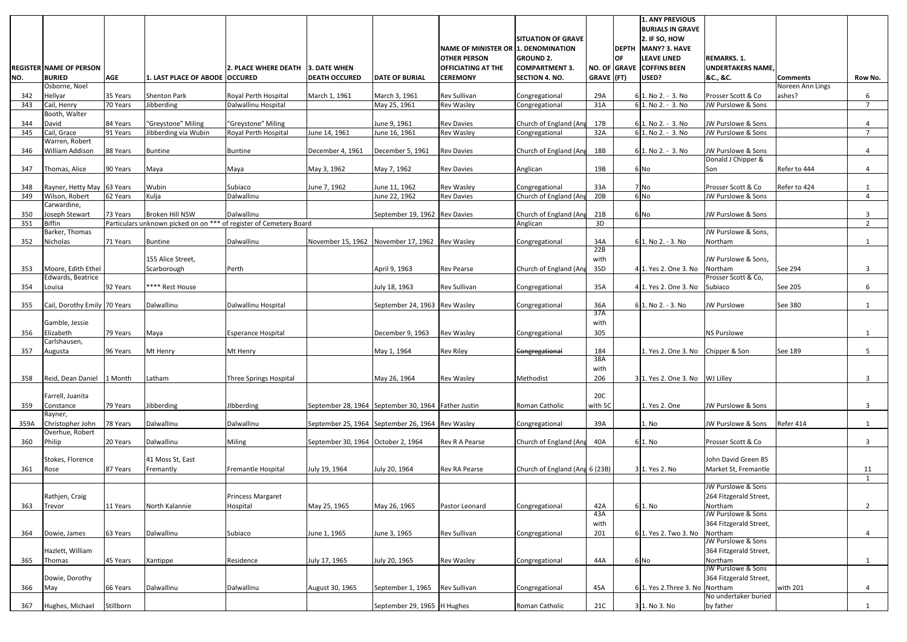| REGISTER NO. | NAME OF PERSON BURIED | AGE | 1. LAST PLACE OF ABODE | 2. PLACE WHERE DEATH OCCURED | 3. DATE WHEN DEATH OCCURED | DATE OF BURIAL | NAME OF MINISTER OR OTHER PERSON OFFICIATING AT THE CEREMONY | SITUATION OF GRAVE 1. DENOMINATION GROUND 2. COMPARTMENT 3. SECTION 4. NO. | NO. OF GRAVE | DEPTH OF GRAVE (FT) | 1. ANY PREVIOUS BURIALS IN GRAVE 2. IF SO, HOW MANY? 3. HAVE LEAVE LINED COFFINS BEEN USED? | REMARKS. 1. UNDERTAKERS NAME, &C., &C. | Comments | Row No. |
|---|---|---|---|---|---|---|---|---|---|---|---|---|---|---|
| 342 | Osborne, Noel Hellyar | 35 Years | Shenton Park | Royal Perth Hospital | March 1, 1961 | March 3, 1961 | Rev Sullivan | Congregational | 29A | 6 | 1. No 2. - 3. No | Prosser Scott & Co | Noreen Ann Lings ashes? | 6 |
| 343 | Cail, Henry | 70 Years | Jibberding | Dalwallinu Hospital | | May 25, 1961 | Rev Wasley | Congregational | 31A | 6 | 1. No 2. - 3. No | JW Purslowe & Sons | | 7 |
| 344 | Booth, Walter David | 84 Years | "Greystone" Miling | "Greystone" Miling | | June 9, 1961 | Rev Davies | Church of England (Ang | 17B | 6 | 1. No 2. - 3. No | JW Purslowe & Sons | | 4 |
| 345 | Cail, Grace | 91 Years | Jibberding via Wubin | Royal Perth Hospital | June 14, 1961 | June 16, 1961 | Rev Wasley | Congregational | 32A | 6 | 1. No 2. - 3. No | JW Purslowe & Sons | | 7 |
| 346 | Warren, Robert William Addison | 88 Years | Buntine | Buntine | December 4, 1961 | December 5, 1961 | Rev Davies | Church of England (Ang | 18B | 6 | 1. No 2. - 3. No | JW Purslowe & Sons | | 4 |
| 347 | Thomas, Alice | 90 Years | Maya | Maya | May 3, 1962 | May 7, 1962 | Rev Davies | Anglican | 19B | 6 | No | Donald J Chipper & Son | Refer to 444 | 4 |
| 348 | Rayner, Hetty May | 63 Years | Wubin | Subiaco | June 7, 1962 | June 11, 1962 | Rev Wasley | Congregational | 33A | 7 | No | Prosser Scott & Co | Refer to 424 | 1 |
| 349 | Wilson, Robert | 62 Years | Kulja | Dalwallinu | | June 22, 1962 | Rev Davies | Church of England (Ang | 20B | 6 | No | JW Purslowe & Sons | | 4 |
| 350 | Carwardine, Joseph Stewart | 73 Years | Broken Hill NSW | Dalwallinu | | September 19, 1962 | Rev Davies | Church of England (Ang | 21B | 6 | No | JW Purslowe & Sons | | 3 |
| 351 | Biffin | Particulars unknown picked on on *** of register of Cemetery Board | | | | | | Anglican | 3D | | | | | 2 |
| 352 | Barker, Thomas Nicholas | 71 Years | Buntine | Dalwallinu | November 15, 1962 | November 17, 1962 | Rev Wasley | Congregational | 34A | 6 | 1. No 2. - 3. No | JW Purslowe & Sons, Northam | | 1 |
| 353 | Moore, Edith Ethel | | 155 Alice Street, Scarborough | Perth | | April 9, 1963 | Rev Pearse | Church of England (Ang | 22B with 35D | 4 | 1. Yes 2. One 3. No | JW Purslowe & Sons, Northam | See 294 | 3 |
| 354 | Edwards, Beatrice Louisa | 92 Years | **** Rest House | | | July 18, 1963 | Rev Sullivan | Congregational | 35A | 4 | 1. Yes 2. One 3. No | Prosser Scott & Co, Subiaco | See 205 | 6 |
| 355 | Cail, Dorothy Emily | 70 Years | Dalwallinu | Dalwallinu Hospital | | September 24, 1963 | Rev Wasley | Congregational | 36A | 6 | 1. No 2. - 3. No | JW Purslowe | See 380 | 1 |
| 356 | Gamble, Jessie Elizabeth | 79 Years | Maya | Esperance Hospital | | December 9, 1963 | Rev Wasley | Congregational | 37A with 305 | | | NS Purslowe | | 1 |
| 357 | Carlshausen, Augusta | 96 Years | Mt Henry | Mt Henry | | May 1, 1964 | Rev Riley | ~~Congregational~~ | 184 | | 1. Yes 2. One 3. No | Chipper & Son | See 189 | 5 |
| 358 | Reid, Dean Daniel | 1 Month | Latham | Three Springs Hospital | | May 26, 1964 | Rev Wasley | Methodist | 38A with 206 | 3 | 1. Yes 2. One 3. No | WJ Lilley | | 3 |
| 359 | Farrell, Juanita Constance | 79 Years | Jibberding | JIbberding | September 28, 1964 | September 30, 1964 | Father Justin | Roman Catholic | 20C with 5C | | 1. Yes 2. One | JW Purslowe & Sons | | 3 |
| 359A | Rayner, Christopher John | 78 Years | Dalwallinu | Dalwallinu | September 25, 1964 | September 26, 1964 | Rev Wasley | Congregational | 39A | | 1. No | JW Purslowe & Sons | Refer 414 | 1 |
| 360 | Overhue, Robert Philip | 20 Years | Dalwallinu | Miling | September 30, 1964 | October 2, 1964 | Rev R A Pearse | Church of England (Ang | 40A | 6 | 1. No | Prosser Scott & Co | | 3 |
| 361 | Stokes, Florence Rose | 87 Years | 41 Moss St, East Fremantly | Fremantle Hospital | July 19, 1964 | July 20, 1964 | Rev RA Pearse | Church of England (Ang | 6 (23B) | 3 | 1. Yes 2. No | John David Green 85 Market St, Fremantle | | 11 |
| | | | | | | | | | | | | | | 1 |
| 363 | Rathjen, Craig Trevor | 11 Years | North Kalannie | Princess Margaret Hospital | May 25, 1965 | May 26, 1965 | Pastor Leonard | Congregational | 42A | 6 | 1. No | JW Purslowe & Sons 264 Fitzgerald Street, Northam | | 2 |
| 364 | Dowie, James | 63 Years | Dalwallinu | Subiaco | June 1, 1965 | June 3, 1965 | Rev Sullivan | Congregational | 43A with 201 | 6 | 1. Yes 2. Two 3. No | JW Purslowe & Sons 364 Fitzgerald Street, Northam | | 4 |
| 365 | Hazlett, William Thomas | 45 Years | Xantippe | Residence | July 17, 1965 | July 20, 1965 | Rev Wasley | Congregational | 44A | 6 | No | JW Purslowe & Sons 364 Fitzgerald Street, Northam | | 1 |
| 366 | Dowie, Dorothy May | 66 Years | Dalwallinu | Dalwallinu | August 30, 1965 | September 1, 1965 | Rev Sullivan | Congregational | 45A | 6 | 1. Yes 2.Three 3. No | JW Purslowe & Sons 364 Fitzgerald Street, Northam | with 201 | 4 |
| 367 | Hughes, Michael | Stillborn | | | | September 29, 1965 | H Hughes | Roman Catholic | 21C | 3 | 1. No 3. No | No undertaker buried by father | | 1 |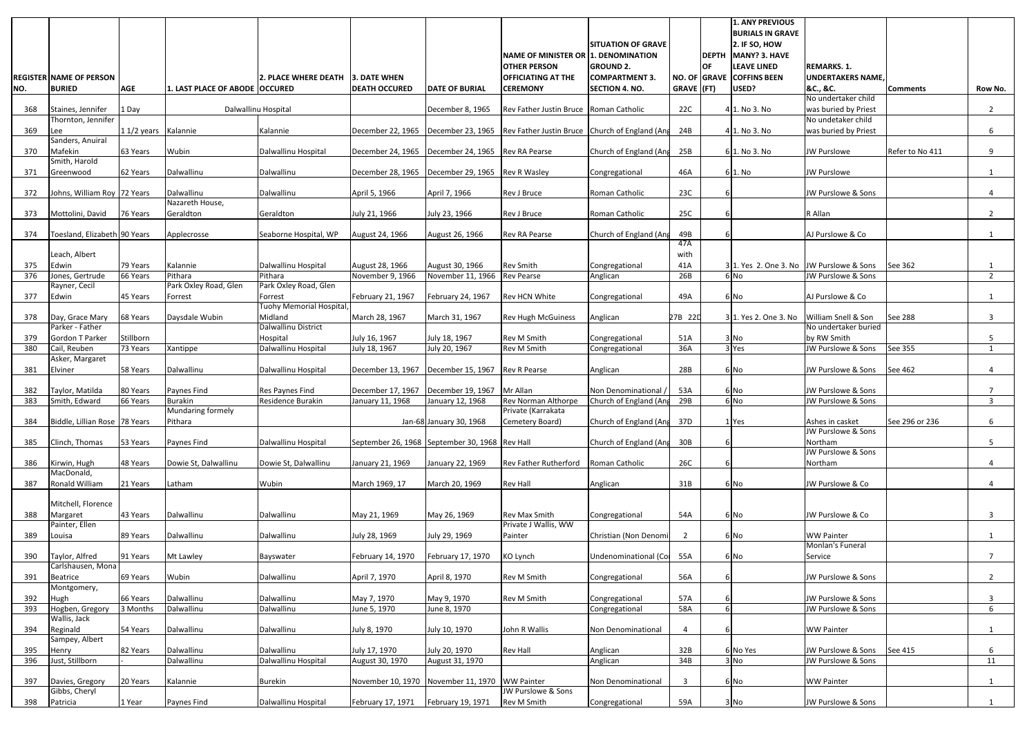| REGISTER NO. | NAME OF PERSON BURIED | AGE | 1. LAST PLACE OF ABODE | 2. PLACE WHERE DEATH OCCURED | 3. DATE WHEN DEATH OCCURED | DATE OF BURIAL | NAME OF MINISTER OR OTHER PERSON OFFICIATING AT THE CEREMONY | SITUATION OF GRAVE 1. DENOMINATION GROUND 2. COMPARTMENT 3. SECTION 4. NO. | NO. OF GRAVE | DEPTH OF GRAVE (FT) | 1. ANY PREVIOUS BURIALS IN GRAVE 2. IF SO, HOW MANY? 3. HAVE LEAVE LINED COFFINS BEEN USED? | REMARKS. 1. UNDERTAKERS NAME, &C., &C. | Comments | Row No. |
|---|---|---|---|---|---|---|---|---|---|---|---|---|---|---|
| 368 | Staines, Jennifer | 1 Day | Dalwallinu Hospital | | | December 8, 1965 | Rev Father Justin Bruce | Roman Catholic | 22C | 4 | 1. No 3. No | No undertaker child was buried by Priest | | 2 |
| 369 | Thornton, Jennifer Lee | 1 1/2 years | Kalannie | Kalannie | December 22, 1965 | December 23, 1965 | Rev Father Justin Bruce | Church of England (Ang | 24B | 4 | 1. No 3. No | No undetaker child was buried by Priest | | 6 |
| 370 | Sanders, Anuiral Mafekin | 63 Years | Wubin | Dalwallinu Hospital | December 24, 1965 | December 24, 1965 | Rev RA Pearse | Church of England (Ang | 25B | 6 | 1. No 3. No | JW Purslowe | Refer to No 411 | 9 |
| 371 | Smith, Harold Greenwood | 62 Years | Dalwallinu | Dalwallinu | December 28, 1965 | December 29, 1965 | Rev R Wasley | Congregational | 46A | 6 | 1. No | JW Purslowe | | 1 |
| 372 | Johns, William Roy | 72 Years | Dalwallinu | Dalwallinu | April 5, 1966 | April 7, 1966 | Rev J Bruce | Roman Catholic | 23C | 6 | | JW Purslowe & Sons | | 4 |
| 373 | Mottolini, David | 76 Years | Nazareth House, Geraldton | Geraldton | July 21, 1966 | July 23, 1966 | Rev J Bruce | Roman Catholic | 25C | 6 | | R Allan | | 2 |
| 374 | Toesland, Elizabeth | 90 Years | Applecrosse | Seaborne Hospital, WP | August 24, 1966 | August 26, 1966 | Rev RA Pearse | Church of England (Ang | 49B | 6 | | AJ Purslowe & Co | | 1 |
| 375 | Leach, Albert Edwin | 79 Years | Kalannie | Dalwallinu Hospital | August 28, 1966 | August 30, 1966 | Rev Smith | Congregational | 47A with 41A | 3 | 1. Yes 2. One 3. No | JW Purslowe & Sons | See 362 | 1 |
| 376 | Jones, Gertrude | 66 Years | Pithara | Pithara | November 9, 1966 | November 11, 1966 | Rev Pearse | Anglican | 26B | 6 | No | JW Purslowe & Sons | | 2 |
| 377 | Rayner, Cecil Edwin | 45 Years | Park Oxley Road, Glen Forrest | Park Oxley Road, Glen Forrest | February 21, 1967 | February 24, 1967 | Rev HCN White | Congregational | 49A | 6 | No | AJ Purslowe & Co | | 1 |
| 378 | Day, Grace Mary | 68 Years | Daysdale Wubin | Tuohy Memorial Hospital, Midland | March 28, 1967 | March 31, 1967 | Rev Hugh McGuiness | Anglican | 27B 22D | 3 | 1. Yes 2. One 3. No | William Snell & Son | See 288 | 3 |
| 379 | Parker - Father Gordon T Parker | Stillborn | | Dalwallinu District Hospital | July 16, 1967 | July 18, 1967 | Rev M Smith | Congregational | 51A | 3 | No | No undertaker buried by RW Smith | | 5 |
| 380 | Cail, Reuben | 73 Years | Xantippe | Dalwallinu Hospital | July 18, 1967 | July 20, 1967 | Rev M Smith | Congregational | 36A | 3 | Yes | JW Purslowe & Sons | See 355 | 1 |
| 381 | Asker, Margaret Elviner | 58 Years | Dalwallinu | Dalwallinu Hospital | December 13, 1967 | December 15, 1967 | Rev R Pearse | Anglican | 28B | 6 | No | JW Purslowe & Sons | See 462 | 4 |
| 382 | Taylor, Matilda | 80 Years | Paynes Find | Res Paynes Find | December 17, 1967 | December 19, 1967 | Mr Allan | Non Denominational / | 53A | 6 | No | JW Purslowe & Sons | | 7 |
| 383 | Smith, Edward | 66 Years | Burakin | Residence Burakin | January 11, 1968 | January 12, 1968 | Rev Norman Althorpe | Church of England (Ang | 29B | 6 | No | JW Purslowe & Sons | | 3 |
| 384 | Biddle, Lillian Rose | 78 Years | Mundaring formely Pithara | | Jan-68 | January 30, 1968 | Private (Karrakata Cemetery Board) | Church of England (Ang | 37D | 1 | Yes | Ashes in casket | See 296 or 236 | 6 |
| 385 | Clinch, Thomas | 53 Years | Paynes Find | Dalwallinu Hospital | September 26, 1968 | September 30, 1968 | Rev Hall | Church of England (Ang | 30B | 6 | | JW Purslowe & Sons Northam | | 5 |
| 386 | Kirwin, Hugh | 48 Years | Dowie St, Dalwallinu | Dowie St, Dalwallinu | January 21, 1969 | January 22, 1969 | Rev Father Rutherford | Roman Catholic | 26C | 6 | | JW Purslowe & Sons Northam | | 4 |
| 387 | MacDonald, Ronald William | 21 Years | Latham | Wubin | March 1969, 17 | March 20, 1969 | Rev Hall | Anglican | 31B | 6 | No | JW Purslowe & Co | | 4 |
| 388 | Mitchell, Florence Margaret | 43 Years | Dalwallinu | Dalwallinu | May 21, 1969 | May 26, 1969 | Rev Max Smith | Congregational | 54A | 6 | No | JW Purslowe & Co | | 3 |
| 389 | Painter, Ellen Louisa | 89 Years | Dalwallinu | Dalwallinu | July 28, 1969 | July 29, 1969 | Private J Wallis, WW Painter | Christian (Non Denomi | 2 | 6 | No | WW Painter | | 1 |
| 390 | Taylor, Alfred | 91 Years | Mt Lawley | Bayswater | February 14, 1970 | February 17, 1970 | KO Lynch | Undenominational (Co | 55A | 6 | No | Monlan's Funeral Service | | 7 |
| 391 | Carlshausen, Mona Beatrice | 69 Years | Wubin | Dalwallinu | April 7, 1970 | April 8, 1970 | Rev M Smith | Congregational | 56A | 6 | | JW Purslowe & Sons | | 2 |
| 392 | Montgomery, Hugh | 66 Years | Dalwallinu | Dalwallinu | May 7, 1970 | May 9, 1970 | Rev M Smith | Congregational | 57A | 6 | | JW Purslowe & Sons | | 3 |
| 393 | Hogben, Gregory | 3 Months | Dalwallinu | Dalwallinu | June 5, 1970 | June 8, 1970 | | Congregational | 58A | 6 | | JW Purslowe & Sons | | 6 |
| 394 | Wallis, Jack Reginald | 54 Years | Dalwallinu | Dalwallinu | July 8, 1970 | July 10, 1970 | John R Wallis | Non Denominational | 4 | 6 | | WW Painter | | 1 |
| 395 | Sampey, Albert Henry | 82 Years | Dalwallinu | Dalwallinu | July 17, 1970 | July 20, 1970 | Rev Hall | Anglican | 32B | 6 | No Yes | JW Purslowe & Sons | See 415 | 6 |
| 396 | Just, Stillborn | - | Dalwallinu | Dalwallinu Hospital | August 30, 1970 | August 31, 1970 | | Anglican | 34B | 3 | No | JW Purslowe & Sons | | 11 |
| 397 | Davies, Gregory | 20 Years | Kalannie | Burekin | November 10, 1970 | November 11, 1970 | WW Painter | Non Denominational | 3 | 6 | No | WW Painter | | 1 |
| 398 | Gibbs, Cheryl Patricia | 1 Year | Paynes Find | Dalwallinu Hospital | February 17, 1971 | February 19, 1971 | JW Purslowe & Sons Rev M Smith | Congregational | 59A | 3 | No | JW Purslowe & Sons | | 1 |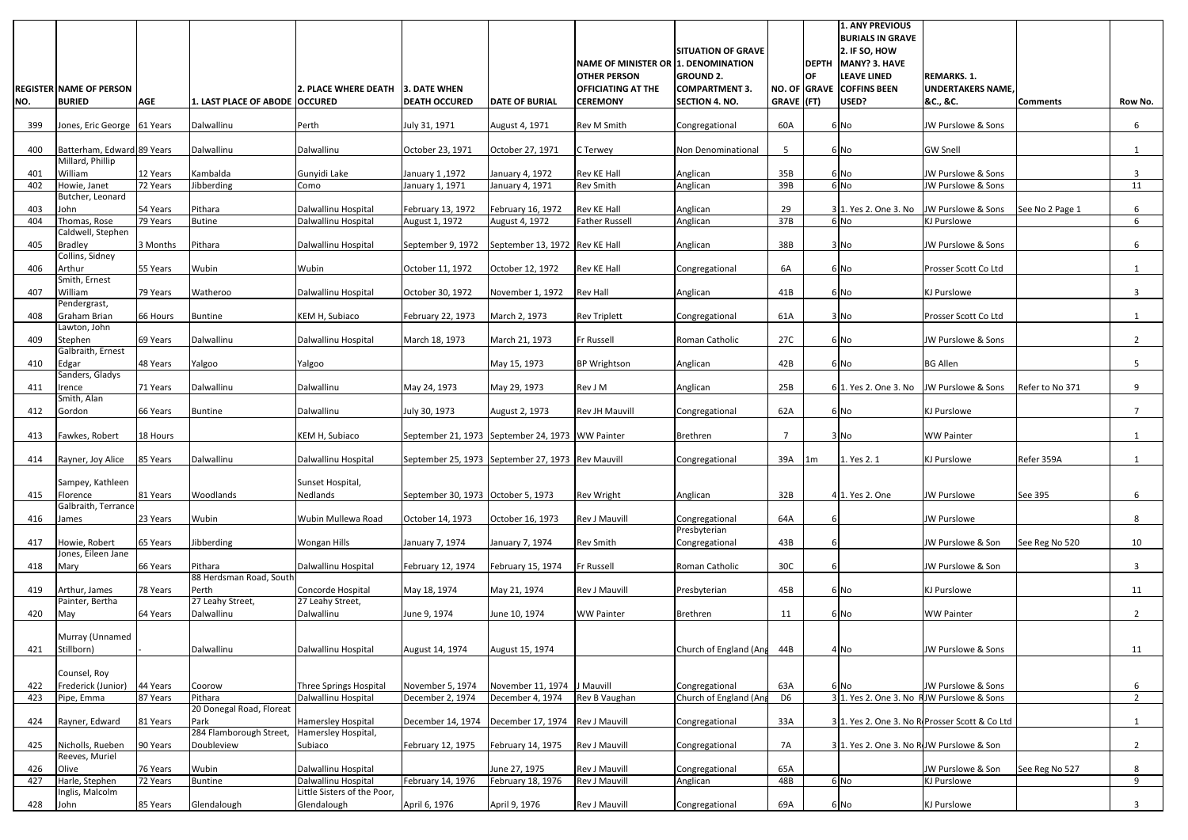| REGISTER NO. | NAME OF PERSON BURIED | AGE | 1. LAST PLACE OF ABODE | 2. PLACE WHERE DEATH OCCURED | 3. DATE WHEN DEATH OCCURED | DATE OF BURIAL | NAME OF MINISTER OR OTHER PERSON OFFICIATING AT THE CEREMONY | SITUATION OF GRAVE 1. DENOMINATION GROUND 2. COMPARTMENT 3. SECTION 4. NO. | NO. OF GRAVE | DEPTH OF GRAVE (FT) | 1. ANY PREVIOUS BURIALS IN GRAVE 2. IF SO, HOW MANY? 3. HAVE LEAVE LINED COFFINS BEEN USED? | REMARKS. 1. UNDERTAKERS NAME, &C., &C. | Comments | Row No. |
|---|---|---|---|---|---|---|---|---|---|---|---|---|---|---|
| 399 | Jones, Eric George | 61 Years | Dalwallinu | Perth | July 31, 1971 | August 4, 1971 | Rev M Smith | Congregational | 60A | 6 | No | JW Purslowe & Sons | | 6 |
| 400 | Batterham, Edward | 89 Years | Dalwallinu | Dalwallinu | October 23, 1971 | October 27, 1971 | C Terwey | Non Denominational | 5 | 6 | No | GW Snell | | 1 |
| 401 | Millard, Phillip William | 12 Years | Kambalda | Gunyidi Lake | January 1 ,1972 | January 4, 1972 | Rev KE Hall | Anglican | 35B | 6 | No | JW Purslowe & Sons | | 3 |
| 402 | Howie, Janet | 72 Years | Jibberding | Como | January 1, 1971 | January 4, 1971 | Rev Smith | Anglican | 39B | 6 | No | JW Purslowe & Sons | | 11 |
| 403 | Butcher, Leonard John | 54 Years | Pithara | Dalwallinu Hospital | February 13, 1972 | February 16, 1972 | Rev KE Hall | Anglican | 29 | 3 | 1. Yes 2. One 3. No | JW Purslowe & Sons | See No 2 Page 1 | 6 |
| 404 | Thomas, Rose | 79 Years | Butine | Dalwallinu Hospital | August 1, 1972 | August 4, 1972 | Father Russell | Anglican | 37B | 6 | No | KJ Purslowe | | 6 |
| 405 | Caldwell, Stephen Bradley | 3 Months | Pithara | Dalwallinu Hospital | September 9, 1972 | September 13, 1972 | Rev KE Hall | Anglican | 38B | 3 | No | JW Purslowe & Sons | | 6 |
| 406 | Collins, Sidney Arthur | 55 Years | Wubin | Wubin | October 11, 1972 | October 12, 1972 | Rev KE Hall | Congregational | 6A | 6 | No | Prosser Scott Co Ltd | | 1 |
| 407 | Smith, Ernest William | 79 Years | Watheroo | Dalwallinu Hospital | October 30, 1972 | November 1, 1972 | Rev Hall | Anglican | 41B | 6 | No | KJ Purslowe | | 3 |
| 408 | Pendergrast, Graham Brian | 66 Hours | Buntine | KEM H, Subiaco | February 22, 1973 | March 2, 1973 | Rev Triplett | Congregational | 61A | 3 | No | Prosser Scott Co Ltd | | 1 |
| 409 | Lawton, John Stephen | 69 Years | Dalwallinu | Dalwallinu Hospital | March 18, 1973 | March 21, 1973 | Fr Russell | Roman Catholic | 27C | 6 | No | JW Purslowe & Sons | | 2 |
| 410 | Galbraith, Ernest Edgar | 48 Years | Yalgoo | Yalgoo | | May 15, 1973 | BP Wrightson | Anglican | 42B | 6 | No | BG Allen | | 5 |
| 411 | Sanders, Gladys Irence | 71 Years | Dalwallinu | Dalwallinu | May 24, 1973 | May 29, 1973 | Rev J M | Anglican | 25B | 6 | 1. Yes 2. One 3. No | JW Purslowe & Sons | Refer to No 371 | 9 |
| 412 | Smith, Alan Gordon | 66 Years | Buntine | Dalwallinu | July 30, 1973 | August 2, 1973 | Rev JH Mauvill | Congregational | 62A | 6 | No | KJ Purslowe | | 7 |
| 413 | Fawkes, Robert | 18 Hours | | KEM H, Subiaco | September 21, 1973 | September 24, 1973 | WW Painter | Brethren | 7 | 3 | No | WW Painter | | 1 |
| 414 | Rayner, Joy Alice | 85 Years | Dalwallinu | Dalwallinu Hospital | September 25, 1973 | September 27, 1973 | Rev Mauvill | Congregational | 39A | 1m | 1. Yes 2. 1 | KJ Purslowe | Refer 359A | 1 |
| 415 | Sampey, Kathleen Florence | 81 Years | Woodlands | Sunset Hospital, Nedlands | September 30, 1973 | October 5, 1973 | Rev Wright | Anglican | 32B | 4 | 1. Yes 2. One | JW Purslowe | See 395 | 6 |
| 416 | Galbraith, Terrance James | 23 Years | Wubin | Wubin Mullewa Road | October 14, 1973 | October 16, 1973 | Rev J Mauvill | Congregational | 64A | 6 | | JW Purslowe | | 8 |
| 417 | Howie, Robert | 65 Years | Jibberding | Wongan Hills | January 7, 1974 | January 7, 1974 | Rev Smith | Presbyterian Congregational | 43B | 6 | | JW Purslowe & Son | See Reg No 520 | 10 |
| 418 | Jones, Eileen Jane Mary | 66 Years | Pithara | Dalwallinu Hospital | February 12, 1974 | February 15, 1974 | Fr Russell | Roman Catholic | 30C | 6 | | JW Purslowe & Son | | 3 |
| 419 | Arthur, James | 78 Years | 88 Herdsman Road, South Perth | Concorde Hospital | May 18, 1974 | May 21, 1974 | Rev J Mauvill | Presbyterian | 45B | 6 | No | KJ Purslowe | | 11 |
| 420 | Painter, Bertha May | 64 Years | 27 Leahy Street, Dalwallinu | 27 Leahy Street, Dalwallinu | June 9, 1974 | June 10, 1974 | WW Painter | Brethren | 11 | 6 | No | WW Painter | | 2 |
| 421 | Murray (Unnamed Stillborn) | - | Dalwallinu | Dalwallinu Hospital | August 14, 1974 | August 15, 1974 | | Church of England (Ang | 44B | 4 | No | JW Purslowe & Sons | | 11 |
| 422 | Counsel, Roy Frederick (Junior) | 44 Years | Coorow | Three Springs Hospital | November 5, 1974 | November 11, 1974 | J Mauvill | Congregational | 63A | 6 | No | JW Purslowe & Sons | | 6 |
| 423 | Pipe, Emma | 87 Years | Pithara | Dalwallinu Hospital | December 2, 1974 | December 4, 1974 | Rev B Vaughan | Church of England (Ang | D6 | 3 | 1. Yes 2. One 3. No R | JW Purslowe & Sons | | 2 |
| 424 | Rayner, Edward | 81 Years | 20 Donegal Road, Floreat Park | Hamersley Hospital | December 14, 1974 | December 17, 1974 | Rev J Mauvill | Congregational | 33A | 3 | 1. Yes 2. One 3. No R | Prosser Scott & Co Ltd | | 1 |
| 425 | Nicholls, Rueben | 90 Years | 284 Flamborough Street, Doubleview | Hamersley Hospital, Subiaco | February 12, 1975 | February 14, 1975 | Rev J Mauvill | Congregational | 7A | 3 | 1. Yes 2. One 3. No R | JW Purslowe & Son | | 2 |
| 426 | Reeves, Muriel Olive | 76 Years | Wubin | Dalwallinu Hospital | | June 27, 1975 | Rev J Mauvill | Congregational | 65A | | | JW Purslowe & Son | See Reg No 527 | 8 |
| 427 | Harle, Stephen | 72 Years | Buntine | Dalwallinu Hospital | February 14, 1976 | February 18, 1976 | Rev J Mauvill | Anglican | 48B | 6 | No | KJ Purslowe | | 9 |
| 428 | Inglis, Malcolm John | 85 Years | Glendalough | Little Sisters of the Poor, Glendalough | April 6, 1976 | April 9, 1976 | Rev J Mauvill | Congregational | 69A | 6 | No | KJ Purslowe | | 3 |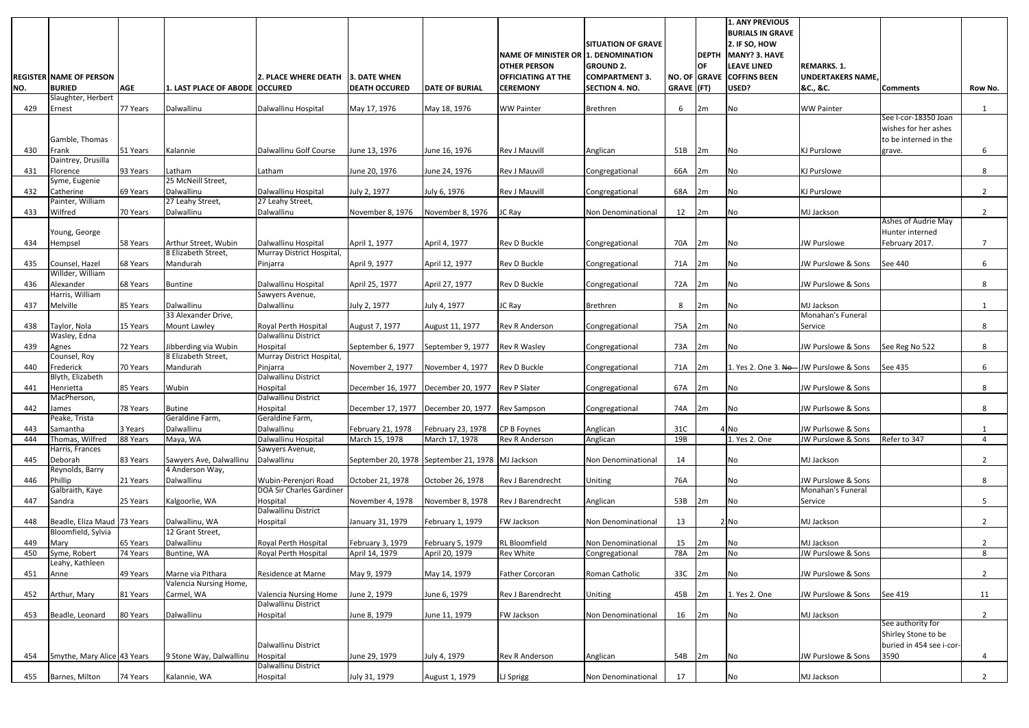| REGISTER NO. | NAME OF PERSON BURIED | AGE | 1. LAST PLACE OF ABODE | 2. PLACE WHERE DEATH OCCURED | 3. DATE WHEN DEATH OCCURED | DATE OF BURIAL | NAME OF MINISTER OR OTHER PERSON OFFICIATING AT THE CEREMONY | SITUATION OF GRAVE 1. DENOMINATION GROUND 2. COMPARTMENT 3. SECTION 4. NO. | NO. OF GRAVE | DEPTH OF GRAVE (FT) | 1. ANY PREVIOUS BURIALS IN GRAVE 2. IF SO, HOW MANY? 3. HAVE LEAVE LINED COFFINS BEEN USED? | REMARKS. 1. UNDERTAKERS NAME, &C., &C. | Comments | Row No. |
|---|---|---|---|---|---|---|---|---|---|---|---|---|---|---|
| 429 | Slaughter, Herbert Ernest | 77 Years | Dalwallinu | Dalwallinu Hospital | May 17, 1976 | May 18, 1976 | WW Painter | Brethren | 6 | 2m | No | WW Painter | | 1 |
| 430 | Gamble, Thomas Frank | 51 Years | Kalannie | Dalwallinu Golf Course | June 13, 1976 | June 16, 1976 | Rev J Mauvill | Anglican | 51B | 2m | No | KJ Purslowe | See I-cor-18350 Joan wishes for her ashes to be interned in the grave. | 6 |
| 431 | Daintrey, Drusilla Florence | 93 Years | Latham | Latham | June 20, 1976 | June 24, 1976 | Rev J Mauvill | Congregational | 66A | 2m | No | KJ Purslowe | | 8 |
| 432 | Syme, Eugenie Catherine | 69 Years | 25 McNeill Street, Dalwallinu | Dalwallinu Hospital | July 2, 1977 | July 6, 1976 | Rev J Mauvill | Congregational | 68A | 2m | No | KJ Purslowe | | 2 |
| 433 | Painter, William Wilfred | 70 Years | 27 Leahy Street, Dalwallinu | 27 Leahy Street, Dalwallinu | November 8, 1976 | November 8, 1976 | JC Ray | Non Denominational | 12 | 2m | No | MJ Jackson | | 2 |
| 434 | Young, George Hempsel | 58 Years | Arthur Street, Wubin | Dalwallinu Hospital | April 1, 1977 | April 4, 1977 | Rev D Buckle | Congregational | 70A | 2m | No | JW Purslowe | Ashes of Audrie May Hunter interned February 2017. | 7 |
| 435 | Counsel, Hazel | 68 Years | 8 Elizabeth Street, Mandurah | Murray District Hospital, Pinjarra | April 9, 1977 | April 12, 1977 | Rev D Buckle | Congregational | 71A | 2m | No | JW Purslowe & Sons | See 440 | 6 |
| 436 | Willder, William Alexander | 68 Years | Buntine | Dalwallinu Hospital | April 25, 1977 | April 27, 1977 | Rev D Buckle | Congregational | 72A | 2m | No | JW Purslowe & Sons | | 8 |
| 437 | Harris, William Melville | 85 Years | Dalwallinu | Sawyers Avenue, Dalwallinu | July 2, 1977 | July 4, 1977 | JC Ray | Brethren | 8 | 2m | No | MJ Jackson | | 1 |
| 438 | Taylor, Nola | 15 Years | 33 Alexander Drive, Mount Lawley | Royal Perth Hospital | August 7, 1977 | August 11, 1977 | Rev R Anderson | Congregational | 75A | 2m | No | Monahan's Funeral Service | | 8 |
| 439 | Wasley, Edna Agnes | 72 Years | Jibberding via Wubin | Dalwallinu District Hospital | September 6, 1977 | September 9, 1977 | Rev R Wasley | Congregational | 73A | 2m | No | JW Purslowe & Sons | See Reg No 522 | 8 |
| 440 | Counsel, Roy Frederick | 70 Years | 8 Elizabeth Street, Mandurah | Murray District Hospital, Pinjarra | November 2, 1977 | November 4, 1977 | Rev D Buckle | Congregational | 71A | 2m | 1. Yes 2. One 3. ~~No~~ | JW Purslowe & Sons | See 435 | 6 |
| 441 | Blyth, Elizabeth Henrietta | 85 Years | Wubin | Dalwallinu District Hospital | December 16, 1977 | December 20, 1977 | Rev P Slater | Congregational | 67A | 2m | No | JW Purslowe & Sons | | 8 |
| 442 | MacPherson, James | 78 Years | Butine | Dalwallinu District Hospital | December 17, 1977 | December 20, 1977 | Rev Sampson | Congregational | 74A | 2m | No | JW Purlsowe & Sons | | 8 |
| 443 | Peake, Trista Samantha | 3 Years | Geraldine Farm, Dalwallinu | Geraldine Farm, Dalwallinu | February 21, 1978 | February 23, 1978 | CP B Foynes | Anglican | 31C | 4 | No | JW Purslowe & Sons | | 1 |
| 444 | Thomas, Wilfred | 88 Years | Maya, WA | Dalwallinu Hospital | March 15, 1978 | March 17, 1978 | Rev R Anderson | Anglican | 19B | | 1. Yes 2. One | JW Purslowe & Sons | Refer to 347 | 4 |
| 445 | Harris, Frances Deborah | 83 Years | Sawyers Ave, Dalwallinu | Sawyers Avenue, Dalwallinu | September 20, 1978 | September 21, 1978 | MJ Jackson | Non Denominational | 14 | | No | MJ Jackson | | 2 |
| 446 | Reynolds, Barry Phillip | 21 Years | 4 Anderson Way, Dalwallinu | Wubin-Perenjori Road | October 21, 1978 | October 26, 1978 | Rev J Barendrecht | Uniting | 76A | | No | JW Purslowe & Sons | | 8 |
| 447 | Galbraith, Kaye Sandra | 25 Years | Kalgoorlie, WA | DOA Sir Charles Gardiner Hospital | November 4, 1978 | November 8, 1978 | Rev J Barendrecht | Anglican | 53B | 2m | No | Monahan's Funeral Service | | 5 |
| 448 | Beadle, Eliza Maud | 73 Years | Dalwallinu, WA | Dalwallinu District Hospital | January 31, 1979 | February 1, 1979 | FW Jackson | Non Denominational | 13 | 2 | No | MJ Jackson | | 2 |
| 449 | Bloomfield, Sylvia Mary | 65 Years | 12 Grant Street, Dalwallinu | Royal Perth Hospital | February 3, 1979 | February 5, 1979 | RL Bloomfield | Non Denominational | 15 | 2m | No | MJ Jackson | | 2 |
| 450 | Syme, Robert | 74 Years | Buntine, WA | Royal Perth Hospital | April 14, 1979 | April 20, 1979 | Rev White | Congregational | 78A | 2m | No | JW Purslowe & Sons | | 8 |
| 451 | Leahy, Kathleen Anne | 49 Years | Marne via Pithara | Residence at Marne | May 9, 1979 | May 14, 1979 | Father Corcoran | Roman Catholic | 33C | 2m | No | JW Purslowe & Sons | | 2 |
| 452 | Arthur, Mary | 81 Years | Valencia Nursing Home, Carmel, WA | Valencia Nursing Home | June 2, 1979 | June 6, 1979 | Rev J Barendrecht | Uniting | 45B | 2m | 1. Yes 2. One | JW Purslowe & Sons | See 419 | 11 |
| 453 | Beadle, Leonard | 80 Years | Dalwallinu | Dalwallinu District Hospital | June 8, 1979 | June 11, 1979 | FW Jackson | Non Denominational | 16 | 2m | No | MJ Jackson | | 2 |
| 454 | Smythe, Mary Alice | 43 Years | 9 Stone Way, Dalwallinu | Dalwallinu District Hospital | June 29, 1979 | July 4, 1979 | Rev R Anderson | Anglican | 54B | 2m | No | JW Purslowe & Sons | See authority for Shirley Stone to be buried in 454 see i-cor-3590 | 4 |
| 455 | Barnes, Milton | 74 Years | Kalannie, WA | Dalwallinu District Hospital | July 31, 1979 | August 1, 1979 | LJ Sprigg | Non Denominational | 17 | | No | MJ Jackson | | 2 |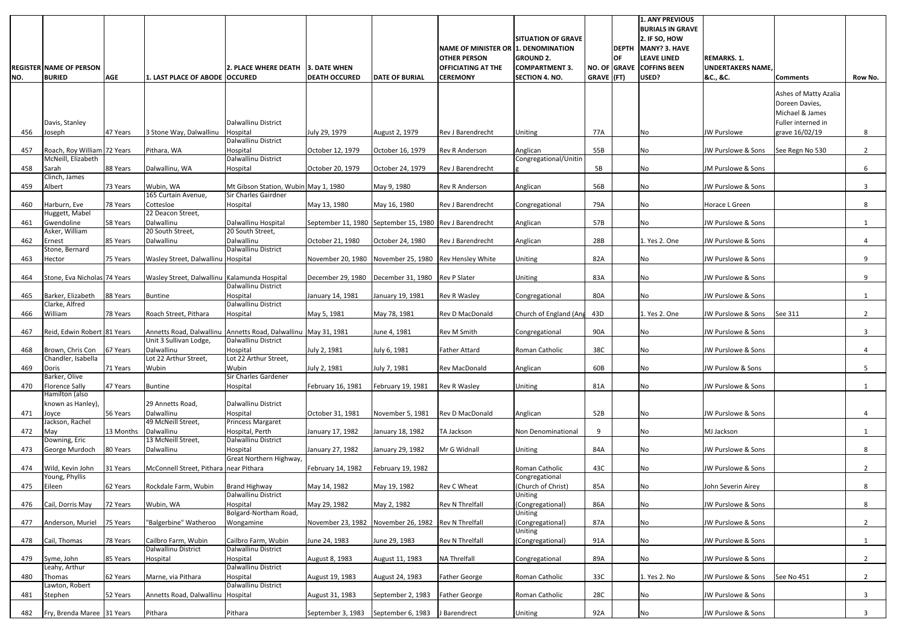| REGISTER NO. | NAME OF PERSON BURIED | AGE | 1. LAST PLACE OF ABODE | 2. PLACE WHERE DEATH OCCURED | 3. DATE WHEN DEATH OCCURED | DATE OF BURIAL | NAME OF MINISTER OR OTHER PERSON OFFICIATING AT THE CEREMONY | SITUATION OF GRAVE 1. DENOMINATION GROUND 2. COMPARTMENT 3. SECTION 4. NO. | NO. OF GRAVE | DEPTH OF GRAVE (FT) | 1. ANY PREVIOUS BURIALS IN GRAVE 2. IF SO, HOW MANY? 3. HAVE LEAVE LINED COFFINS BEEN USED? | REMARKS. 1. UNDERTAKERS NAME, &C., &C. | Comments | Row No. |
|---|---|---|---|---|---|---|---|---|---|---|---|---|---|---|
| 456 | Davis, Stanley Joseph | 47 Years | 3 Stone Way, Dalwallinu | Dalwallinu District Hospital | July 29, 1979 | August 2, 1979 | Rev J Barendrecht | Uniting | 77A | | No | JW Purslowe | Ashes of Matty Azalia Doreen Davies, Michael & James Fuller interned in grave 16/02/19 | 8 |
| 457 | Roach, Roy William | 72 Years | Pithara, WA | Dalwallinu District Hospital | October 12, 1979 | October 16, 1979 | Rev R Anderson | Anglican | 55B | | No | JW Purslowe & Sons | See Regn No 530 | 2 |
| 458 | McNeill, Elizabeth Sarah | 88 Years | Dalwallinu, WA | Dalwallinu District Hospital | October 20, 1979 | October 24, 1979 | Rev J Barendrecht | Congregational/Uniting | 5B | | No | JM Purslowe & Sons | | 6 |
| 459 | Clinch, James Albert | 73 Years | Wubin, WA | Mt Gibson Station, Wubin | May 1, 1980 | May 9, 1980 | Rev R Anderson | Anglican | 56B | | No | JW Purslowe & Sons | | 3 |
| 460 | Harburn, Eve | 78 Years | 165 Curtain Avenue, Cottesloe | Sir Charles Gairdner Hospital | May 13, 1980 | May 16, 1980 | Rev J Barendrecht | Congregational | 79A | | No | Horace L Green | | 8 |
| 461 | Huggett, Mabel Gwendoline | 58 Years | 22 Deacon Street, Dalwallinu | Dalwallinu Hospital | September 11, 1980 | September 15, 1980 | Rev J Barendrecht | Anglican | 57B | | No | JW Purslowe & Sons | | 1 |
| 462 | Asker, William Ernest | 85 Years | 20 South Street, Dalwallinu | 20 South Street, Dalwallinu | October 21, 1980 | October 24, 1980 | Rev J Barendrecht | Anglican | 28B | | 1. Yes 2. One | JW Purslowe & Sons | | 4 |
| 463 | Stone, Bernard Hector | 75 Years | Wasley Street, Dalwallinu | Dalwallinu District Hospital | November 20, 1980 | November 25, 1980 | Rev Hensley White | Uniting | 82A | | No | JW Purslowe & Sons | | 9 |
| 464 | Stone, Eva Nicholas | 74 Years | Wasley Street, Dalwallinu | Kalamunda Hospital | December 29, 1980 | December 31, 1980 | Rev P Slater | Uniting | 83A | | No | JW Purslowe & Sons | | 9 |
| 465 | Barker, Elizabeth | 88 Years | Buntine | Dalwallinu District Hospital | January 14, 1981 | January 19, 1981 | Rev R Wasley | Congregational | 80A | | No | JW Purslowe & Sons | | 1 |
| 466 | Clarke, Alfred William | 78 Years | Roach Street, Pithara | Dalwallinu District Hospital | May 5, 1981 | May 78, 1981 | Rev D MacDonald | Church of England (Ang | 43D | | 1. Yes 2. One | JW Purslowe & Sons | See 311 | 2 |
| 467 | Reid, Edwin Robert | 81 Years | Annetts Road, Dalwallinu | Annetts Road, Dalwallinu | May 31, 1981 | June 4, 1981 | Rev M Smith | Congregational | 90A | | No | JW Purslowe & Sons | | 3 |
| 468 | Brown, Chris Con | 67 Years | Unit 3 Sullivan Lodge, Dalwallinu | Dalwallinu District Hospital | July 2, 1981 | July 6, 1981 | Father Attard | Roman Catholic | 38C | | No | JW Purslowe & Sons | | 4 |
| 469 | Chandler, Isabella Doris | 71 Years | Lot 22 Arthur Street, Wubin | Lot 22 Arthur Street, Wubin | July 2, 1981 | July 7, 1981 | Rev MacDonald | Anglican | 60B | | No | JW Purslow & Sons | | 5 |
| 470 | Barker, Olive Florence Sally | 47 Years | Buntine | Sir Charles Gardener Hospital | February 16, 1981 | February 19, 1981 | Rev R Wasley | Uniting | 81A | | No | JW Purslowe & Sons | | 1 |
| 471 | Hamilton (also known as Hanley), Joyce | 56 Years | 29 Annetts Road, Dalwallinu | Dalwallinu District Hospital | October 31, 1981 | November 5, 1981 | Rev D MacDonald | Anglican | 52B | | No | JW Purslowe & Sons | | 4 |
| 472 | Jackson, Rachel May | 13 Months | 49 McNeill Street, Dalwallinu | Princess Margaret Hospital, Perth | January 17, 1982 | January 18, 1982 | TA Jackson | Non Denominational | 9 | | No | MJ Jackson | | 1 |
| 473 | Downing, Eric George Murdoch | 80 Years | 13 McNeill Street, Dalwallinu | Dalwallinu District Hospital | January 27, 1982 | January 29, 1982 | Mr G Widnall | Uniting | 84A | | No | JW Purslowe & Sons | | 8 |
| 474 | Wild, Kevin John | 31 Years | McConnell Street, Pithara | Great Northern Highway, near Pithara | February 14, 1982 | February 19, 1982 | | Roman Catholic | 43C | | No | JW Purslowe & Sons | | 2 |
| 475 | Young, Phyllis Eileen | 62 Years | Rockdale Farm, Wubin | Brand Highway | May 14, 1982 | May 19, 1982 | Rev C Wheat | Congregational (Church of Christ) | 85A | | No | John Severin Airey | | 8 |
| 476 | Cail, Dorris May | 72 Years | Wubin, WA | Dalwallinu District Hospital | May 29, 1982 | May 2, 1982 | Rev N Threlfall | Uniting (Congregational) | 86A | | No | JW Purslowe & Sons | | 8 |
| 477 | Anderson, Muriel | 75 Years | "Balgerbine" Watheroo | Bolgard-Northam Road, Wongamine | November 23, 1982 | November 26, 1982 | Rev N Threlfall | Uniting (Congregational) | 87A | | No | JW Purslowe & Sons | | 2 |
| 478 | Cail, Thomas | 78 Years | Cailbro Farm, Wubin | Cailbro Farm, Wubin | June 24, 1983 | June 29, 1983 | Rev N Threlfall | Uniting (Congregational) | 91A | | No | JW Purslowe & Sons | | 1 |
| 479 | Syme, John | 85 Years | Dalwallinu District Hospital | Dalwallinu District Hospital | August 8, 1983 | August 11, 1983 | NA Threlfall | Congregational | 89A | | No | JW Purslowe & Sons | | 2 |
| 480 | Leahy, Arthur Thomas | 62 Years | Marne, via Pithara | Dalwallinu District Hospital | August 19, 1983 | August 24, 1983 | Father George | Roman Catholic | 33C | | 1. Yes 2. No | JW Purslowe & Sons | See No 451 | 2 |
| 481 | Lawton, Robert Stephen | 52 Years | Annetts Road, Dalwallinu | Dalwallinu District Hospital | August 31, 1983 | September 2, 1983 | Father George | Roman Catholic | 28C | | No | JW Purslowe & Sons | | 3 |
| 482 | Fry, Brenda Maree | 31 Years | Pithara | Pithara | September 3, 1983 | September 6, 1983 | J Barendrect | Uniting | 92A | | No | JW Purslowe & Sons | | 3 |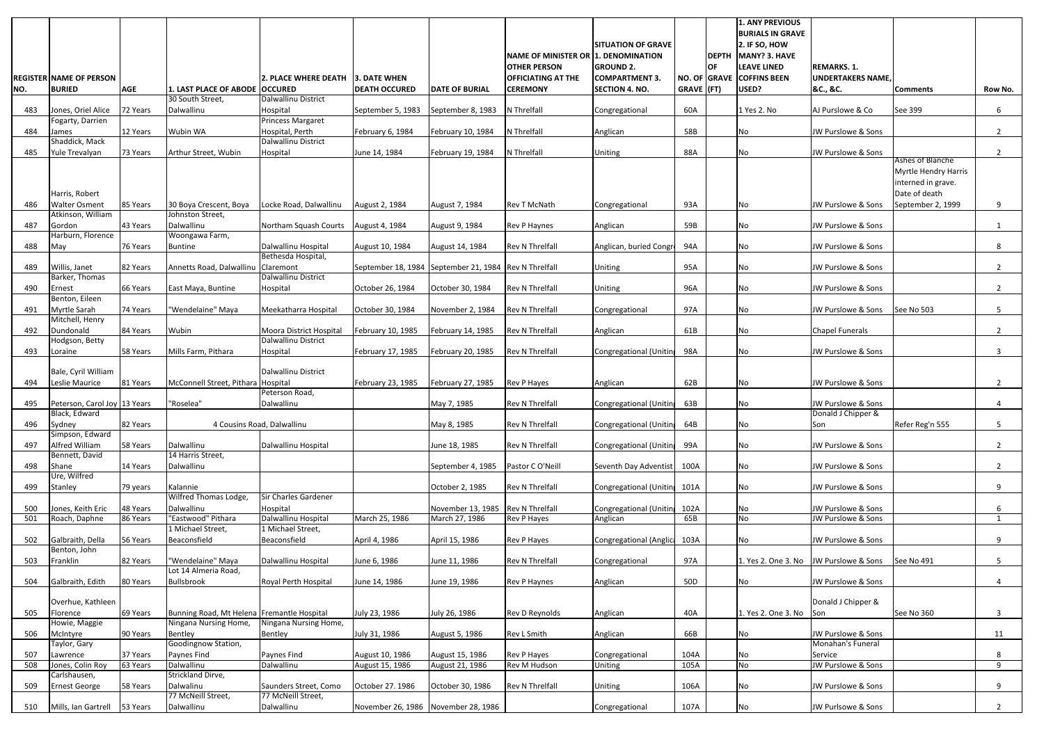| REGISTER NO. | NAME OF PERSON BURIED | AGE | 1. LAST PLACE OF ABODE | 2. PLACE WHERE DEATH OCCURED | 3. DATE WHEN DEATH OCCURED | DATE OF BURIAL | NAME OF MINISTER OR OTHER PERSON OFFICIATING AT THE CEREMONY | SITUATION OF GRAVE 1. DENOMINATION GROUND 2. COMPARTMENT 3. SECTION 4. NO. | NO. OF GRAVE | DEPTH OF GRAVE (FT) | 1. ANY PREVIOUS BURIALS IN GRAVE 2. IF SO, HOW MANY? 3. HAVE LEAVE LINED COFFINS BEEN USED? | REMARKS. 1. UNDERTAKERS NAME, &C., &C. | Comments | Row No. |
|---|---|---|---|---|---|---|---|---|---|---|---|---|---|---|
| 483 | Jones, Oriel Alice | 72 Years | 30 South Street, Dalwallinu | Dalwallinu District Hospital | September 5, 1983 | September 8, 1983 | N Threlfall | Congregational | 60A | | 1 Yes 2. No | AJ Purslowe & Co | See 399 | 6 |
| 484 | Fogarty, Darrien James | 12 Years | Wubin WA | Princess Margaret Hospital, Perth | February 6, 1984 | February 10, 1984 | N Threlfall | Anglican | 58B | | No | JW Purslowe & Sons | | 2 |
| 485 | Shaddick, Mack Yule Trevalyan | 73 Years | Arthur Street, Wubin | Dalwallinu District Hospital | June 14, 1984 | February 19, 1984 | N Threlfall | Uniting | 88A | | No | JW Purslowe & Sons | | 2 |
| 486 | Harris, Robert Walter Osment | 85 Years | 30 Boya Crescent, Boya | Locke Road, Dalwallinu | August 2, 1984 | August 7, 1984 | Rev T McNath | Congregational | 93A | | No | JW Purslowe & Sons | Ashes of Blanche Myrtle Hendry Harris interned in grave. Date of death September 2, 1999 | 9 |
| 487 | Atkinson, William Gordon | 43 Years | Johnston Street, Dalwallinu | Northam Squash Courts | August 4, 1984 | August 9, 1984 | Rev P Haynes | Anglican | 59B | | No | JW Purslowe & Sons | | 1 |
| 488 | Harburn, Florence May | 76 Years | Woongawa Farm, Buntine | Dalwallinu Hospital | August 10, 1984 | August 14, 1984 | Rev N Threlfall | Anglican, buried Congr | 94A | | No | JW Purslowe & Sons | | 8 |
| 489 | Willis, Janet | 82 Years | Annetts Road, Dalwallinu | Bethesda Hospital, Claremont | September 18, 1984 | September 21, 1984 | Rev N Threlfall | Uniting | 95A | | No | JW Purslowe & Sons | | 2 |
| 490 | Barker, Thomas Ernest | 66 Years | East Maya, Buntine | Dalwallinu District Hospital | October 26, 1984 | October 30, 1984 | Rev N Threlfall | Uniting | 96A | | No | JW Purslowe & Sons | | 2 |
| 491 | Benton, Eileen Myrtle Sarah | 74 Years | "Wendelaine" Maya | Meekatharra Hospital | October 30, 1984 | November 2, 1984 | Rev N Threlfall | Congregational | 97A | | No | JW Purslowe & Sons | See No 503 | 5 |
| 492 | Mitchell, Henry Dundonald | 84 Years | Wubin | Moora District Hospital | February 10, 1985 | February 14, 1985 | Rev N Threlfall | Anglican | 61B | | No | Chapel Funerals | | 2 |
| 493 | Hodgson, Betty Loraine | 58 Years | Mills Farm, Pithara | Dalwallinu District Hospital | February 17, 1985 | February 20, 1985 | Rev N Threlfall | Congregational (Uniting | 98A | | No | JW Purslowe & Sons | | 3 |
| 494 | Bale, Cyril William Leslie Maurice | 81 Years | McConnell Street, Pithara | Dalwallinu District Hospital | February 23, 1985 | February 27, 1985 | Rev P Hayes | Anglican | 62B | | No | JW Purslowe & Sons | | 2 |
| 495 | Peterson, Carol Joy | 13 Years | "Roselea" | Peterson Road, Dalwallinu | | May 7, 1985 | Rev N Threlfall | Congregational (Uniting | 63B | | No | JW Purslowe & Sons | | 4 |
| 496 | Black, Edward Sydney | 82 Years | 4 Cousins Road, Dalwallinu | | | May 8, 1985 | Rev N Threlfall | Congregational (Uniting | 64B | | No | Donald J Chipper & Son | Refer Reg'n 555 | 5 |
| 497 | Simpson, Edward Alfred William | 58 Years | Dalwallinu | Dalwallinu Hospital | | June 18, 1985 | Rev N Threlfall | Congregational (Uniting | 99A | | No | JW Purslowe & Sons | | 2 |
| 498 | Bennett, David Shane | 14 Years | 14 Harris Street, Dalwallinu | | | September 4, 1985 | Pastor C O'Neill | Seventh Day Adventist | 100A | | No | JW Purslowe & Sons | | 2 |
| 499 | Ure, Wilfred Stanley | 79 years | Kalannie | | | October 2, 1985 | Rev N Threlfall | Congregational (Uniting | 101A | | No | JW Purslowe & Sons | | 9 |
| 500 | Jones, Keith Eric | 48 Years | Wilfred Thomas Lodge, Dalwallinu | Sir Charles Gardener Hospital | | November 13, 1985 | Rev N Threlfall | Congregational (Uniting | 102A | | No | JW Purslowe & Sons | | 6 |
| 501 | Roach, Daphne | 86 Years | "Eastwood" Pithara | Dalwallinu Hospital | March 25, 1986 | March 27, 1986 | Rev P Hayes | Anglican | 65B | | No | JW Purslowe & Sons | | 1 |
| 502 | Galbraith, Della | 56 Years | 1 Michael Street, Beaconsfield | 1 Michael Street, Beaconsfield | April 4, 1986 | April 15, 1986 | Rev P Hayes | Congregational (Anglica | 103A | | No | JW Purslowe & Sons | | 9 |
| 503 | Benton, John Franklin | 82 Years | "Wendelaine" Maya | Dalwallinu Hospital | June 6, 1986 | June 11, 1986 | Rev N Threlfall | Congregational | 97A | | 1. Yes 2. One 3. No | JW Purslowe & Sons | See No 491 | 5 |
| 504 | Galbraith, Edith | 80 Years | Lot 14 Almeria Road, Bullsbrook | Royal Perth Hospital | June 14, 1986 | June 19, 1986 | Rev P Haynes | Anglican | 50D | | No | JW Purslowe & Sons | | 4 |
| 505 | Overhue, Kathleen Florence | 69 Years | Bunning Road, Mt Helena | Fremantle Hospital | July 23, 1986 | July 26, 1986 | Rev D Reynolds | Anglican | 40A | | 1. Yes 2. One 3. No | Donald J Chipper & Son | See No 360 | 3 |
| 506 | Howie, Maggie McIntyre | 90 Years | Ningana Nursing Home, Bentley | Ningana Nursing Home, Bentley | July 31, 1986 | August 5, 1986 | Rev L Smith | Anglican | 66B | | No | JW Purslowe & Sons | | 11 |
| 507 | Taylor, Gary Lawrence | 37 Years | Goodingnow Station, Paynes Find | Paynes Find | August 10, 1986 | August 15, 1986 | Rev P Hayes | Congregational | 104A | | No | Monahan's Funeral Service | | 8 |
| 508 | Jones, Colin Roy | 63 Years | Dalwallinu | Dalwallinu | August 15, 1986 | August 21, 1986 | Rev M Hudson | Uniting | 105A | | No | JW Purslowe & Sons | | 9 |
| 509 | Carlshausen, Ernest George | 58 Years | Strickland Dirve, Dalwalinu | Saunders Street, Como | October 27. 1986 | October 30, 1986 | Rev N Threlfall | Uniting | 106A | | No | JW Purslowe & Sons | | 9 |
| 510 | Mills, Ian Gartrell | 53 Years | 77 McNeill Street, Dalwallinu | 77 McNeill Street, Dalwallinu | November 26, 1986 | November 28, 1986 | | Congregational | 107A | | No | JW Purslowe & Sons | | 2 |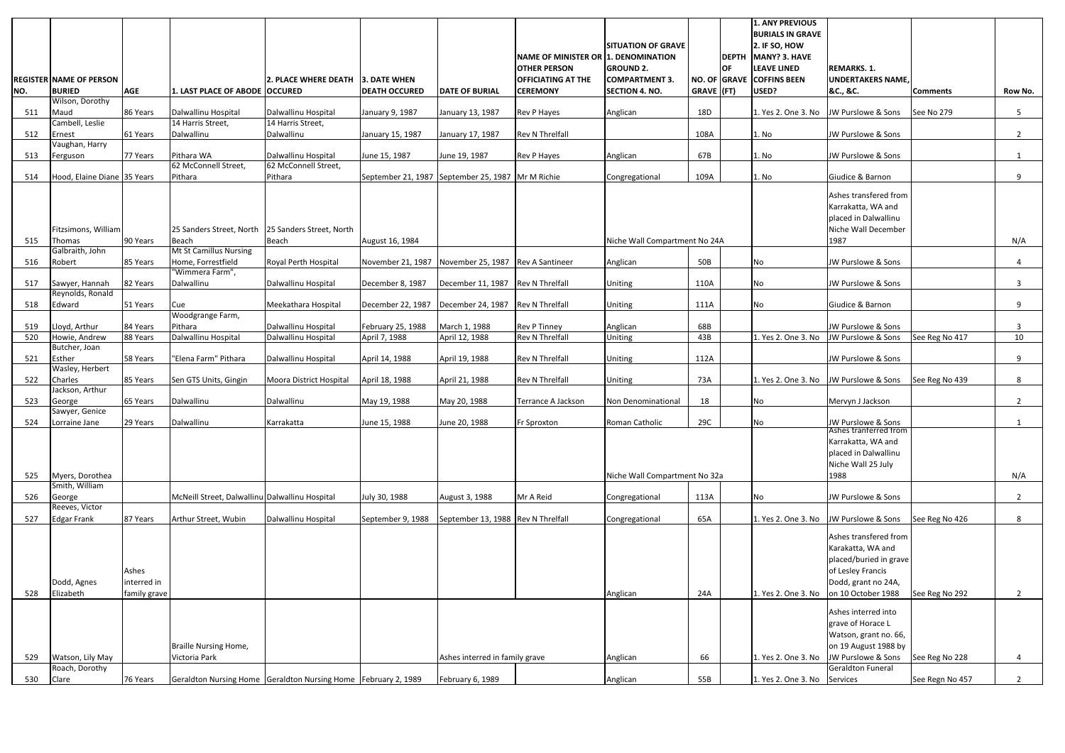| REGISTER NO. | NAME OF PERSON BURIED | AGE | 1. LAST PLACE OF ABODE | 2. PLACE WHERE DEATH OCCURED | 3. DATE WHEN DEATH OCCURED | DATE OF BURIAL | NAME OF MINISTER OR OTHER PERSON OFFICIATING AT THE CEREMONY | SITUATION OF GRAVE 1. DENOMINATION GROUND 2. COMPARTMENT 3. SECTION 4. NO. | NO. OF GRAVE | DEPTH OF GRAVE (FT) | 1. ANY PREVIOUS BURIALS IN GRAVE 2. IF SO, HOW MANY? 3. HAVE LEAVE LINED COFFINS BEEN USED? | REMARKS. 1. UNDERTAKERS NAME, &C., &C. | Comments | Row No. |
|---|---|---|---|---|---|---|---|---|---|---|---|---|---|---|
| 511 | Wilson, Dorothy Maud | 86 Years | Dalwallinu Hospital | Dalwallinu Hospital | January 9, 1987 | January 13, 1987 | Rev P Hayes | Anglican | 18D | | 1. Yes 2. One 3. No | JW Purslowe & Sons | See No 279 | 5 |
| 512 | Cambell, Leslie Ernest | 61 Years | 14 Harris Street, Dalwallinu | 14 Harris Street, Dalwallinu | January 15, 1987 | January 17, 1987 | Rev N Threlfall | | 108A | | 1. No | JW Purslowe & Sons | | 2 |
| 513 | Vaughan, Harry Ferguson | 77 Years | Pithara WA | Dalwallinu Hospital | June 15, 1987 | June 19, 1987 | Rev P Hayes | Anglican | 67B | | 1. No | JW Purslowe & Sons | | 1 |
| 514 | Hood, Elaine Diane | 35 Years | 62 McConnell Street, Pithara | 62 McConnell Street, Pithara | September 21, 1987 | September 25, 1987 | Mr M Richie | Congregational | 109A | | 1. No | Giudice & Barnon | | 9 |
| 515 | Fitzsimons, William Thomas | 90 Years | 25 Sanders Street, North Beach | 25 Sanders Street, North Beach | August 16, 1984 | | | Niche Wall Compartment No 24A | | | | Ashes transfered from Karrakatta, WA and placed in Dalwallinu Niche Wall December 1987 | | N/A |
| 516 | Galbraith, John Robert | 85 Years | Mt St Camillus Nursing Home, Forrestfield | Royal Perth Hospital | November 21, 1987 | November 25, 1987 | Rev A Santineer | Anglican | 50B | | No | JW Purslowe & Sons | | 4 |
| 517 | Sawyer, Hannah | 82 Years | "Wimmera Farm", Dalwallinu | Dalwallinu Hospital | December 8, 1987 | December 11, 1987 | Rev N Threlfall | Uniting | 110A | | No | JW Purslowe & Sons | | 3 |
| 518 | Reynolds, Ronald Edward | 51 Years | Cue | Meekathara Hospital | December 22, 1987 | December 24, 1987 | Rev N Threlfall | Uniting | 111A | | No | Giudice & Barnon | | 9 |
| 519 | Lloyd, Arthur | 84 Years | Woodgrange Farm, Pithara | Dalwallinu Hospital | February 25, 1988 | March 1, 1988 | Rev P Tinney | Anglican | 68B | | | JW Purslowe & Sons | | 3 |
| 520 | Howie, Andrew | 88 Years | Dalwallinu Hospital | Dalwallinu Hospital | April 7, 1988 | April 12, 1988 | Rev N Threlfall | Uniting | 43B | | 1. Yes 2. One 3. No | JW Purslowe & Sons | See Reg No 417 | 10 |
| 521 | Butcher, Joan Esther | 58 Years | "Elena Farm" Pithara | Dalwallinu Hospital | April 14, 1988 | April 19, 1988 | Rev N Threlfall | Uniting | 112A | | | JW Purslowe & Sons | | 9 |
| 522 | Wasley, Herbert Charles | 85 Years | Sen GTS Units, Gingin | Moora District Hospital | April 18, 1988 | April 21, 1988 | Rev N Threlfall | Uniting | 73A | | 1. Yes 2. One 3. No | JW Purslowe & Sons | See Reg No 439 | 8 |
| 523 | Jackson, Arthur George | 65 Years | Dalwallinu | Dalwallinu | May 19, 1988 | May 20, 1988 | Terrance A Jackson | Non Denominational | 18 | | No | Mervyn J Jackson | | 2 |
| 524 | Sawyer, Genice Lorraine Jane | 29 Years | Dalwallinu | Karrakatta | June 15, 1988 | June 20, 1988 | Fr Sproxton | Roman Catholic | 29C | | No | JW Purslowe & Sons | | 1 |
| 525 | Myers, Dorothea | | | | | | | Niche Wall Compartment No 32a | | | | Ashes tranferred from Karrakatta, WA and placed in Dalwallinu Niche Wall 25 July 1988 | | N/A |
| 526 | Smith, William George | | McNeill Street, Dalwallinu | Dalwallinu Hospital | July 30, 1988 | August 3, 1988 | Mr A Reid | Congregational | 113A | | No | JW Purslowe & Sons | | 2 |
| 527 | Reeves, Victor Edgar Frank | 87 Years | Arthur Street, Wubin | Dalwallinu Hospital | September 9, 1988 | September 13, 1988 | Rev N Threlfall | Congregational | 65A | | 1. Yes 2. One 3. No | JW Purslowe & Sons | See Reg No 426 | 8 |
| 528 | Dodd, Agnes Elizabeth | Ashes interred in family grave | | | | | | Anglican | 24A | | 1. Yes 2. One 3. No | Ashes transfered from Karakatta, WA and placed/buried in grave of Lesley Francis Dodd, grant no 24A, on 10 October 1988 | See Reg No 292 | 2 |
| 529 | Watson, Lily May | | Braille Nursing Home, Victoria Park | | | Ashes interred in family grave | | Anglican | 66 | | 1. Yes 2. One 3. No | Ashes interred into grave of Horace L Watson, grant no. 66, on 19 August 1988 by JW Purslowe & Sons | See Reg No 228 | 4 |
| 530 | Roach, Dorothy Clare | 76 Years | Geraldton Nursing Home | Geraldton Nursing Home | February 2, 1989 | February 6, 1989 | | Anglican | 55B | | 1. Yes 2. One 3. No | Geraldton Funeral Services | See Regn No 457 | 2 |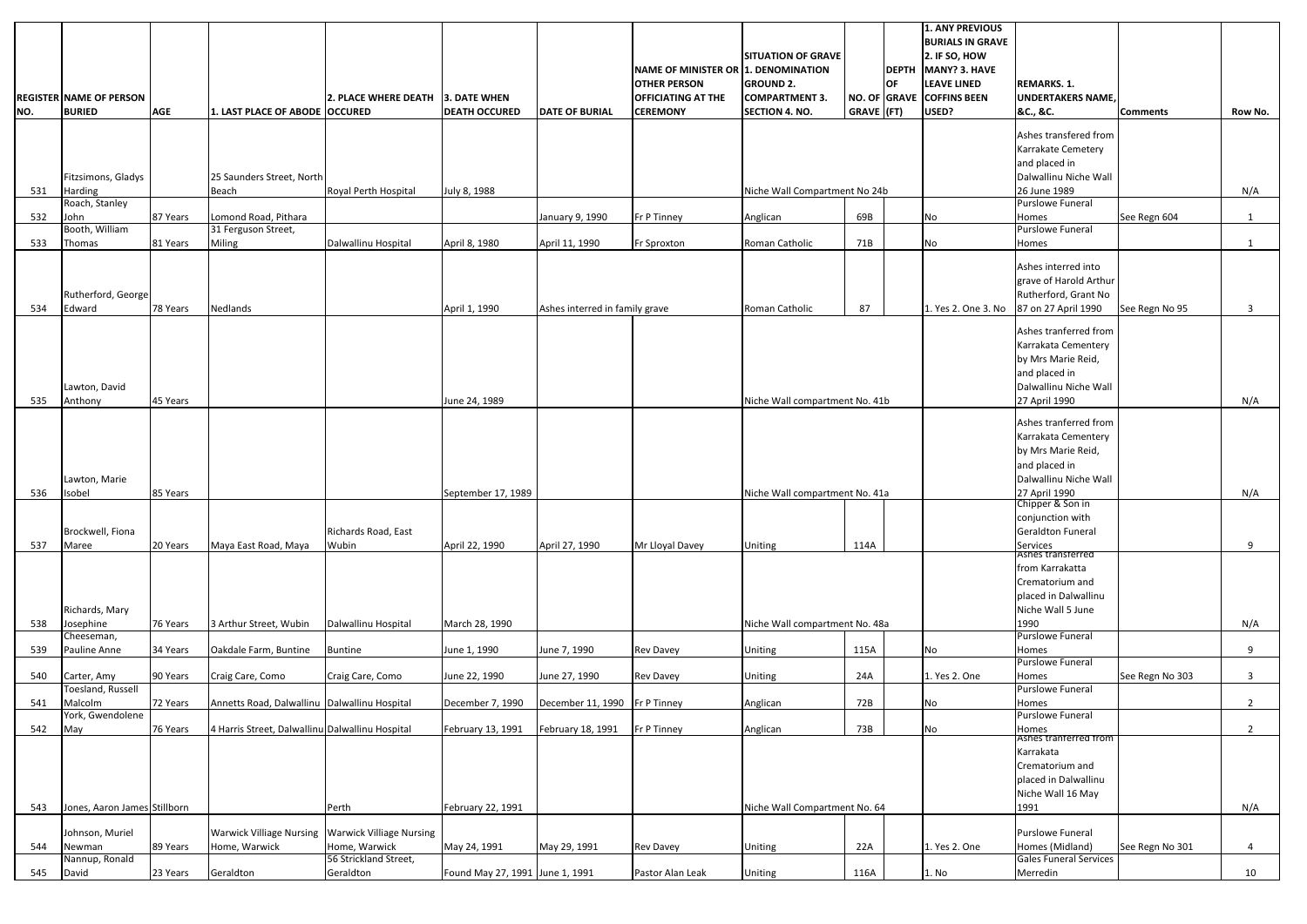| REGISTER NO. | NAME OF PERSON BURIED | AGE | 1. LAST PLACE OF ABODE | 2. PLACE WHERE DEATH OCCURED | 3. DATE WHEN DEATH OCCURED | DATE OF BURIAL | NAME OF MINISTER OR OTHER PERSON OFFICIATING AT THE CEREMONY | SITUATION OF GRAVE 1. DENOMINATION GROUND 2. COMPARTMENT 3. SECTION 4. NO. | NO. OF GRAVE | DEPTH OF GRAVE (FT) | 1. ANY PREVIOUS BURIALS IN GRAVE 2. IF SO, HOW MANY? 3. HAVE LEAVE LINED COFFINS BEEN USED? | REMARKS. 1. UNDERTAKERS NAME, &C., &C. | Comments | Row No. |
|---|---|---|---|---|---|---|---|---|---|---|---|---|---|---|
| 531 | Fitzsimons, Gladys Harding | | 25 Saunders Street, North Beach | Royal Perth Hospital | July 8, 1988 | | | Niche Wall Compartment No 24b | | | | Ashes transfered from Karrakate Cemetery and placed in Dalwallinu Niche Wall 26 June 1989 | | N/A |
| 532 | Roach, Stanley John | 87 Years | Lomond Road, Pithara | | | January 9, 1990 | Fr P Tinney | Anglican | 69B | | No | Purslowe Funeral Homes | See Regn 604 | 1 |
| 533 | Booth, William Thomas | 81 Years | 31 Ferguson Street, Miling | Dalwallinu Hospital | April 8, 1980 | April 11, 1990 | Fr Sproxton | Roman Catholic | 71B | | No | Purslowe Funeral Homes | | 1 |
| 534 | Rutherford, George Edward | 78 Years | Nedlands | | April 1, 1990 | Ashes interred in family grave | | Roman Catholic | 87 | | 1. Yes 2. One 3. No | Ashes interred into grave of Harold Arthur Rutherford, Grant No 87 on 27 April 1990 | See Regn No 95 | 3 |
| 535 | Lawton, David Anthony | 45 Years | | | June 24, 1989 | | | Niche Wall compartment No. 41b | | | | Ashes tranferred from Karrakata Cementery by Mrs Marie Reid, and placed in Dalwallinu Niche Wall 27 April 1990 | | N/A |
| 536 | Lawton, Marie Isobel | 85 Years | | | September 17, 1989 | | | Niche Wall compartment No. 41a | | | | Ashes tranferred from Karrakata Cementery by Mrs Marie Reid, and placed in Dalwallinu Niche Wall 27 April 1990 | | N/A |
| 537 | Brockwell, Fiona Maree | 20 Years | Maya East Road, Maya | Richards Road, East Wubin | April 22, 1990 | April 27, 1990 | Mr Lloyal Davey | Uniting | 114A | | | Chipper & Son in conjunction with Geraldton Funeral Services | | 9 |
| 538 | Richards, Mary Josephine | 76 Years | 3 Arthur Street, Wubin | Dalwallinu Hospital | March 28, 1990 | | | Niche Wall compartment No. 48a | | | | Ashes transferred from Karrakatta Crematorium and placed in Dalwallinu Niche Wall 5 June 1990 | | N/A |
| 539 | Cheeseman, Pauline Anne | 34 Years | Oakdale Farm, Buntine | Buntine | June 1, 1990 | June 7, 1990 | Rev Davey | Uniting | 115A | | No | Purslowe Funeral Homes | | 9 |
| 540 | Carter, Amy | 90 Years | Craig Care, Como | Craig Care, Como | June 22, 1990 | June 27, 1990 | Rev Davey | Uniting | 24A | | 1. Yes 2. One | Purslowe Funeral Homes | See Regn No 303 | 3 |
| 541 | Toesland, Russell Malcolm | 72 Years | Annetts Road, Dalwallinu | Dalwallinu Hospital | December 7, 1990 | December 11, 1990 | Fr P Tinney | Anglican | 72B | | No | Purslowe Funeral Homes | | 2 |
| 542 | York, Gwendolene May | 76 Years | 4 Harris Street, Dalwallinu | Dalwallinu Hospital | February 13, 1991 | February 18, 1991 | Fr P Tinney | Anglican | 73B | | No | Purslowe Funeral Homes | | 2 |
| 543 | Jones, Aaron James | Stillborn | | Perth | February 22, 1991 | | | Niche Wall Compartment No. 64 | | | | Ashes tranferred from Karrakata Crematorium and placed in Dalwallinu Niche Wall 16 May 1991 | | N/A |
| 544 | Johnson, Muriel Newman | 89 Years | Warwick Villiage Nursing Home, Warwick | Warwick Villiage Nursing Home, Warwick | May 24, 1991 | May 29, 1991 | Rev Davey | Uniting | 22A | | 1. Yes 2. One | Purslowe Funeral Homes (Midland) | See Regn No 301 | 4 |
| 545 | Nannup, Ronald David | 23 Years | Geraldton | 56 Strickland Street, Geraldton | Found May 27, 1991 | June 1, 1991 | Pastor Alan Leak | Uniting | 116A | | 1. No | Gales Funeral Services Merredin | | 10 |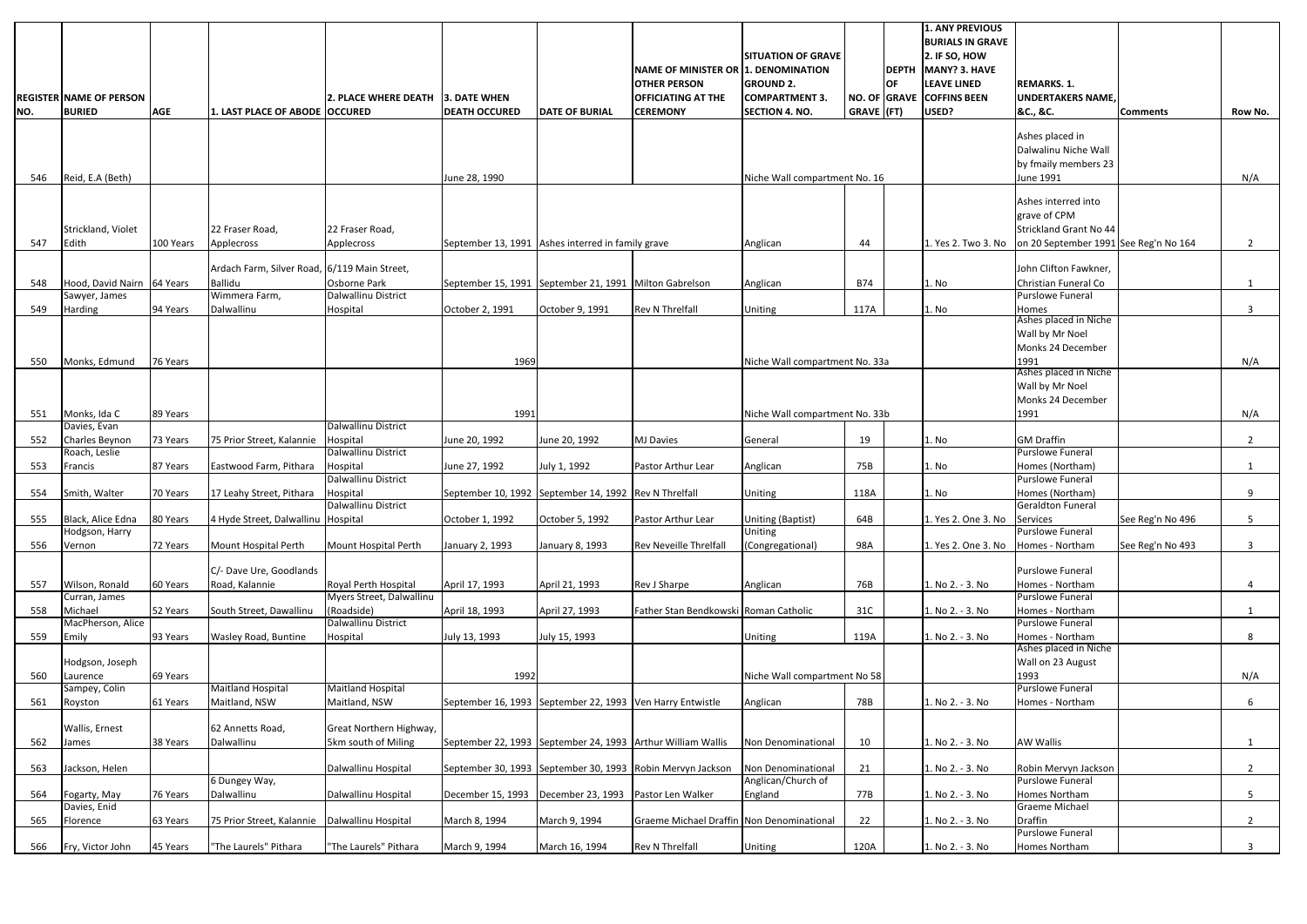| REGISTER NO. | NAME OF PERSON BURIED | AGE | 1. LAST PLACE OF ABODE | 2. PLACE WHERE DEATH OCCURED | 3. DATE WHEN DEATH OCCURED | DATE OF BURIAL | NAME OF MINISTER OR OTHER PERSON OFFICIATING AT THE CEREMONY | SITUATION OF GRAVE 1. DENOMINATION GROUND 2. COMPARTMENT 3. SECTION 4. NO. | NO. OF GRAVE | DEPTH OF GRAVE (FT) | 1. ANY PREVIOUS BURIALS IN GRAVE 2. IF SO, HOW MANY? 3. HAVE LEAVE LINED COFFINS BEEN USED? | REMARKS. 1. UNDERTAKERS NAME, &C., &C. | Comments | Row No. |
|---|---|---|---|---|---|---|---|---|---|---|---|---|---|---|
| 546 | Reid, E.A (Beth) | | | | June 28, 1990 | | | Niche Wall compartment No. 16 | | | | Ashes placed in Dalwalinu Niche Wall by fmaily members 23 June 1991 | | N/A |
| 547 | Strickland, Violet Edith | 100 Years | 22 Fraser Road, Applecross | 22 Fraser Road, Applecross | September 13, 1991 | Ashes interred in family grave | | Anglican | 44 | | 1. Yes 2. Two 3. No | Ashes interred into grave of CPM Strickland Grant No 44 on 20 September 1991 | See Reg'n No 164 | 2 |
| 548 | Hood, David Nairn | 64 Years | Ardach Farm, Silver Road, Ballidu | 6/119 Main Street, Osborne Park | September 15, 1991 | September 21, 1991 | Milton Gabrelson | Anglican | B74 | | 1. No | John Clifton Fawkner, Christian Funeral Co | | 1 |
| 549 | Sawyer, James Harding | 94 Years | Wimmera Farm, Dalwallinu | Dalwallinu District Hospital | October 2, 1991 | October 9, 1991 | Rev N Threlfall | Uniting | 117A | | 1. No | Purslowe Funeral Homes | | 3 |
| 550 | Monks, Edmund | 76 Years | | | 1969 | | | Niche Wall compartment No. 33a | | | | Ashes placed in Niche Wall by Mr Noel Monks 24 December 1991 | | N/A |
| 551 | Monks, Ida C | 89 Years | | | 1991 | | | Niche Wall compartment No. 33b | | | | Ashes placed in Niche Wall by Mr Noel Monks 24 December 1991 | | N/A |
| 552 | Davies, Evan Charles Beynon | 73 Years | 75 Prior Street, Kalannie | Dalwallinu District Hospital | June 20, 1992 | June 20, 1992 | MJ Davies | General | 19 | | 1. No | GM Draffin | | 2 |
| 553 | Roach, Leslie Francis | 87 Years | Eastwood Farm, Pithara | Dalwallinu District Hospital | June 27, 1992 | July 1, 1992 | Pastor Arthur Lear | Anglican | 75B | | 1. No | Purslowe Funeral Homes (Northam) | | 1 |
| 554 | Smith, Walter | 70 Years | 17 Leahy Street, Pithara | Dalwallinu District Hospital | September 10, 1992 | September 14, 1992 | Rev N Threlfall | Uniting | 118A | | 1. No | Purslowe Funeral Homes (Northam) | | 9 |
| 555 | Black, Alice Edna | 80 Years | 4 Hyde Street, Dalwallinu | Dalwallinu District Hospital | October 1, 1992 | October 5, 1992 | Pastor Arthur Lear | Uniting (Baptist) | 64B | | 1. Yes 2. One 3. No | Geraldton Funeral Services | See Reg'n No 496 | 5 |
| 556 | Hodgson, Harry Vernon | 72 Years | Mount Hospital Perth | Mount Hospital Perth | January 2, 1993 | January 8, 1993 | Rev Neveille Threlfall | Uniting (Congregational) | 98A | | 1. Yes 2. One 3. No | Purslowe Funeral Homes - Northam | See Reg'n No 493 | 3 |
| 557 | Wilson, Ronald | 60 Years | C/- Dave Ure, Goodlands Road, Kalannie | Royal Perth Hospital | April 17, 1993 | April 21, 1993 | Rev J Sharpe | Anglican | 76B | | 1. No 2. - 3. No | Purslowe Funeral Homes - Northam | | 4 |
| 558 | Curran, James Michael | 52 Years | South Street, Dawallinu | Myers Street, Dalwallinu (Roadside) | April 18, 1993 | April 27, 1993 | Father Stan Bendkowski | Roman Catholic | 31C | | 1. No 2. - 3. No | Purslowe Funeral Homes - Northam | | 1 |
| 559 | MacPherson, Alice Emily | 93 Years | Wasley Road, Buntine | Dalwallinu District Hospital | July 13, 1993 | July 15, 1993 | | Uniting | 119A | | 1. No 2. - 3. No | Purslowe Funeral Homes - Northam | | 8 |
| 560 | Hodgson, Joseph Laurence | 69 Years | | | 1992 | | | Niche Wall compartment No 58 | | | | Ashes placed in Niche Wall on 23 August 1993 | | N/A |
| 561 | Sampey, Colin Royston | 61 Years | Maitland Hospital Maitland, NSW | Maitland Hospital Maitland, NSW | September 16, 1993 | September 22, 1993 | Ven Harry Entwistle | Anglican | 78B | | 1. No 2. - 3. No | Purslowe Funeral Homes - Northam | | 6 |
| 562 | Wallis, Ernest James | 38 Years | 62 Annetts Road, Dalwallinu | Great Northern Highway, 5km south of Miling | September 22, 1993 | September 24, 1993 | Arthur William Wallis | Non Denominational | 10 | | 1. No 2. - 3. No | AW Wallis | | 1 |
| 563 | Jackson, Helen | | | Dalwallinu Hospital | September 30, 1993 | September 30, 1993 | Robin Mervyn Jackson | Non Denominational | 21 | | 1. No 2. - 3. No | Robin Mervyn Jackson | | 2 |
| 564 | Fogarty, May | 76 Years | 6 Dungey Way, Dalwallinu | Dalwallinu Hospital | December 15, 1993 | December 23, 1993 | Pastor Len Walker | Anglican/Church of England | 77B | | 1. No 2. - 3. No | Purslowe Funeral Homes Northam | | 5 |
| 565 | Davies, Enid Florence | 63 Years | 75 Prior Street, Kalannie | Dalwallinu Hospital | March 8, 1994 | March 9, 1994 | Graeme Michael Draffin | Non Denominational | 22 | | 1. No 2. - 3. No | Graeme Michael Draffin | | 2 |
| 566 | Fry, Victor John | 45 Years | "The Laurels" Pithara | "The Laurels" Pithara | March 9, 1994 | March 16, 1994 | Rev N Threlfall | Uniting | 120A | | 1. No 2. - 3. No | Purslowe Funeral Homes Northam | | 3 |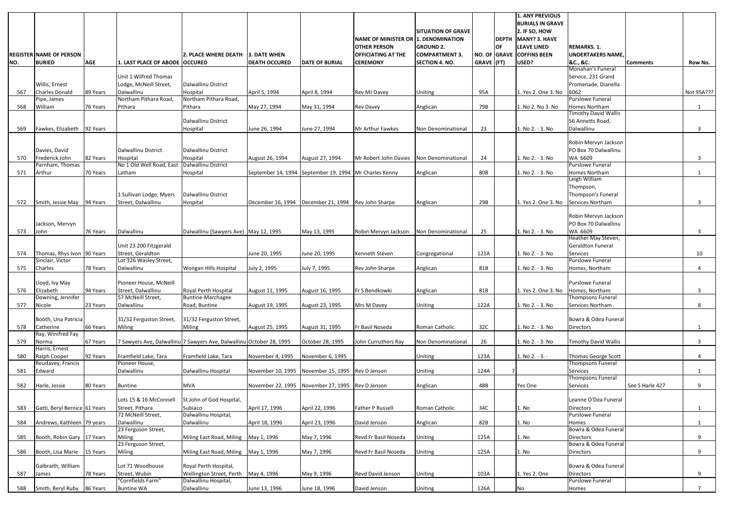| REGISTER NO. | NAME OF PERSON BURIED | AGE | 1. LAST PLACE OF ABODE | 2. PLACE WHERE DEATH OCCURED | 3. DATE WHEN DEATH OCCURED | DATE OF BURIAL | NAME OF MINISTER OR OTHER PERSON OFFICIATING AT THE CEREMONY | SITUATION OF GRAVE 1. DENOMINATION GROUND 2. COMPARTMENT 3. SECTION 4. NO. | NO. OF GRAVE | DEPTH OF GRAVE (FT) | 1. ANY PREVIOUS BURIALS IN GRAVE 2. IF SO, HOW MANY? 3. HAVE LEAVE LINED COFFINS BEEN USED? | REMARKS. 1. UNDERTAKERS NAME, &C., &C. | Comments | Row No. |
|---|---|---|---|---|---|---|---|---|---|---|---|---|---|---|
| 567 | Willis, Ernest Charles Donald | 89 Years | Unit 1 Wilfred Thomas Lodge, McNeill Street, Dalwallinu | Dalwallinu District Hospital | April 5, 1994 | April 8, 1994 | Rev MJ Davey | Uniting | 95A | | 1. Yes 2. One 3. No | Monahan's Funeral Service, 231 Grand Promenade, Dianella 6062 | | Not 95A??? |
| 568 | Pipe, James William | 76 Years | Northam Pithara Road, Pithara | Northam Pithara Road, Pithara | May 27, 1994 | May 31, 1994 | Rev Davey | Anglican | 79B | | 1. No 2. No 3. No | Purslowe Funeral Homes Northam | | 1 |
| 569 | Fawkes, Elizabeth | 92 Years | | Dalwallinu District Hospital | June 26, 1994 | June 27, 1994 | Mr Arthur Fawkes | Non Denominational | 23 | | 1. No 2. - 3. No | Timothy David Wallis 56 Annetts Road, Dalwallinu | | 3 |
| 570 | Davies, David Frederick John | 82 Years | Dalwallinu District Hospital | Dalwallinu District Hospital | August 26, 1994 | August 27, 1994 | Mr Robert John Davies | Non Denominational | 24 | | 1. No 2. - 3. No | Robin Mervyn Jackson PO Box 70 Dalwallinu WA 6609 | | 3 |
| 571 | Parnham, Thomas Arthur | 70 Years | No 1 Old Well Road, East Latham | Dalwallinu District Hospital | September 14, 1994 | September 19, 1994 | Mr Charles Kenny | Anglican | 80B | | 1. No 2. - 3. No | Purslowe Funeral Homes Northam | | 1 |
| 572 | Smith, Jessie May | 94 Years | 1 Sullivan Lodge, Myers Street, Dalwallinu | Dalwallinu District Hospital | December 16, 1994 | December 21, 1994 | Rev John Sharpe | Anglican | 29B | | 1. Yes 2. One 3. No | Leigh William Thompson, Thompson's Funeral Services Northam | | 3 |
| 573 | Jackson, Mervyn John | 76 Years | Dalwallinu | Dalwallinu (Sawyers Ave) | May 12, 1995 | May 13, 1995 | Robin Mervyn Jackson | Non Denominational | 25 | | 1. No 2. - 3. No | Robin Mervyn Jackson PO Box 70 Dalwallinu WA 6609 | | 3 |
| 574 | Thomas, Rhys Ivon | 90 Years | Unit 23 200 Fitzgerald Street, Geraldton | | June 20, 1995 | June 20, 1995 | Kenneth Steven | Congregational | 121A | | 1. No 2. - 3. No | Heather May Steven, Geraldton Funeral Services | | 10 |
| 575 | Sinclair, Victor Charles | 78 Years | Lot 326 Wasley Street, Dalwallinu | Wongan Hills Hospital | July 2, 1995 | July 7, 1995 | Rev John Sharpe | Anglican | 81B | | 1. No 2. - 3. No | Purslowe Funeral Homes, Northam | | 4 |
| 576 | Lloyd, Ivy May Elizabeth | 94 Years | Pioneer House, McNeill Street, Dalwallinu | Royal Perth Hospital | August 11, 1995 | August 16, 1995 | Fr S Bendkowki | Anglican | 81B | | 1. Yes 2. One 3. No | Purslowe Funeral Homes, Northam | | 3 |
| 577 | Downing, Jennifer Nicole | 23 Years | 57 McNeill Street, Dalwallinu | Buntine-Marchagee Road, Buntine | August 19, 1995 | August 23, 1995 | Mrs M Davey | Uniting | 122A | | 1. No 2. - 3. No | Thompsons Funeral Services Northam | | 8 |
| 578 | Booth, Una Patricia Catherine | 66 Years | 31/32 Ferguston Street, Miling | 31/32 Ferguston Street, Miling | August 25, 1995 | August 31, 1995 | Fr Basil Noseda | Roman Catholic | 32C | | 1. No 2. - 3. No | Bowra & Odea Funeral Directors | | 1 |
| 579 | Ray, Winifred Fay Norma | 67 Years | 7 Sawyers Ave, Dalwallinu | 7 Sawyers Ave, Dalwallinu | October 28, 1995 | October 28, 1995 | John Curruthers Ray | Non Denominational | 26 | | 1. No 2. - 3. No | Timothy David Wallis | | 3 |
| 580 | Harris, Ernest Ralph Cooper | 92 Years | Framfield Lake, Tara | Framfield Lake, Tara | November 4, 1995 | November 6, 1995 | | Uniting | 123A | | 1. No 2. - 3. - | Thomas George Scott | | 4 |
| 581 | Reudavey, Francis Edward | | Pioneer House, Dalwallinu | Dalwallinu Hospital | November 10, 1995 | November 15, 1995 | Rev D Jenson | Uniting | 124A | 7 | | Thompsons Funeral Services | | 1 |
| 582 | Harle, Jessie | 80 Years | Buntine | MVA | November 22, 1995 | November 27, 1995 | Rev D Jenson | Anglican | 48B | | Yes One | Thompsons Funeral Services | See S Harle 427 | 9 |
| 583 | Gatti, Beryl Bernice | 61 Years | Lots 15 & 16 McConnell Street, Pithara | St John of God Hospital, Subiaco | April 17, 1996 | April 22, 1996 | Father P Russell | Roman Catholic | 34C | | 1. No | Leanne O'Dea Funeral Directors | | 1 |
| 584 | Andrews, Kathleen | 79 years | 72 McNeill Street, Dalwallinu | Dalwallinu Hospital, Dalwallinu | April 18, 1996 | April 23, 1996 | David Jenson | Anglican | 82B | | 1. No | Purslowe Funeral Homes | | 1 |
| 585 | Booth, Robin Gary | 17 Years | 23 Ferguson Street, Miling | Miling East Road, Miling | May 1, 1996 | May 7, 1996 | Revd Fr Basil Noseda | Uniting | 125A | | 1. No | Bowra & Odea Funeral Directors | | 9 |
| 586 | Booth, Lisa Marie | 15 Years | 23 Ferguson Street, Miling | Miling East Road, Miling | May 1, 1996 | May 7, 1996 | Revd Fr Basil Noseda | Uniting | 125A | | 1. No | Bowra & Odea Funeral Directors | | 9 |
| 587 | Galbraith, William James | 78 Years | Lot 71 Woodhouse Street, Wubin | Royal Perth Hospital, Wellington Street, Perth | May 4, 1996 | May 9, 1996 | Revd David Jenson | Uniting | 103A | | 1. Yes 2. One | Bowra & Odea Funeral Directors | | 9 |
| 588 | Smith, Beryl Ruby | 86 Years | "Cornfields Farm" Buntine WA | Dalwallinu Hospital, Dalwallinu | June 13, 1996 | June 18, 1996 | David Jenson | Uniting | 126A | | No | Purslowe Funeral Homes | | 7 |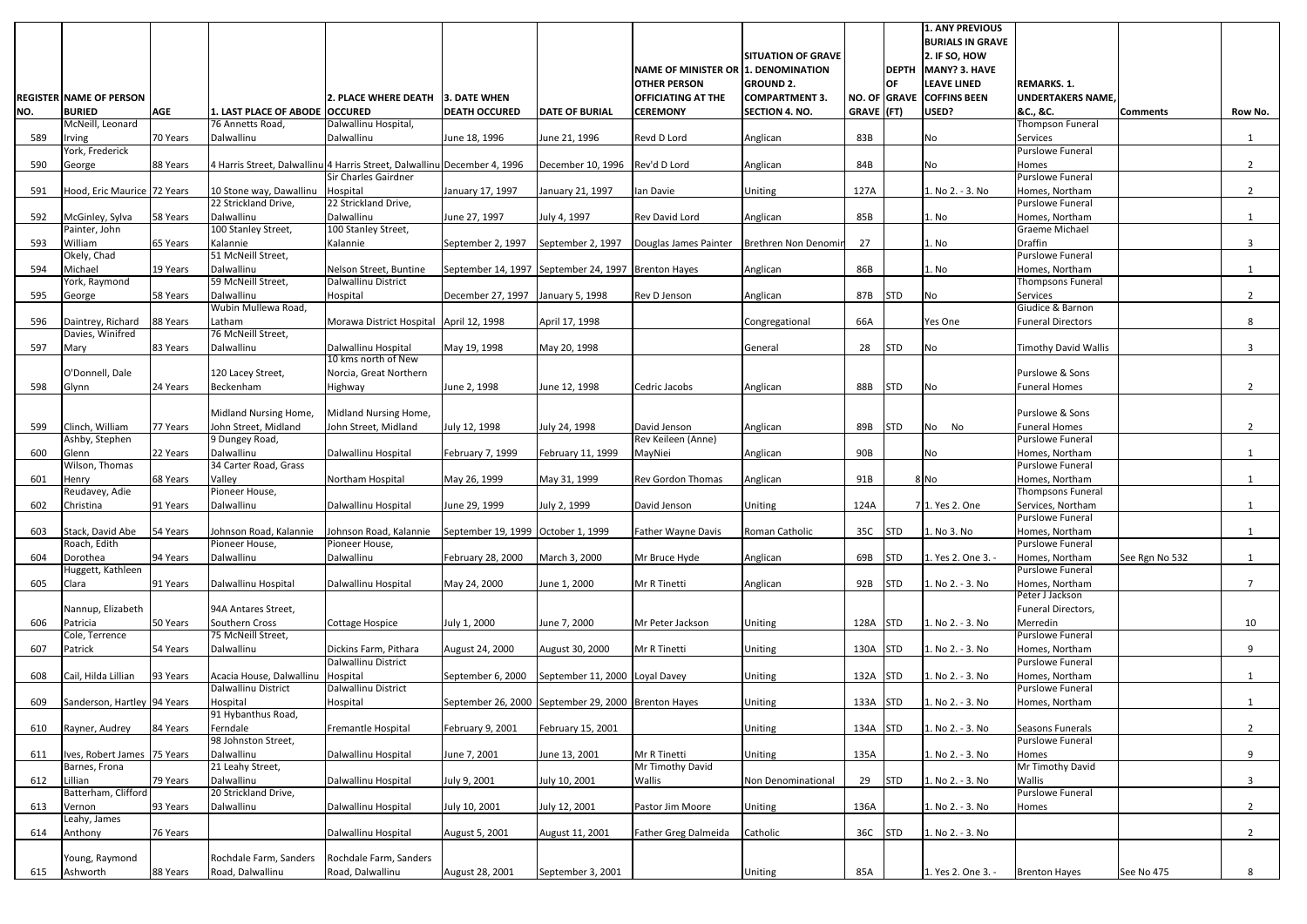| REGISTER NO. | NAME OF PERSON BURIED | AGE | 1. LAST PLACE OF ABODE | 2. PLACE WHERE DEATH OCCURED | 3. DATE WHEN DEATH OCCURED | DATE OF BURIAL | NAME OF MINISTER OR OTHER PERSON OFFICIATING AT THE CEREMONY | SITUATION OF GRAVE 1. DENOMINATION GROUND 2. COMPARTMENT 3. SECTION 4. NO. | NO. OF GRAVE | DEPTH OF GRAVE (FT) | 1. ANY PREVIOUS BURIALS IN GRAVE 2. IF SO, HOW MANY? 3. HAVE LEAVE LINED COFFINS BEEN USED? | REMARKS. 1. UNDERTAKERS NAME, &C., &C. | Comments | Row No. |
|---|---|---|---|---|---|---|---|---|---|---|---|---|---|---|
| 589 | McNeill, Leonard Irving | 70 Years | 76 Annetts Road, Dalwallinu | Dalwallinu Hospital, Dalwallinu | June 18, 1996 | June 21, 1996 | Revd D Lord | Anglican | 83B | | No | Thompson Funeral Services | | 1 |
| 590 | York, Frederick George | 88 Years | 4 Harris Street, Dalwallinu | 4 Harris Street, Dalwallinu | December 4, 1996 | December 10, 1996 | Rev'd D Lord | Anglican | 84B | | No | Purslowe Funeral Homes | | 2 |
| 591 | Hood, Eric Maurice | 72 Years | 10 Stone way, Dawallinu | Sir Charles Gairdner Hospital | January 17, 1997 | January 21, 1997 | Ian Davie | Uniting | 127A | | 1. No 2. - 3. No | Purslowe Funeral Homes, Northam | | 2 |
| 592 | McGinley, Sylva | 58 Years | 22 Strickland Drive, Dalwallinu | 22 Strickland Drive, Dalwallinu | June 27, 1997 | July 4, 1997 | Rev David Lord | Anglican | 85B | | 1. No | Purslowe Funeral Homes, Northam | | 1 |
| 593 | Painter, John William | 65 Years | 100 Stanley Street, Kalannie | 100 Stanley Street, Kalannie | September 2, 1997 | September 2, 1997 | Douglas James Painter | Brethren Non Denomin | 27 | | 1. No | Graeme Michael Draffin | | 3 |
| 594 | Okely, Chad Michael | 19 Years | 51 McNeill Street, Dalwallinu | Nelson Street, Buntine | September 14, 1997 | September 24, 1997 | Brenton Hayes | Anglican | 86B | | 1. No | Purslowe Funeral Homes, Northam | | 1 |
| 595 | York, Raymond George | 58 Years | 59 McNeill Street, Dalwallinu | Dalwallinu District Hospital | December 27, 1997 | January 5, 1998 | Rev D Jenson | Anglican | 87B | STD | No | Thompsons Funeral Services | | 2 |
| 596 | Daintrey, Richard | 88 Years | Wubin Mullewa Road, Latham | Morawa District Hospital | April 12, 1998 | April 17, 1998 | | Congregational | 66A | | Yes One | Giudice & Barnon Funeral Directors | | 8 |
| 597 | Davies, Winifred Mary | 83 Years | 76 McNeill Street, Dalwallinu | Dalwallinu Hospital | May 19, 1998 | May 20, 1998 | | General | 28 | STD | No | Timothy David Wallis | | 3 |
| 598 | O'Donnell, Dale Glynn | 24 Years | 120 Lacey Street, Beckenham | 10 kms north of New Norcia, Great Northern Highway | June 2, 1998 | June 12, 1998 | Cedric Jacobs | Anglican | 88B | STD | No | Purslowe & Sons Funeral Homes | | 2 |
| 599 | Clinch, William | 77 Years | Midland Nursing Home, John Street, Midland | Midland Nursing Home, John Street, Midland | July 12, 1998 | July 24, 1998 | David Jenson | Anglican | 89B | STD | No No | Purslowe & Sons Funeral Homes | | 2 |
| 600 | Ashby, Stephen Glenn | 22 Years | 9 Dungey Road, Dalwallinu | Dalwallinu Hospital | February 7, 1999 | February 11, 1999 | Rev Keileen (Anne) MayNiei | Anglican | 90B | | No | Purslowe Funeral Homes, Northam | | 1 |
| 601 | Wilson, Thomas Henry | 68 Years | 34 Carter Road, Grass Valley | Northam Hospital | May 26, 1999 | May 31, 1999 | Rev Gordon Thomas | Anglican | 91B | 8 | No | Purslowe Funeral Homes, Northam | | 1 |
| 602 | Reudavey, Adie Christina | 91 Years | Pioneer House, Dalwallinu | Dalwallinu Hospital | June 29, 1999 | July 2, 1999 | David Jenson | Uniting | 124A | 7 | 1. Yes 2. One | Thompsons Funeral Services, Northam | | 1 |
| 603 | Stack, David Abe | 54 Years | Johnson Road, Kalannie | Johnson Road, Kalannie | September 19, 1999 | October 1, 1999 | Father Wayne Davis | Roman Catholic | 35C | STD | 1. No 3. No | Purslowe Funeral Homes, Northam | | 1 |
| 604 | Roach, Edith Dorothea | 94 Years | Pioneer House, Dalwallinu | Pioneer House, Dalwallinu | February 28, 2000 | March 3, 2000 | Mr Bruce Hyde | Anglican | 69B | STD | 1. Yes 2. One 3. - | Purslowe Funeral Homes, Northam | See Rgn No 532 | 1 |
| 605 | Huggett, Kathleen Clara | 91 Years | Dalwallinu Hospital | Dalwallinu Hospital | May 24, 2000 | June 1, 2000 | Mr R Tinetti | Anglican | 92B | STD | 1. No 2. - 3. No | Purslowe Funeral Homes, Northam | | 7 |
| 606 | Nannup, Elizabeth Patricia | 50 Years | 94A Antares Street, Southern Cross | Cottage Hospice | July 1, 2000 | June 7, 2000 | Mr Peter Jackson | Uniting | 128A | STD | 1. No 2. - 3. No | Peter J Jackson Funeral Directors, Merredin | | 10 |
| 607 | Cole, Terrence Patrick | 54 Years | 75 McNeill Street, Dalwallinu | Dickins Farm, Pithara | August 24, 2000 | August 30, 2000 | Mr R Tinetti | Uniting | 130A | STD | 1. No 2. - 3. No | Purslowe Funeral Homes, Northam | | 9 |
| 608 | Cail, Hilda Lillian | 93 Years | Acacia House, Dalwallinu | Dalwallinu District Hospital | September 6, 2000 | September 11, 2000 | Loyal Davey | Uniting | 132A | STD | 1. No 2. - 3. No | Purslowe Funeral Homes, Northam | | 1 |
| 609 | Sanderson, Hartley | 94 Years | Dalwallinu District Hospital | Dalwallinu District Hospital | September 26, 2000 | September 29, 2000 | Brenton Hayes | Uniting | 133A | STD | 1. No 2. - 3. No | Purslowe Funeral Homes, Northam | | 1 |
| 610 | Rayner, Audrey | 84 Years | 91 Hybanthus Road, Ferndale | Fremantle Hospital | February 9, 2001 | February 15, 2001 | | Uniting | 134A | STD | 1. No 2. - 3. No | Seasons Funerals | | 2 |
| 611 | Ives, Robert James | 75 Years | 98 Johnston Street, Dalwallinu | Dalwallinu Hospital | June 7, 2001 | June 13, 2001 | Mr R Tinetti | Uniting | 135A | | 1. No 2. - 3. No | Purslowe Funeral Homes | | 9 |
| 612 | Barnes, Frona Lillian | 79 Years | 21 Leahy Street, Dalwallinu | Dalwallinu Hospital | July 9, 2001 | July 10, 2001 | Mr Timothy David Wallis | Non Denominational | 29 | STD | 1. No 2. - 3. No | Mr Timothy David Wallis | | 3 |
| 613 | Batterham, Clifford Vernon | 93 Years | 20 Strickland Drive, Dalwallinu | Dalwallinu Hospital | July 10, 2001 | July 12, 2001 | Pastor Jim Moore | Uniting | 136A | | 1. No 2. - 3. No | Purslowe Funeral Homes | | 2 |
| 614 | Leahy, James Anthony | 76 Years | | Dalwallinu Hospital | August 5, 2001 | August 11, 2001 | Father Greg Dalmeida | Catholic | 36C | STD | 1. No 2. - 3. No | | | 2 |
| 615 | Young, Raymond Ashworth | 88 Years | Rochdale Farm, Sanders Road, Dalwallinu | Rochdale Farm, Sanders Road, Dalwallinu | August 28, 2001 | September 3, 2001 | | Uniting | 85A | | 1. Yes 2. One 3. - | Brenton Hayes | See No 475 | 8 |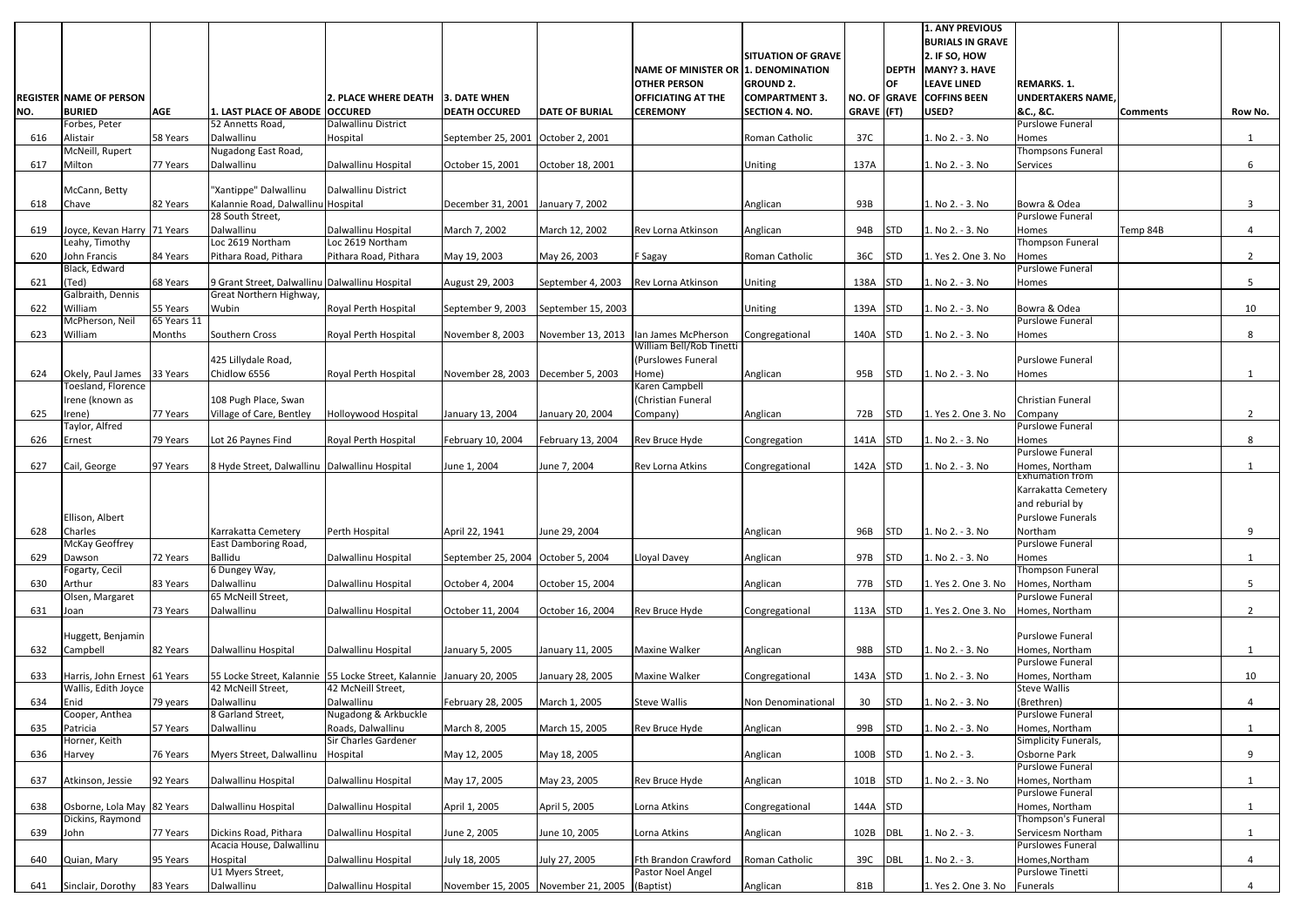| REGISTER NO. | NAME OF PERSON BURIED | AGE | 1. LAST PLACE OF ABODE | 2. PLACE WHERE DEATH OCCURED | 3. DATE WHEN DEATH OCCURED | DATE OF BURIAL | NAME OF MINISTER OR OTHER PERSON OFFICIATING AT THE CEREMONY | SITUATION OF GRAVE 1. DENOMINATION GROUND 2. COMPARTMENT 3. SECTION 4. NO. | NO. OF GRAVE | DEPTH OF GRAVE (FT) | 1. ANY PREVIOUS BURIALS IN GRAVE 2. IF SO, HOW MANY? 3. HAVE LEAVE LINED COFFINS BEEN USED? | REMARKS. 1. UNDERTAKERS NAME, &C., &C. | Comments | Row No. |
|---|---|---|---|---|---|---|---|---|---|---|---|---|---|---|
| 616 | Forbes, Peter Alistair | 58 Years | 52 Annetts Road, Dalwallinu | Dalwallinu District Hospital | September 25, 2001 | October 2, 2001 | | Roman Catholic | 37C | | 1. No 2. - 3. No | Purslowe Funeral Homes | | 1 |
| 617 | McNeill, Rupert Milton | 77 Years | Nugadong East Road, Dalwallinu | Dalwallinu Hospital | October 15, 2001 | October 18, 2001 | | Uniting | 137A | | 1. No 2. - 3. No | Thompsons Funeral Services | | 6 |
| 618 | McCann, Betty Chave | 82 Years | "Xantippe" Dalwallinu Kalannie Road, Dalwallinu | Dalwallinu District Hospital | December 31, 2001 | January 7, 2002 | | Anglican | 93B | | 1. No 2. - 3. No | Bowra & Odea | | 3 |
| 619 | Joyce, Kevan Harry | 71 Years | 28 South Street, Dalwallinu | Dalwallinu Hospital | March 7, 2002 | March 12, 2002 | Rev Lorna Atkinson | Anglican | 94B | STD | 1. No 2. - 3. No | Purslowe Funeral Homes | Temp 84B | 4 |
| 620 | Leahy, Timothy John Francis | 84 Years | Loc 2619 Northam Pithara Road, Pithara | Loc 2619 Northam Pithara Road, Pithara | May 19, 2003 | May 26, 2003 | F Sagay | Roman Catholic | 36C | STD | 1. Yes 2. One 3. No | Thompson Funeral Homes | | 2 |
| 621 | Black, Edward (Ted) | 68 Years | 9 Grant Street, Dalwallinu | Dalwallinu Hospital | August 29, 2003 | September 4, 2003 | Rev Lorna Atkinson | Uniting | 138A | STD | 1. No 2. - 3. No | Purslowe Funeral Homes | | 5 |
| 622 | Galbraith, Dennis William | 55 Years | Great Northern Highway, Wubin | Royal Perth Hospital | September 9, 2003 | September 15, 2003 | | Uniting | 139A | STD | 1. No 2. - 3. No | Bowra & Odea | | 10 |
| 623 | McPherson, Neil William | 65 Years 11 Months | Southern Cross | Royal Perth Hospital | November 8, 2003 | November 13, 2013 | Ian James McPherson | Congregational | 140A | STD | 1. No 2. - 3. No | Purslowe Funeral Homes | | 8 |
| 624 | Okely, Paul James | 33 Years | 425 Lillydale Road, Chidlow 6556 | Royal Perth Hospital | November 28, 2003 | December 5, 2003 | William Bell/Rob Tinetti (Purslowes Funeral Home) | Anglican | 95B | STD | 1. No 2. - 3. No | Purslowe Funeral Homes | | 1 |
| 625 | Toesland, Florence Irene (known as Irene) | 77 Years | 108 Pugh Place, Swan Village of Care, Bentley | Holloywood Hospital | January 13, 2004 | January 20, 2004 | Karen Campbell (Christian Funeral Company) | Anglican | 72B | STD | 1. Yes 2. One 3. No | Christian Funeral Company | | 2 |
| 626 | Taylor, Alfred Ernest | 79 Years | Lot 26 Paynes Find | Royal Perth Hospital | February 10, 2004 | February 13, 2004 | Rev Bruce Hyde | Congregation | 141A | STD | 1. No 2. - 3. No | Purslowe Funeral Homes | | 8 |
| 627 | Cail, George | 97 Years | 8 Hyde Street, Dalwallinu | Dalwallinu Hospital | June 1, 2004 | June 7, 2004 | Rev Lorna Atkins | Congregational | 142A | STD | 1. No 2. - 3. No | Purslowe Funeral Homes, Northam | | 1 |
| 628 | Ellison, Albert Charles | | Karrakatta Cemetery | Perth Hospital | April 22, 1941 | June 29, 2004 | | Anglican | 96B | STD | 1. No 2. - 3. No | Exhumation from Karrakatta Cemetery and reburial by Purslowe Funerals Northam | | 9 |
| 629 | McKay Geoffrey Dawson | 72 Years | East Damboring Road, Ballidu | Dalwallinu Hospital | September 25, 2004 | October 5, 2004 | Lloyal Davey | Anglican | 97B | STD | 1. No 2. - 3. No | Purslowe Funeral Homes | | 1 |
| 630 | Fogarty, Cecil Arthur | 83 Years | 6 Dungey Way, Dalwallinu | Dalwallinu Hospital | October 4, 2004 | October 15, 2004 | | Anglican | 77B | STD | 1. Yes 2. One 3. No | Thompson Funeral Homes, Northam | | 5 |
| 631 | Olsen, Margaret Joan | 73 Years | 65 McNeill Street, Dalwallinu | Dalwallinu Hospital | October 11, 2004 | October 16, 2004 | Rev Bruce Hyde | Congregational | 113A | STD | 1. Yes 2. One 3. No | Purslowe Funeral Homes, Northam | | 2 |
| 632 | Huggett, Benjamin Campbell | 82 Years | Dalwallinu Hospital | Dalwallinu Hospital | January 5, 2005 | January 11, 2005 | Maxine Walker | Anglican | 98B | STD | 1. No 2. - 3. No | Purslowe Funeral Homes, Northam | | 1 |
| 633 | Harris, John Ernest | 61 Years | 55 Locke Street, Kalannie | 55 Locke Street, Kalannie | January 20, 2005 | January 28, 2005 | Maxine Walker | Congregational | 143A | STD | 1. No 2. - 3. No | Purslowe Funeral Homes, Northam | | 10 |
| 634 | Wallis, Edith Joyce Enid | 79 years | 42 McNeill Street, Dalwallinu | 42 McNeill Street, Dalwallinu | February 28, 2005 | March 1, 2005 | Steve Wallis | Non Denominational | 30 | STD | 1. No 2. - 3. No | Steve Wallis (Brethren) | | 4 |
| 635 | Cooper, Anthea Patricia | 57 Years | 8 Garland Street, Dalwallinu | Nugadong & Arkbuckle Roads, Dalwallinu | March 8, 2005 | March 15, 2005 | Rev Bruce Hyde | Anglican | 99B | STD | 1. No 2. - 3. No | Purslowe Funeral Homes, Northam | | 1 |
| 636 | Horner, Keith Harvey | 76 Years | Myers Street, Dalwallinu | Sir Charles Gardener Hospital | May 12, 2005 | May 18, 2005 | | Anglican | 100B | STD | 1. No 2. - 3. | Simplicity Funerals, Osborne Park | | 9 |
| 637 | Atkinson, Jessie | 92 Years | Dalwallinu Hospital | Dalwallinu Hospital | May 17, 2005 | May 23, 2005 | Rev Bruce Hyde | Anglican | 101B | STD | 1. No 2. - 3. No | Purslowe Funeral Homes, Northam | | 1 |
| 638 | Osborne, Lola May | 82 Years | Dalwallinu Hospital | Dalwallinu Hospital | April 1, 2005 | April 5, 2005 | Lorna Atkins | Congregational | 144A | STD | | Purslowe Funeral Homes, Northam | | 1 |
| 639 | Dickins, Raymond John | 77 Years | Dickins Road, Pithara | Dalwallinu Hospital | June 2, 2005 | June 10, 2005 | Lorna Atkins | Anglican | 102B | DBL | 1. No 2. - 3. | Thompson's Funeral Servicesm Northam | | 1 |
| 640 | Quian, Mary | 95 Years | Acacia House, Dalwallinu Hospital | Dalwallinu Hospital | July 18, 2005 | July 27, 2005 | Fth Brandon Crawford | Roman Catholic | 39C | DBL | 1. No 2. - 3. | Purslowes Funeral Homes,Northam | | 4 |
| 641 | Sinclair, Dorothy | 83 Years | U1 Myers Street, Dalwallinu | Dalwallinu Hospital | November 15, 2005 | November 21, 2005 | Pastor Noel Angel (Baptist) | Anglican | 81B | | 1. Yes 2. One 3. No | Purslowe Tinetti Funerals | | 4 |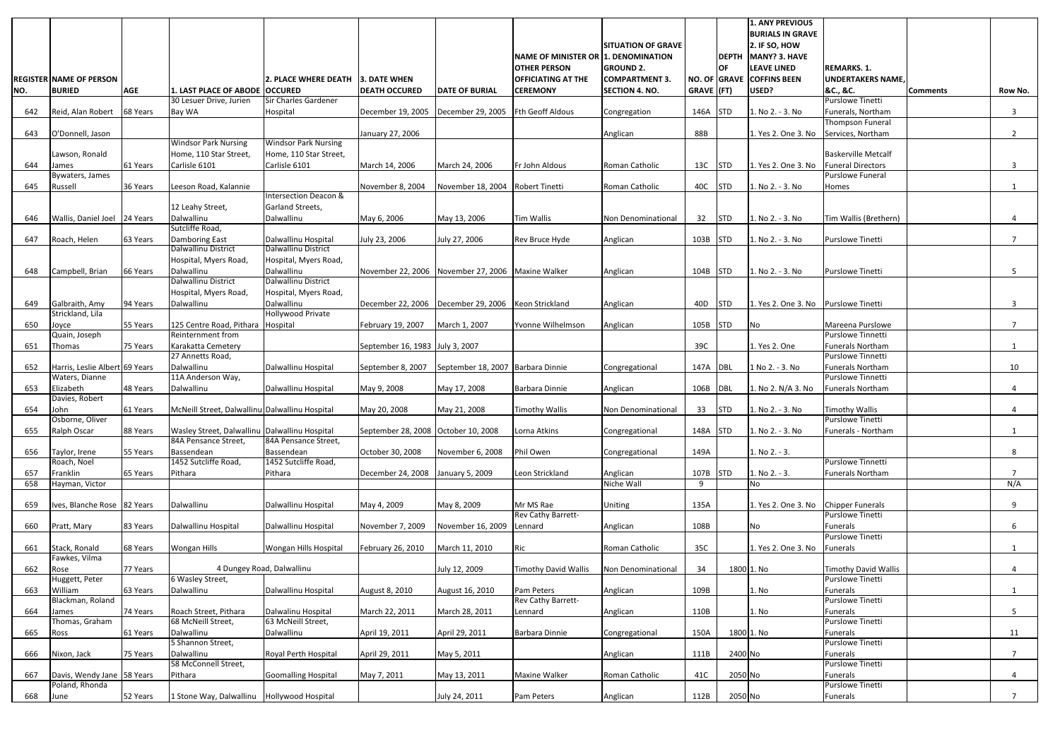| REGISTER NO. | NAME OF PERSON BURIED | AGE | 1. LAST PLACE OF ABODE | 2. PLACE WHERE DEATH OCCURED | 3. DATE WHEN DEATH OCCURED | DATE OF BURIAL | NAME OF MINISTER OR OTHER PERSON OFFICIATING AT THE CEREMONY | SITUATION OF GRAVE 1. DENOMINATION GROUND 2. COMPARTMENT 3. SECTION 4. NO. | NO. OF GRAVE | DEPTH OF GRAVE (FT) | 1. ANY PREVIOUS BURIALS IN GRAVE 2. IF SO, HOW MANY? 3. HAVE LEAVE LINED COFFINS BEEN USED? | REMARKS. 1. UNDERTAKERS NAME, &C., &C. | Comments | Row No. |
|---|---|---|---|---|---|---|---|---|---|---|---|---|---|---|
| 642 | Reid, Alan Robert | 68 Years | 30 Lesuer Drive, Jurien Bay WA | Sir Charles Gardener Hospital | December 19, 2005 | December 29, 2005 | Fth Geoff Aldous | Congregation | 146A | STD | 1. No 2. - 3. No | Purslowe Tinetti Funerals, Northam | | 3 |
| 643 | O'Donnell, Jason | | | | January 27, 2006 | | | Anglican | 88B | | 1. Yes 2. One 3. No | Thompson Funeral Services, Northam | | 2 |
| 644 | Lawson, Ronald James | 61 Years | Windsor Park Nursing Home, 110 Star Street, Carlisle 6101 | Windsor Park Nursing Home, 110 Star Street, Carlisle 6101 | March 14, 2006 | March 24, 2006 | Fr John Aldous | Roman Catholic | 13C | STD | 1. Yes 2. One 3. No | Baskerville Metcalf Funeral Directors | | 3 |
| 645 | Bywaters, James Russell | 36 Years | Leeson Road, Kalannie | | November 8, 2004 | November 18, 2004 | Robert Tinetti | Roman Catholic | 40C | STD | 1. No 2. - 3. No | Purslowe Funeral Homes | | 1 |
| 646 | Wallis, Daniel Joel | 24 Years | 12 Leahy Street, Dalwallinu | Intersection Deacon & Garland Streets, Dalwallinu | May 6, 2006 | May 13, 2006 | Tim Wallis | Non Denominational | 32 | STD | 1. No 2. - 3. No | Tim Wallis (Brethern) | | 4 |
| 647 | Roach, Helen | 63 Years | Sutcliffe Road, Damboring East | Dalwallinu Hospital | July 23, 2006 | July 27, 2006 | Rev Bruce Hyde | Anglican | 103B | STD | 1. No 2. - 3. No | Purslowe Tinetti | | 7 |
| 648 | Campbell, Brian | 66 Years | Dalwallinu District Hospital, Myers Road, Dalwallinu | Dalwallinu District Hospital, Myers Road, Dalwallinu | November 22, 2006 | November 27, 2006 | Maxine Walker | Anglican | 104B | STD | 1. No 2. - 3. No | Purslowe Tinetti | | 5 |
| 649 | Galbraith, Amy | 94 Years | Dalwallinu District Hospital, Myers Road, Dalwallinu | Dalwallinu District Hospital, Myers Road, Dalwallinu | December 22, 2006 | December 29, 2006 | Keon Strickland | Anglican | 40D | STD | 1. Yes 2. One 3. No | Purslowe Tinetti | | 3 |
| 650 | Strickland, Lila Joyce | 55 Years | 125 Centre Road, Pithara | Hollywood Private Hospital | February 19, 2007 | March 1, 2007 | Yvonne Wilhelmson | Anglican | 105B | STD | No | Mareena Purslowe | | 7 |
| 651 | Quain, Joseph Thomas | 75 Years | Reinternment from Karakatta Cemetery | | September 16, 1983 | July 3, 2007 | | | 39C | | 1. Yes 2. One | Purslowe Tinnetti Funerals Northam | | 1 |
| 652 | Harris, Leslie Albert | 69 Years | 27 Annetts Road, Dalwallinu | Dalwallinu Hospital | September 8, 2007 | September 18, 2007 | Barbara Dinnie | Congregational | 147A | DBL | 1 No 2. - 3. No | Purslowe Tinnetti Funerals Northam | | 10 |
| 653 | Waters, Dianne Elizabeth | 48 Years | 11A Anderson Way, Dalwallinu | Dalwallinu Hospital | May 9, 2008 | May 17, 2008 | Barbara Dinnie | Anglican | 106B | DBL | 1. No 2. N/A 3. No | Purslowe Tinnetti Funerals Northam | | 4 |
| 654 | Davies, Robert John | 61 Years | McNeill Street, Dalwallinu | Dalwallinu Hospital | May 20, 2008 | May 21, 2008 | Timothy Wallis | Non Denominational | 33 | STD | 1. No 2. - 3. No | Timothy Wallis | | 4 |
| 655 | Osborne, Oliver Ralph Oscar | 88 Years | Wasley Street, Dalwallinu | Dalwallinu Hospital | September 28, 2008 | October 10, 2008 | Lorna Atkins | Congregational | 148A | STD | 1. No 2. - 3. No | Purslowe Tinetti Funerals - Northam | | 1 |
| 656 | Taylor, Irene | 55 Years | 84A Pensance Street, Bassendean | 84A Pensance Street, Bassendean | October 30, 2008 | November 6, 2008 | Phil Owen | Congregational | 149A | | 1. No 2. - 3. | | | 8 |
| 657 | Roach, Noel Franklin | 65 Years | 1452 Sutcliffe Road, Pithara | 1452 Sutcliffe Road, Pithara | December 24, 2008 | January 5, 2009 | Leon Strickland | Anglican | 107B | STD | 1. No 2. - 3. | Purslowe Tinnetti Funerals Northam | | 7 |
| 658 | Hayman, Victor | | | | | | | Niche Wall | 9 | | No | | | N/A |
| 659 | Ives, Blanche Rose | 82 Years | Dalwallinu | Dalwallinu Hospital | May 4, 2009 | May 8, 2009 | Mr MS Rae | Uniting | 135A | | 1. Yes 2. One 3. No | Chipper Funerals | | 9 |
| 660 | Pratt, Mary | 83 Years | Dalwallinu Hospital | Dalwallinu Hospital | November 7, 2009 | November 16, 2009 | Rev Cathy Barrett-Lennard | Anglican | 108B | | No | Purslowe Tinetti Funerals | | 6 |
| 661 | Stack, Ronald | 68 Years | Wongan Hills | Wongan Hills Hospital | February 26, 2010 | March 11, 2010 | Ric | Roman Catholic | 35C | | 1. Yes 2. One 3. No | Purslowe Tinetti Funerals | | 1 |
| 662 | Fawkes, Vilma Rose | 77 Years | 4 Dungey Road, Dalwallinu | | | July 12, 2009 | Timothy David Wallis | Non Denominational | 34 | 1800 | 1. No | Timothy David Wallis | | 4 |
| 663 | Huggett, Peter William | 63 Years | 6 Wasley Street, Dalwallinu | Dalwallinu Hospital | August 8, 2010 | August 16, 2010 | Pam Peters | Anglican | 109B | | 1. No | Purslowe Tinetti Funerals | | 1 |
| 664 | Blackman, Roland James | 74 Years | Roach Street, Pithara | Dalwalinu Hospital | March 22, 2011 | March 28, 2011 | Rev Cathy Barrett-Lennard | Anglican | 110B | | 1. No | Purslowe Tinetti Funerals | | 5 |
| 665 | Thomas, Graham Ross | 61 Years | 68 McNeill Street, Dalwallinu | 63 McNeill Street, Dalwallinu | April 19, 2011 | April 29, 2011 | Barbara Dinnie | Congregational | 150A | 1800 | 1. No | Purslowe Tinetti Funerals | | 11 |
| 666 | Nixon, Jack | 75 Years | 5 Shannon Street, Dalwallinu | Royal Perth Hospital | April 29, 2011 | May 5, 2011 | | Anglican | 111B | 2400 | No | Purslowe Tinetti Funerals | | 7 |
| 667 | Davis, Wendy Jane | 58 Years | 58 McConnell Street, Pithara | Goomalling Hospital | May 7, 2011 | May 13, 2011 | Maxine Walker | Roman Catholic | 41C | 2050 | No | Purslowe Tinetti Funerals | | 4 |
| 668 | Poland, Rhonda June | 52 Years | 1 Stone Way, Dalwallinu | Hollywood Hospital | | July 24, 2011 | Pam Peters | Anglican | 112B | 2050 | No | Purslowe Tinetti Funerals | | 7 |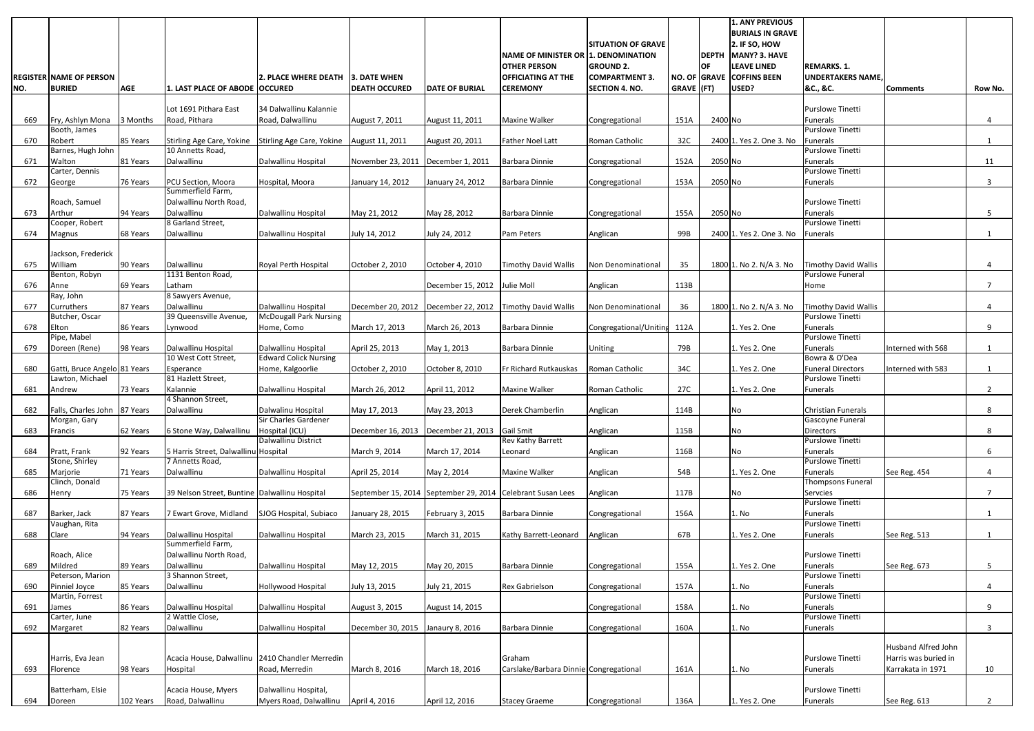| REGISTER NO. | NAME OF PERSON BURIED | AGE | 1. LAST PLACE OF ABODE | 2. PLACE WHERE DEATH OCCURED | 3. DATE WHEN DEATH OCCURED | DATE OF BURIAL | NAME OF MINISTER OR OTHER PERSON OFFICIATING AT THE CEREMONY | 1. DENOMINATION SITUATION OF GRAVE GROUND 2. COMPARTMENT 3. SECTION 4. NO. | NO. OF GRAVE | DEPTH OF GRAVE (FT) | 1. ANY PREVIOUS BURIALS IN GRAVE 2. IF SO, HOW MANY? 3. HAVE LEAVE LINED COFFINS BEEN USED? | REMARKS. 1. UNDERTAKERS NAME, &C., &C. | Comments | Row No. |
|---|---|---|---|---|---|---|---|---|---|---|---|---|---|---|
| 669 | Fry, Ashlyn Mona | 3 Months | Lot 1691 Pithara East Road, Pithara | 34 Dalwallinu Kalannie Road, Dalwallinu | August 7, 2011 | August 11, 2011 | Maxine Walker | Congregational | 151A | 2400 | No | Purslowe Tinetti Funerals | | 4 |
| 670 | Booth, James Robert | 85 Years | Stirling Age Care, Yokine | Stirling Age Care, Yokine | August 11, 2011 | August 20, 2011 | Father Noel Latt | Roman Catholic | 32C | 2400 | 1. Yes 2. One 3. No | Purslowe Tinetti Funerals | | 1 |
| 671 | Barnes, Hugh John Walton | 81 Years | 10 Annetts Road, Dalwallinu | Dalwallinu Hospital | November 23, 2011 | December 1, 2011 | Barbara Dinnie | Congregational | 152A | 2050 | No | Purslowe Tinetti Funerals | | 11 |
| 672 | Carter, Dennis George | 76 Years | PCU Section, Moora | Hospital, Moora | January 14, 2012 | January 24, 2012 | Barbara Dinnie | Congregational | 153A | 2050 | No | Purslowe Tinetti Funerals | | 3 |
| 673 | Roach, Samuel Arthur | 94 Years | Summerfield Farm, Dalwallinu North Road, Dalwallinu | Dalwallinu Hospital | May 21, 2012 | May 28, 2012 | Barbara Dinnie | Congregational | 155A | 2050 | No | Purslowe Tinetti Funerals | | 5 |
| 674 | Cooper, Robert Magnus | 68 Years | 8 Garland Street, Dalwallinu | Dalwallinu Hospital | July 14, 2012 | July 24, 2012 | Pam Peters | Anglican | 99B | 2400 | 1. Yes 2. One 3. No | Purslowe Tinetti Funerals | | 1 |
| 675 | Jackson, Frederick William | 90 Years | Dalwallinu | Royal Perth Hospital | October 2, 2010 | October 4, 2010 | Timothy David Wallis | Non Denominational | 35 | 1800 | 1. No 2. N/A 3. No | Timothy David Wallis | | 4 |
| 676 | Benton, Robyn Anne | 69 Years | 1131 Benton Road, Latham | | | December 15, 2012 | Julie Moll | Anglican | 113B | | | Purslowe Funeral Home | | 7 |
| 677 | Ray, John Curruthers | 87 Years | 8 Sawyers Avenue, Dalwallinu | Dalwallinu Hospital | December 20, 2012 | December 22, 2012 | Timothy David Wallis | Non Denominational | 36 | 1800 | 1. No 2. N/A 3. No | Timothy David Wallis | | 4 |
| 678 | Butcher, Oscar Elton | 86 Years | 39 Queensville Avenue, Lynwood | McDougall Park Nursing Home, Como | March 17, 2013 | March 26, 2013 | Barbara Dinnie | Congregational/Uniting | 112A | | 1. Yes 2. One | Purslowe Tinetti Funerals | | 9 |
| 679 | Pipe, Mabel Doreen (Rene) | 98 Years | Dalwallinu Hospital | Dalwallinu Hospital | April 25, 2013 | May 1, 2013 | Barbara Dinnie | Uniting | 79B | | 1. Yes 2. One | Purslowe Tinetti Funerals | Interned with 568 | 1 |
| 680 | Gatti, Bruce Angelo | 81 Years | 10 West Cott Street, Esperance | Edward Colick Nursing Home, Kalgoorlie | October 2, 2010 | October 8, 2010 | Fr Richard Rutkauskas | Roman Catholic | 34C | | 1. Yes 2. One | Bowra & O'Dea Funeral Directors | Interned with 583 | 1 |
| 681 | Lawton, Michael Andrew | 73 Years | 81 Hazlett Street, Kalannie | Dalwallinu Hospital | March 26, 2012 | April 11, 2012 | Maxine Walker | Roman Catholic | 27C | | 1. Yes 2. One | Purslowe Tinetti Funerals | | 2 |
| 682 | Falls, Charles John | 87 Years | 4 Shannon Street, Dalwallinu | Dalwalinu Hospital | May 17, 2013 | May 23, 2013 | Derek Chamberlin | Anglican | 114B | | No | Christian Funerals | | 8 |
| 683 | Morgan, Gary Francis | 62 Years | 6 Stone Way, Dalwallinu | Sir Charles Gardener Hospital (ICU) | December 16, 2013 | December 21, 2013 | Gail Smit | Anglican | 115B | | No | Gascoyne Funeral Directors | | 8 |
| 684 | Pratt, Frank | 92 Years | 5 Harris Street, Dalwallinu | Dalwallinu District Hospital | March 9, 2014 | March 17, 2014 | Rev Kathy Barrett Leonard | Anglican | 116B | | No | Purslowe Tinetti Funerals | | 6 |
| 685 | Stone, Shirley Marjorie | 71 Years | 7 Annetts Road, Dalwallinu | Dalwallinu Hospital | April 25, 2014 | May 2, 2014 | Maxine Walker | Anglican | 54B | | 1. Yes 2. One | Purslowe Tinetti Funerals | See Reg. 454 | 4 |
| 686 | Clinch, Donald Henry | 75 Years | 39 Nelson Street, Buntine | Dalwallinu Hospital | September 15, 2014 | September 29, 2014 | Celebrant Susan Lees | Anglican | 117B | | No | Thompsons Funeral Servcies | | 7 |
| 687 | Barker, Jack | 87 Years | 7 Ewart Grove, Midland | SJOG Hospital, Subiaco | January 28, 2015 | February 3, 2015 | Barbara Dinnie | Congregational | 156A | | 1. No | Purslowe Tinetti Funerals | | 1 |
| 688 | Vaughan, Rita Clare | 94 Years | Dalwallinu Hospital | Dalwallinu Hospital | March 23, 2015 | March 31, 2015 | Kathy Barrett-Leonard | Anglican | 67B | | 1. Yes 2. One | Purslowe Tinetti Funerals | See Reg. 513 | 1 |
| 689 | Roach, Alice Mildred | 89 Years | Summerfield Farm, Dalwallinu North Road, Dalwallinu | Dalwallinu Hospital | May 12, 2015 | May 20, 2015 | Barbara Dinnie | Congregational | 155A | | 1. Yes 2. One | Purslowe Tinetti Funerals | See Reg. 673 | 5 |
| 690 | Peterson, Marion Pinniel Joyce | 85 Years | 3 Shannon Street, Dalwallinu | Hollywood Hospital | July 13, 2015 | July 21, 2015 | Rex Gabrielson | Congregational | 157A | | 1. No | Purslowe Tinetti Funerals | | 4 |
| 691 | Martin, Forrest James | 86 Years | Dalwallinu Hospital | Dalwallinu Hospital | August 3, 2015 | August 14, 2015 | | Congregational | 158A | | 1. No | Purslowe Tinetti Funerals | | 9 |
| 692 | Carter, June Margaret | 82 Years | 2 Wattle Close, Dalwallinu | Dalwallinu Hospital | December 30, 2015 | Janaury 8, 2016 | Barbara Dinnie | Congregational | 160A | | 1. No | Purslowe Tinetti Funerals | | 3 |
| 693 | Harris, Eva Jean Florence | 98 Years | Acacia House, Dalwallinu Hospital | 2410 Chandler Merredin Road, Merredin | March 8, 2016 | March 18, 2016 | Graham Carslake/Barbara Dinnie | Congregational | 161A | | 1. No | Purslowe Tinetti Funerals | Husband Alfred John Harris was buried in Karrakata in 1971 | 10 |
| 694 | Batterham, Elsie Doreen | 102 Years | Acacia House, Myers Road, Dalwallinu | Dalwallinu Hospital, Myers Road, Dalwallinu | April 4, 2016 | April 12, 2016 | Stacey Graeme | Congregational | 136A | | 1. Yes 2. One | Purslowe Tinetti Funerals | See Reg. 613 | 2 |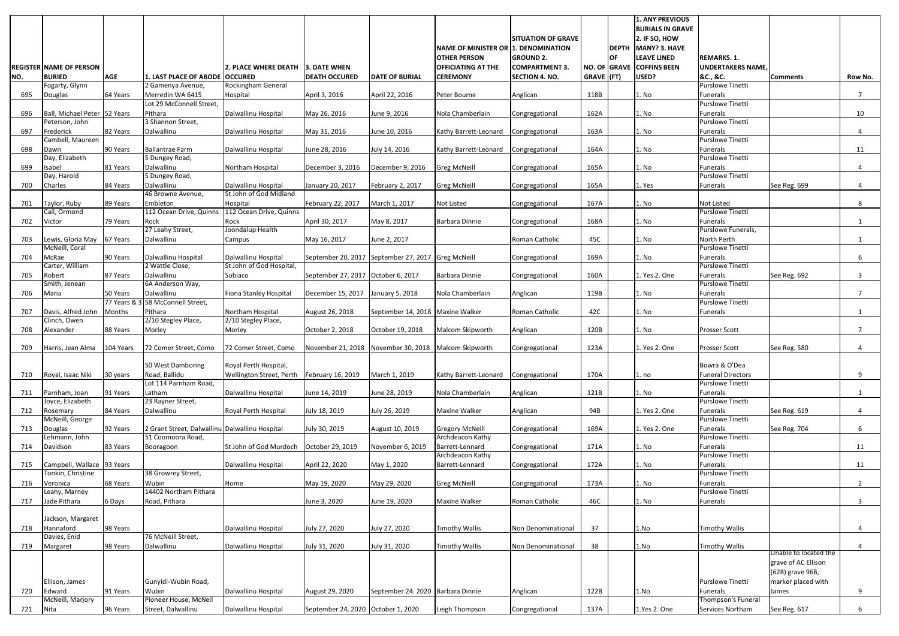| REGISTER NO. | NAME OF PERSON BURIED | AGE | 1. LAST PLACE OF ABODE | 2. PLACE WHERE DEATH OCCURED | 3. DATE WHEN DEATH OCCURED | DATE OF BURIAL | NAME OF MINISTER OR OTHER PERSON OFFICIATING AT THE CEREMONY | SITUATION OF GRAVE 1. DENOMINATION GROUND 2. COMPARTMENT 3. SECTION 4. NO. | NO. OF GRAVE | DEPTH OF GRAVE (FT) | 1. ANY PREVIOUS BURIALS IN GRAVE 2. IF SO, HOW MANY? 3. HAVE LEAVE LINED COFFINS BEEN USED? | REMARKS. 1. UNDERTAKERS NAME, &C., &C. | Comments | Row No. |
|---|---|---|---|---|---|---|---|---|---|---|---|---|---|---|
| 695 | Fogarty, Glynn Douglas | 64 Years | 2 Gamenya Avenue, Merredin WA 6415 | Rockingham General Hospital | April 3, 2016 | April 22, 2016 | Peter Bourne | Anglican | 118B | | 1. No | Purslowe Tinetti Funerals | | 7 |
| 696 | Ball, Michael Peter | 52 Years | Lot 29 McConnell Street, Pithara | Dalwallinu Hospital | May 26, 2016 | June 9, 2016 | Nola Chamberlain | Congregational | 162A | | 1. No | Purslowe Tinetti Funerals | | 10 |
| 697 | Peterson, John Frederick | 82 Years | 3 Shannon Street, Dalwallinu | Dalwallinu Hospital | May 31, 2016 | June 10, 2016 | Kathy Barrett-Leonard | Congregational | 163A | | 1. No | Purslowe Tinetti Funerals | | 4 |
| 698 | Cambell, Maureen Dawn | 90 Years | Ballantrae Farm | Dalwallinu Hospital | June 28, 2016 | July 14, 2016 | Kathy Barrett-Leonard | Congregational | 164A | | 1. No | Purslowe Tinetti Funerals | | 11 |
| 699 | Day, Elizabeth Isabel | 81 Years | 5 Dungey Road, Dalwallinu | Northam Hospital | December 3, 2016 | December 9, 2016 | Greg McNeill | Congregational | 165A | | 1. No | Purslowe Tinetti Funerals | | 4 |
| 700 | Day, Harold Charles | 84 Years | 5 Dungey Road, Dalwallinu | Dalwallinu Hospital | January 20, 2017 | February 2, 2017 | Greg McNeill | Congregational | 165A | | 1. Yes | Purslowe Tinetti Funerals | See Reg. 699 | 4 |
| 701 | Taylor, Ruby | 89 Years | 46 Browne Avenue, Embleton | St John of God Midland Hospital | February 22, 2017 | March 1, 2017 | Not Listed | Congregational | 167A | | 1. No | Not Listed | | 8 |
| 702 | Cail, Ormond Victor | 79 Years | 112 Ocean Drive, Quinns Rock | 112 Ocean Drive, Quinns Rock | April 30, 2017 | May 8, 2017 | Barbara Dinnie | Congregational | 168A | | 1. No | Purslowe Tinetti Funerals | | 1 |
| 703 | Lewis, Gloria May | 67 Years | 27 Leahy Street, Dalwallinu | Joondalup Health Campus | May 16, 2017 | June 2, 2017 | | Roman Catholic | 45C | | 1. No | Purslowe Funerals, North Perth | | 1 |
| 704 | McNeill, Coral McRae | 90 Years | Dalwallinu Hospital | Dalwallinu Hospital | September 20, 2017 | September 27, 2017 | Greg McNeill | Congregational | 169A | | 1. No | Purslowe Tinetti Funerals | | 6 |
| 705 | Carter, William Robert | 87 Years | 2 Wattle Close, Dalwallinu | St John of God Hospital, Subiaco | September 27, 2017 | October 6, 2017 | Barbara Dinnie | Congregational | 160A | | 1. Yes 2. One | Purslowe Tinetti Funerals | See Reg. 692 | 3 |
| 706 | Smith, Jenean Maria | 50 Years | 6A Anderson Way, Dalwallinu | Fiona Stanley Hospital | December 15, 2017 | January 5, 2018 | Nola Chamberlain | Anglican | 119B | | 1. No | Purslowe Tinetti Funerals | | 7 |
| 707 | Davis, Alfred John | 77 Years & 3 Months | 58 McConnell Street, Pithara | Northam Hospital | August 26, 2018 | September 14, 2018 | Maxine Walker | Roman Catholic | 42C | | 1. No | Purslowe Tinetti Funerals | | 1 |
| 708 | Clinch, Owen Alexander | 88 Years | 2/10 Stegley Place, Morley | 2/10 Stegley Place, Morley | October 2, 2018 | October 19, 2018 | Malcom Skipworth | Anglican | 120B | | 1. No | Prosser Scott | | 7 |
| 709 | Harris, Jean Alma | 104 Years | 72 Comer Street, Como | 72 Comer Street, Como | November 21, 2018 | November 30, 2018 | Malcom Skipworth | Congregational | 123A | | 1. Yes 2. One | Prosser Scott | See Reg. 580 | 4 |
| 710 | Royal, Isaac Niki | 30 years | 50 West Damboring Road, Ballidu | Royal Perth Hospital, Wellington Street, Perth | February 16, 2019 | March 1, 2019 | Kathy Barrett-Leonard | Congregational | 170A | | 1. no | Bowra & O'Dea Funeral Directors | | 9 |
| 711 | Parnham, Joan | 91 Years | Lot 114 Parnham Road, Latham | Dalwallinu Hospital | June 14, 2019 | June 28, 2019 | Nola Chamberlain | Anglican | 121B | | 1. No | Purslowe Tinetti Funerals | | 1 |
| 712 | Joyce, Elizabeth Rosemary | 84 Years | 23 Rayner Street, Dalwallinu | Royal Perth Hospital | July 18, 2019 | July 26, 2019 | Maxine Walker | Anglican | 94B | | 1. Yes 2. One | Purslowe Tinetti Funerals | See Reg. 619 | 4 |
| 713 | McNeill, George Douglas | 92 Years | 2 Grant Street, Dalwallinu | Dalwallinu Hospital | July 30, 2019 | August 10, 2019 | Gregory McNeill | Congregational | 169A | | 1. Yes 2. One | Purslowe Tinetti Funerals | See Reg. 704 | 6 |
| 714 | Lehmann, John Davidson | 83 Years | 51 Coomoora Road, Booragoon | St John of God Murdoch | October 29, 2019 | November 6, 2019 | Archdeacon Kathy Barrett-Lennard | Congregational | 171A | | 1. No | Purslowe Tinetti Funerals | | 11 |
| 715 | Campbell, Wallace | 93 Years | | Dalwallinu Hospital | April 22, 2020 | May 1, 2020 | Archdeacon Kathy Barrett-Lennard | Congregational | 172A | | 1. No | Purslowe Tinetti Funerals | | 11 |
| 716 | Tonkin, Christine Veronica | 68 Years | 38 Growrey Street, Wubin | Home | May 19, 2020 | May 29, 2020 | Greg McNeill | Congregational | 173A | | 1. No | Purslowe Tinetti Funerals | | 2 |
| 717 | Leahy, Marney Jade Pithara | 6 Days | 14402 Northam Pithara Road, Pithara | | June 3, 2020 | June 19, 2020 | Maxine Walker | Roman Catholic | 46C | | 1. No | Purslowe Tinetti Funerals | | 3 |
| 718 | Jackson, Margaret Hannaford | 98 Years | | Dalwallinu Hospital | July 27, 2020 | July 27, 2020 | Timothy Wallis | Non Denominational | 37 | | 1.No | Timothy Wallis | | 4 |
| 719 | Davies, Enid Margaret | 98 Years | 76 McNeill Street, Dalwallinu | Dalwallinu Hospital | July 31, 2020 | July 31, 2020 | Timothy Wallis | Non Denominational | 38 | | 1.No | Timothy Wallis | | 4 |
| 720 | Ellison, James Edward | 91 Years | Gunyidi-Wubin Road, Wubin | Dalwallinu Hospital | August 29, 2020 | September 24. 2020 | Barbara Dinnie | Anglican | 122B | | 1.No | Purslowe Tinetti Funerals | Unable to located the grave of AC Ellison (628) grave 96B, marker placed with James | 9 |
| 721 | McNeill, Marjory Nita | 96 Years | Pioneer House, McNeil Street, Dalwallinu | Dalwallinu Hospital | September 24, 2020 | October 1, 2020 | Leigh Thompson | Congregational | 137A | | 1.Yes 2. One | Thompson's Funeral Services Northam | See Reg. 617 | 6 |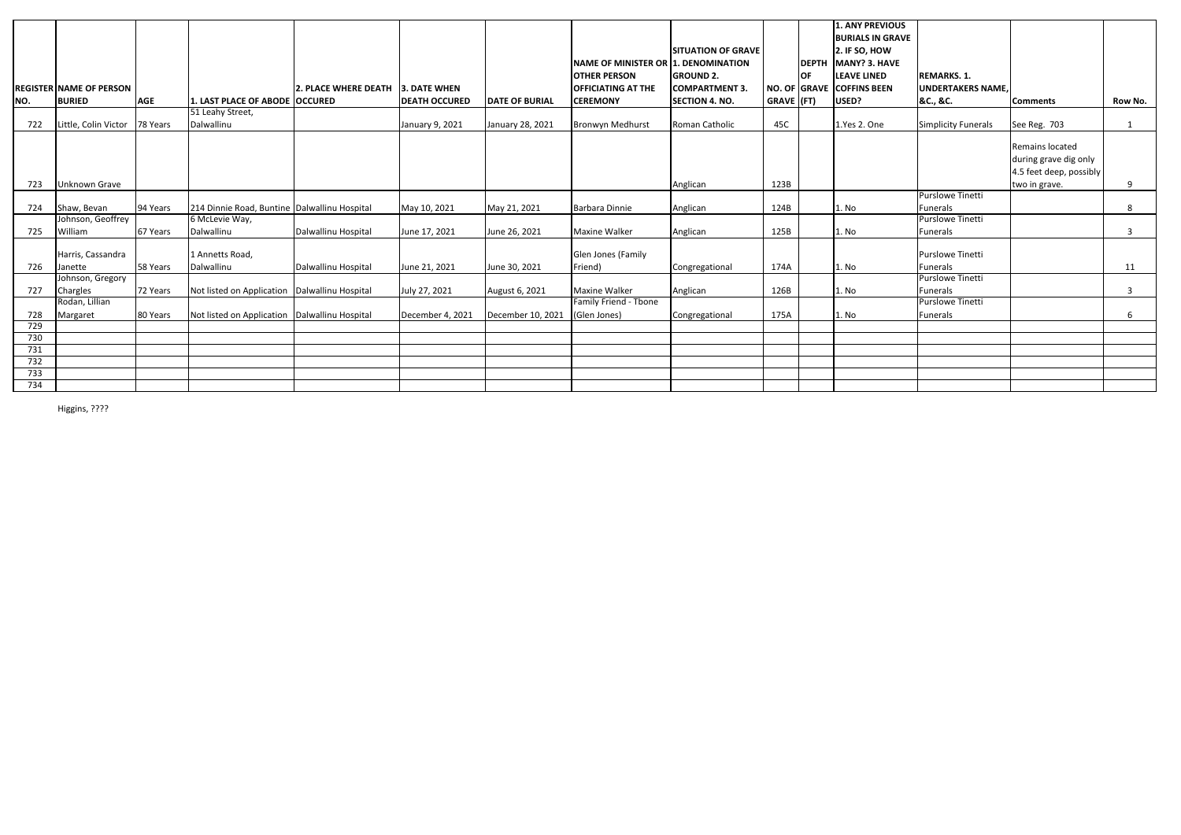| REGISTER NO. | NAME OF PERSON BURIED | AGE | 1. LAST PLACE OF ABODE | 2. PLACE WHERE DEATH OCCURED | 3. DATE WHEN DEATH OCCURED | DATE OF BURIAL | NAME OF MINISTER OR OTHER PERSON OFFICIATING AT THE CEREMONY | SITUATION OF GRAVE 1. DENOMINATION GROUND 2. COMPARTMENT 3. SECTION 4. NO. | NO. OF GRAVE | DEPTH OF GRAVE (FT) | 1. ANY PREVIOUS BURIALS IN GRAVE 2. IF SO, HOW MANY? 3. HAVE LEAVE LINED COFFINS BEEN USED? | REMARKS. 1. UNDERTAKERS NAME, &C., &C. | Comments | Row No. |
|---|---|---|---|---|---|---|---|---|---|---|---|---|---|---|
| 722 | Little, Colin Victor | 78 Years | 51 Leahy Street, Dalwallinu | | January 9, 2021 | January 28, 2021 | Bronwyn Medhurst | Roman Catholic | 45C | | 1.Yes 2. One | Simplicity Funerals | See Reg. 703 | 1 |
| 723 | Unknown Grave | | | | | | | Anglican | 123B | | | | Remains located during grave dig only 4.5 feet deep, possibly two in grave. | 9 |
| 724 | Shaw, Bevan | 94 Years | 214 Dinnie Road, Buntine | Dalwallinu Hospital | May 10, 2021 | May 21, 2021 | Barbara Dinnie | Anglican | 124B | | 1. No | Purslowe Tinetti Funerals | | 8 |
| 725 | Johnson, Geoffrey William | 67 Years | 6 McLevie Way, Dalwallinu | Dalwallinu Hospital | June 17, 2021 | June 26, 2021 | Maxine Walker | Anglican | 125B | | 1. No | Purslowe Tinetti Funerals | | 3 |
| 726 | Harris, Cassandra Janette | 58 Years | 1 Annetts Road, Dalwallinu | Dalwallinu Hospital | June 21, 2021 | June 30, 2021 | Glen Jones (Family Friend) | Congregational | 174A | | 1. No | Purslowe Tinetti Funerals | | 11 |
| 727 | Johnson, Gregory Chargles | 72 Years | Not listed on Application | Dalwallinu Hospital | July 27, 2021 | August 6, 2021 | Maxine Walker | Anglican | 126B | | 1. No | Purslowe Tinetti Funerals | | 3 |
| 728 | Rodan, Lillian Margaret | 80 Years | Not listed on Application | Dalwallinu Hospital | December 4, 2021 | December 10, 2021 | Family Friend - Tbone (Glen Jones) | Congregational | 175A | | 1. No | Purslowe Tinetti Funerals | | 6 |
| 729 | | | | | | | | | | | | | | |
| 730 | | | | | | | | | | | | | | |
| 731 | | | | | | | | | | | | | | |
| 732 | | | | | | | | | | | | | | |
| 733 | | | | | | | | | | | | | | |
| 734 | | | | | | | | | | | | | | |

Higgins, ????